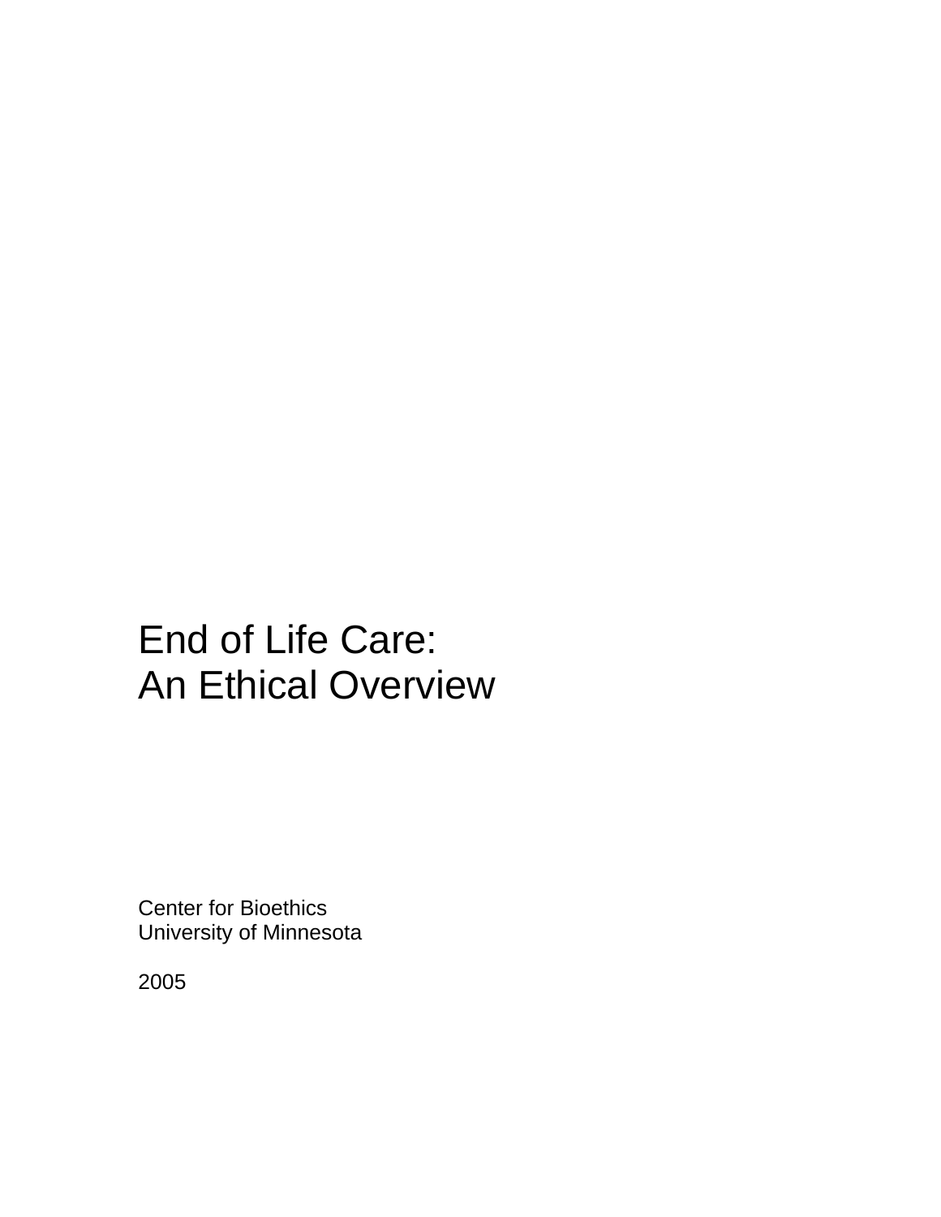# End of Life Care:
# An Ethical Overview

Center for Bioethics
University of Minnesota

2005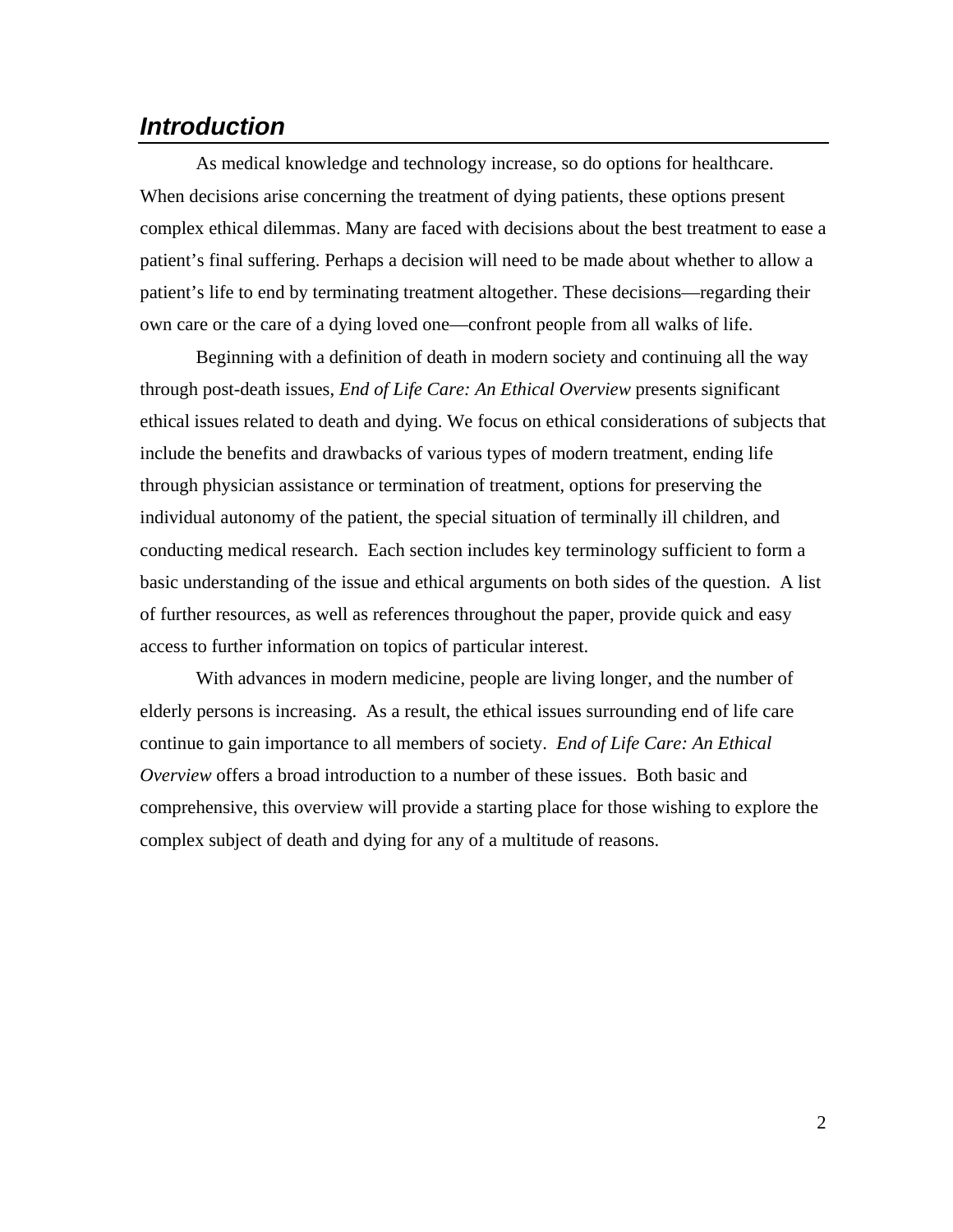## *Introduction*

As medical knowledge and technology increase, so do options for healthcare. When decisions arise concerning the treatment of dying patients, these options present complex ethical dilemmas. Many are faced with decisions about the best treatment to ease a patient's final suffering. Perhaps a decision will need to be made about whether to allow a patient's life to end by terminating treatment altogether. These decisions—regarding their own care or the care of a dying loved one—confront people from all walks of life.

Beginning with a definition of death in modern society and continuing all the way through post-death issues, *End of Life Care: An Ethical Overview* presents significant ethical issues related to death and dying. We focus on ethical considerations of subjects that include the benefits and drawbacks of various types of modern treatment, ending life through physician assistance or termination of treatment, options for preserving the individual autonomy of the patient, the special situation of terminally ill children, and conducting medical research. Each section includes key terminology sufficient to form a basic understanding of the issue and ethical arguments on both sides of the question. A list of further resources, as well as references throughout the paper, provide quick and easy access to further information on topics of particular interest.

With advances in modern medicine, people are living longer, and the number of elderly persons is increasing. As a result, the ethical issues surrounding end of life care continue to gain importance to all members of society. *End of Life Care: An Ethical Overview* offers a broad introduction to a number of these issues. Both basic and comprehensive, this overview will provide a starting place for those wishing to explore the complex subject of death and dying for any of a multitude of reasons.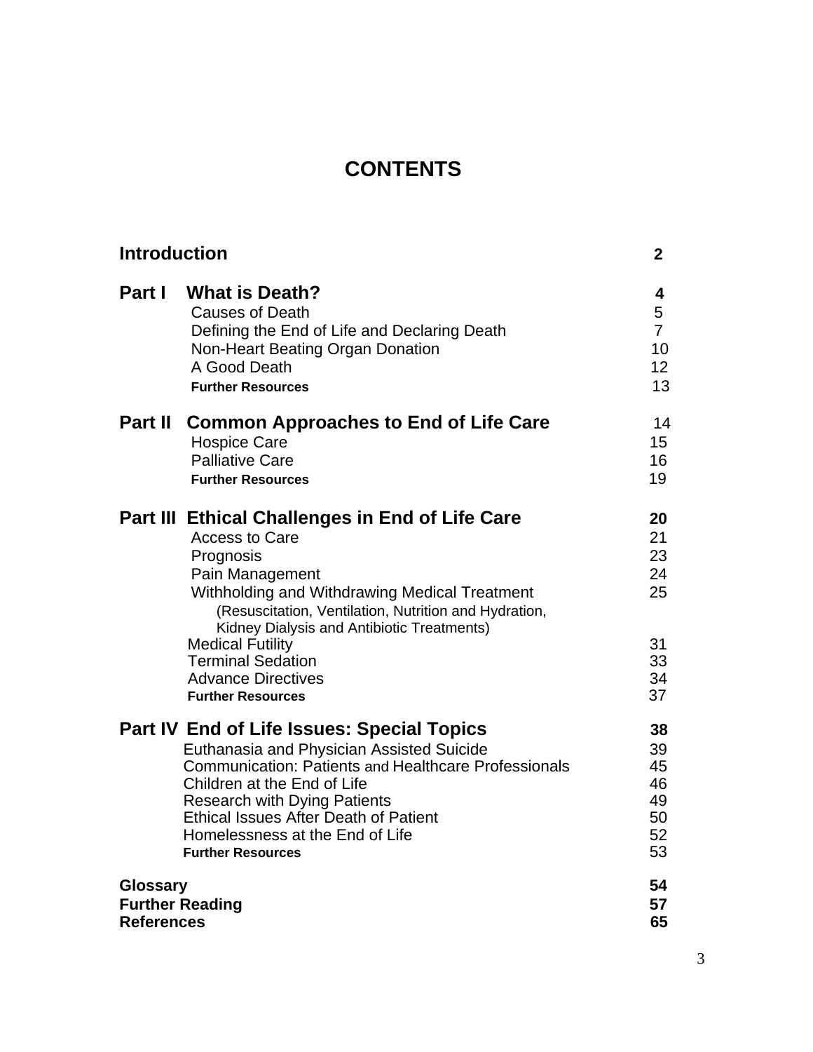# CONTENTS

| | | |
|---|---|---|
| **Introduction** | | **2** |
| **Part I** | **What is Death?** | **4** |
| | Causes of Death | 5 |
| | Defining the End of Life and Declaring Death | 7 |
| | Non-Heart Beating Organ Donation | 10 |
| | A Good Death | 12 |
| | **Further Resources** | 13 |
| **Part II** | **Common Approaches to End of Life Care** | 14 |
| | Hospice Care | 15 |
| | Palliative Care | 16 |
| | **Further Resources** | 19 |
| **Part III** | **Ethical Challenges in End of Life Care** | **20** |
| | Access to Care | 21 |
| | Prognosis | 23 |
| | Pain Management | 24 |
| | Withholding and Withdrawing Medical Treatment (Resuscitation, Ventilation, Nutrition and Hydration, Kidney Dialysis and Antibiotic Treatments) | 25 |
| | Medical Futility | 31 |
| | Terminal Sedation | 33 |
| | Advance Directives | 34 |
| | **Further Resources** | 37 |
| **Part IV** | **End of Life Issues: Special Topics** | **38** |
| | Euthanasia and Physician Assisted Suicide | 39 |
| | Communication: Patients and Healthcare Professionals | 45 |
| | Children at the End of Life | 46 |
| | Research with Dying Patients | 49 |
| | Ethical Issues After Death of Patient | 50 |
| | Homelessness at the End of Life | 52 |
| | **Further Resources** | 53 |
| **Glossary** | | **54** |
| **Further Reading** | | **57** |
| **References** | | **65** |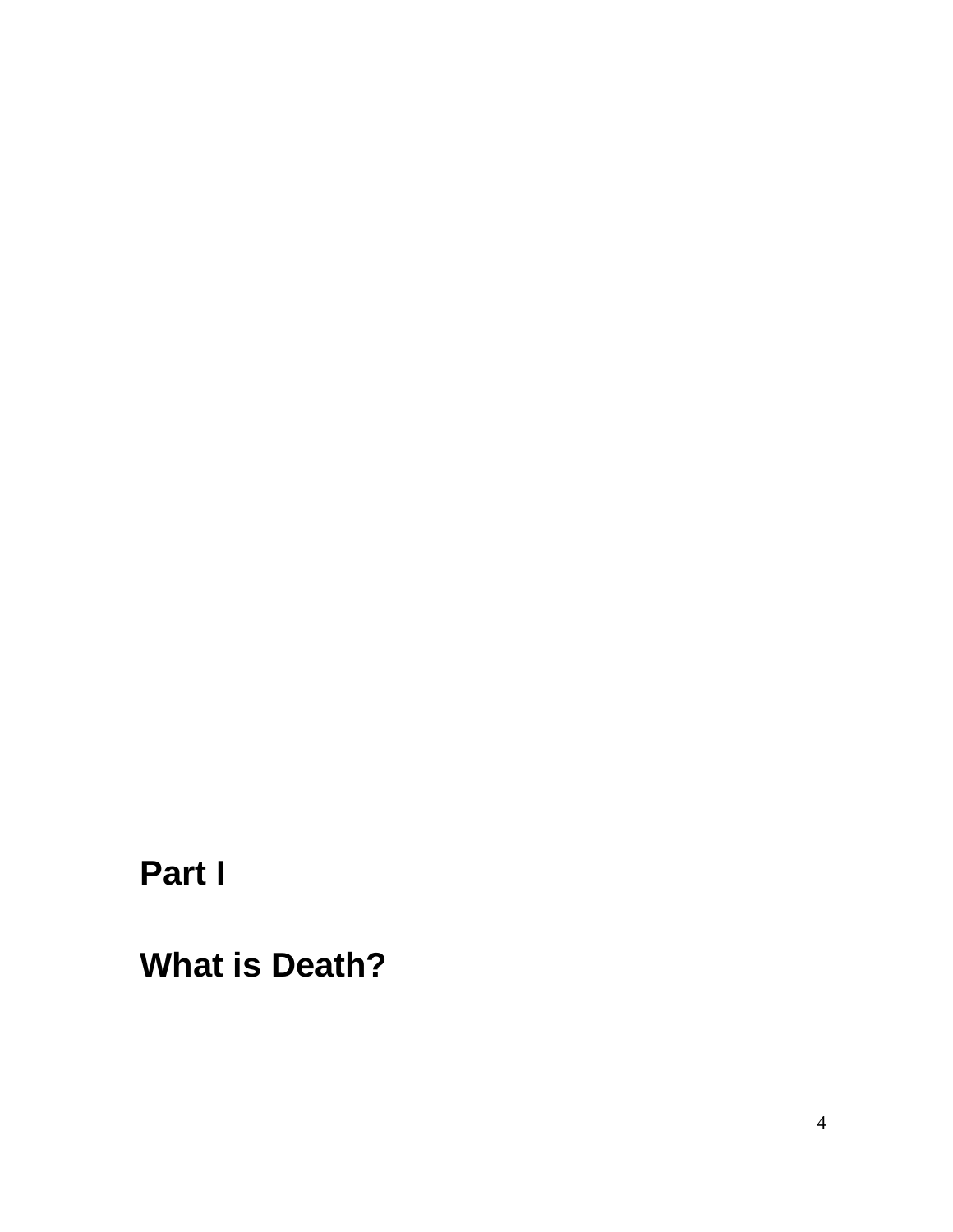# Part I

# What is Death?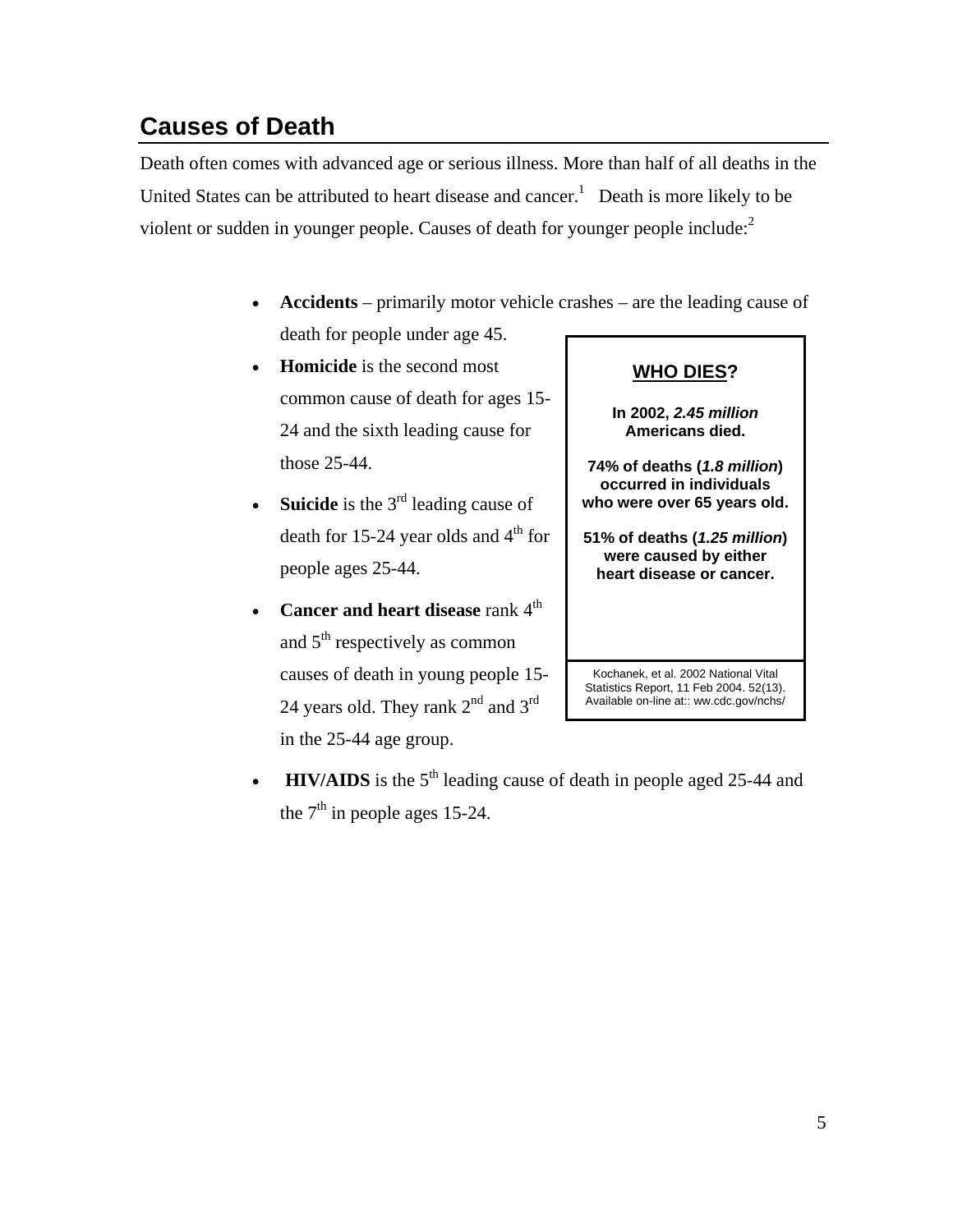## Causes of Death

Death often comes with advanced age or serious illness. More than half of all deaths in the United States can be attributed to heart disease and cancer.[1] Death is more likely to be violent or sudden in younger people. Causes of death for younger people include:[2]

- **Accidents** – primarily motor vehicle crashes – are the leading cause of death for people under age 45.
- **Homicide** is the second most common cause of death for ages 15-24 and the sixth leading cause for those 25-44.
- **Suicide** is the 3rd leading cause of death for 15-24 year olds and 4th for people ages 25-44.
- **Cancer and heart disease** rank 4th and 5th respectively as common causes of death in young people 15-24 years old. They rank 2nd and 3rd in the 25-44 age group.
- **HIV/AIDS** is the 5th leading cause of death in people aged 25-44 and the 7th in people ages 15-24.

> **WHO DIES?**
>
> **In 2002, *2.45 million* Americans died.**
>
> **74% of deaths (*1.8 million*) occurred in individuals who were over 65 years old.**
>
> **51% of deaths (*1.25 million*) were caused by either heart disease or cancer.**
>
> Kochanek, et al. 2002 National Vital Statistics Report, 11 Feb 2004. 52(13). Available on-line at:: ww.cdc.gov/nchs/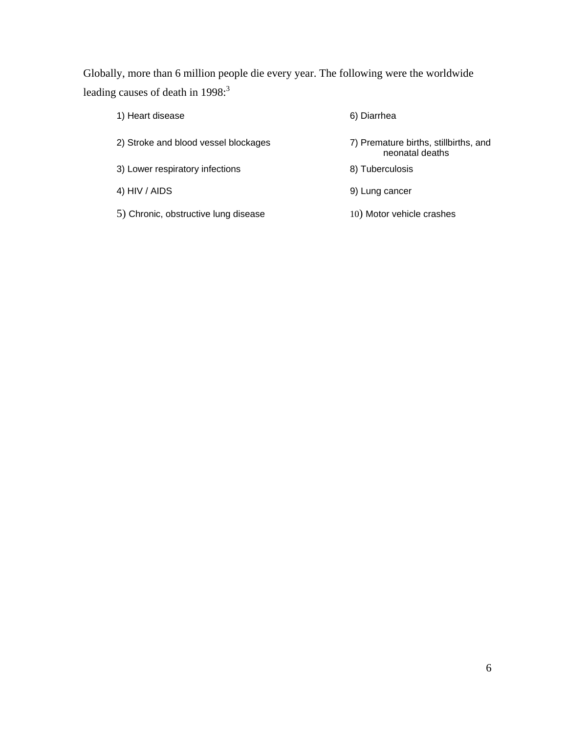Globally, more than 6 million people die every year. The following were the worldwide leading causes of death in 1998:[3]

1) Heart disease
2) Stroke and blood vessel blockages
3) Lower respiratory infections
4) HIV / AIDS
5) Chronic, obstructive lung disease
6) Diarrhea
7) Premature births, stillbirths, and neonatal deaths
8) Tuberculosis
9) Lung cancer
10) Motor vehicle crashes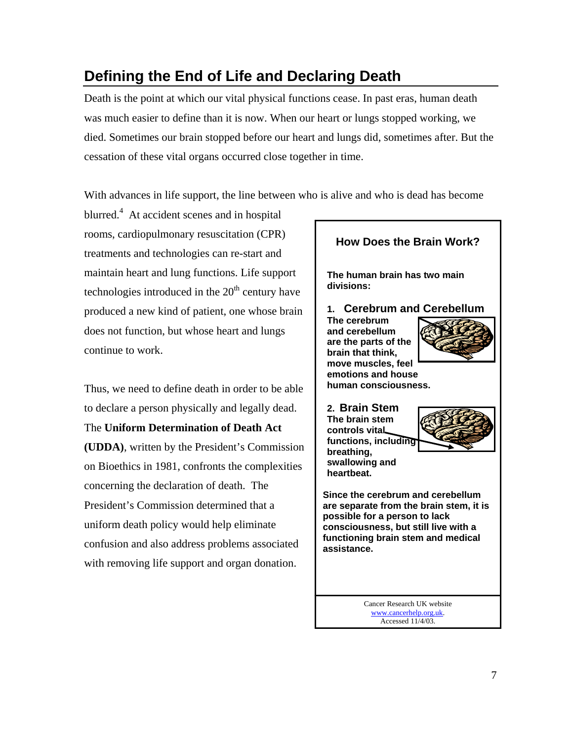## Defining the End of Life and Declaring Death

Death is the point at which our vital physical functions cease. In past eras, human death was much easier to define than it is now. When our heart or lungs stopped working, we died. Sometimes our brain stopped before our heart and lungs did, sometimes after. But the cessation of these vital organs occurred close together in time.

With advances in life support, the line between who is alive and who is dead has become blurred.[4] At accident scenes and in hospital rooms, cardiopulmonary resuscitation (CPR) treatments and technologies can re-start and maintain heart and lung functions. Life support technologies introduced in the 20th century have produced a new kind of patient, one whose brain does not function, but whose heart and lungs continue to work.

Thus, we need to define death in order to be able to declare a person physically and legally dead. The **Uniform Determination of Death Act (UDDA)**, written by the President's Commission on Bioethics in 1981, confronts the complexities concerning the declaration of death. The President's Commission determined that a uniform death policy would help eliminate confusion and also address problems associated with removing life support and organ donation.

---

**How Does the Brain Work?**

**The human brain has two main divisions:**

**1. Cerebrum and Cerebellum**
**The cerebrum and cerebellum are the parts of the brain that think, move muscles, feel emotions and house human consciousness.**

**2. Brain Stem**
**The brain stem controls vital functions, including breathing, swallowing and heartbeat.**

**Since the cerebrum and cerebellum are separate from the brain stem, it is possible for a person to lack consciousness, but still live with a functioning brain stem and medical assistance.**

Cancer Research UK website www.cancerhelp.org.uk. Accessed 11/4/03.

---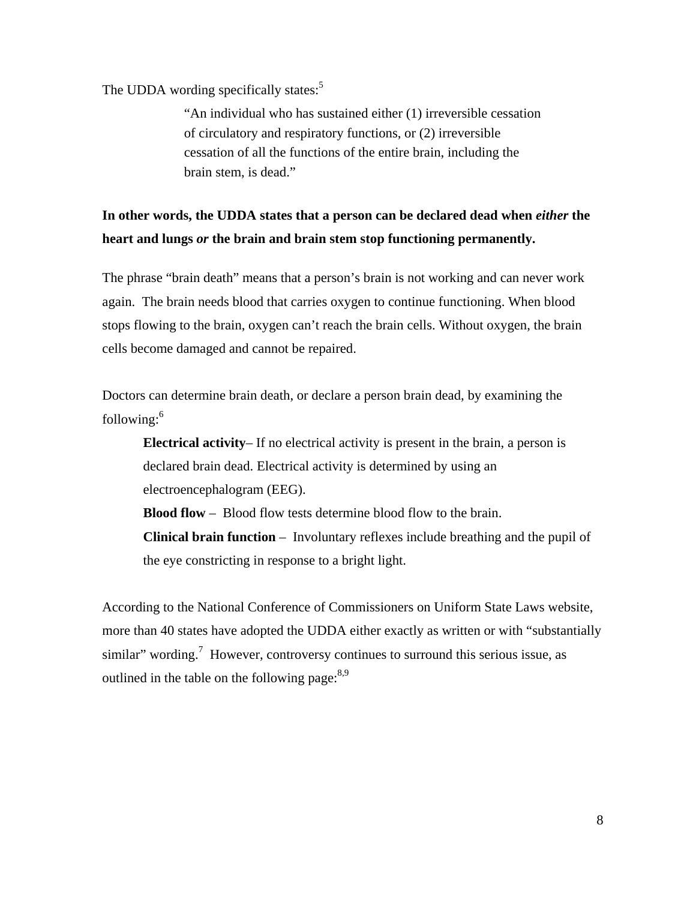The UDDA wording specifically states:[5]

> "An individual who has sustained either (1) irreversible cessation of circulatory and respiratory functions, or (2) irreversible cessation of all the functions of the entire brain, including the brain stem, is dead."

**In other words, the UDDA states that a person can be declared dead when *either* the heart and lungs *or* the brain and brain stem stop functioning permanently.**

The phrase "brain death" means that a person's brain is not working and can never work again. The brain needs blood that carries oxygen to continue functioning. When blood stops flowing to the brain, oxygen can't reach the brain cells. Without oxygen, the brain cells become damaged and cannot be repaired.

Doctors can determine brain death, or declare a person brain dead, by examining the following:[6]

**Electrical activity**– If no electrical activity is present in the brain, a person is declared brain dead. Electrical activity is determined by using an electroencephalogram (EEG).

**Blood flow** – Blood flow tests determine blood flow to the brain.

**Clinical brain function** – Involuntary reflexes include breathing and the pupil of the eye constricting in response to a bright light.

According to the National Conference of Commissioners on Uniform State Laws website, more than 40 states have adopted the UDDA either exactly as written or with "substantially similar" wording.[7] However, controversy continues to surround this serious issue, as outlined in the table on the following page:[8,9]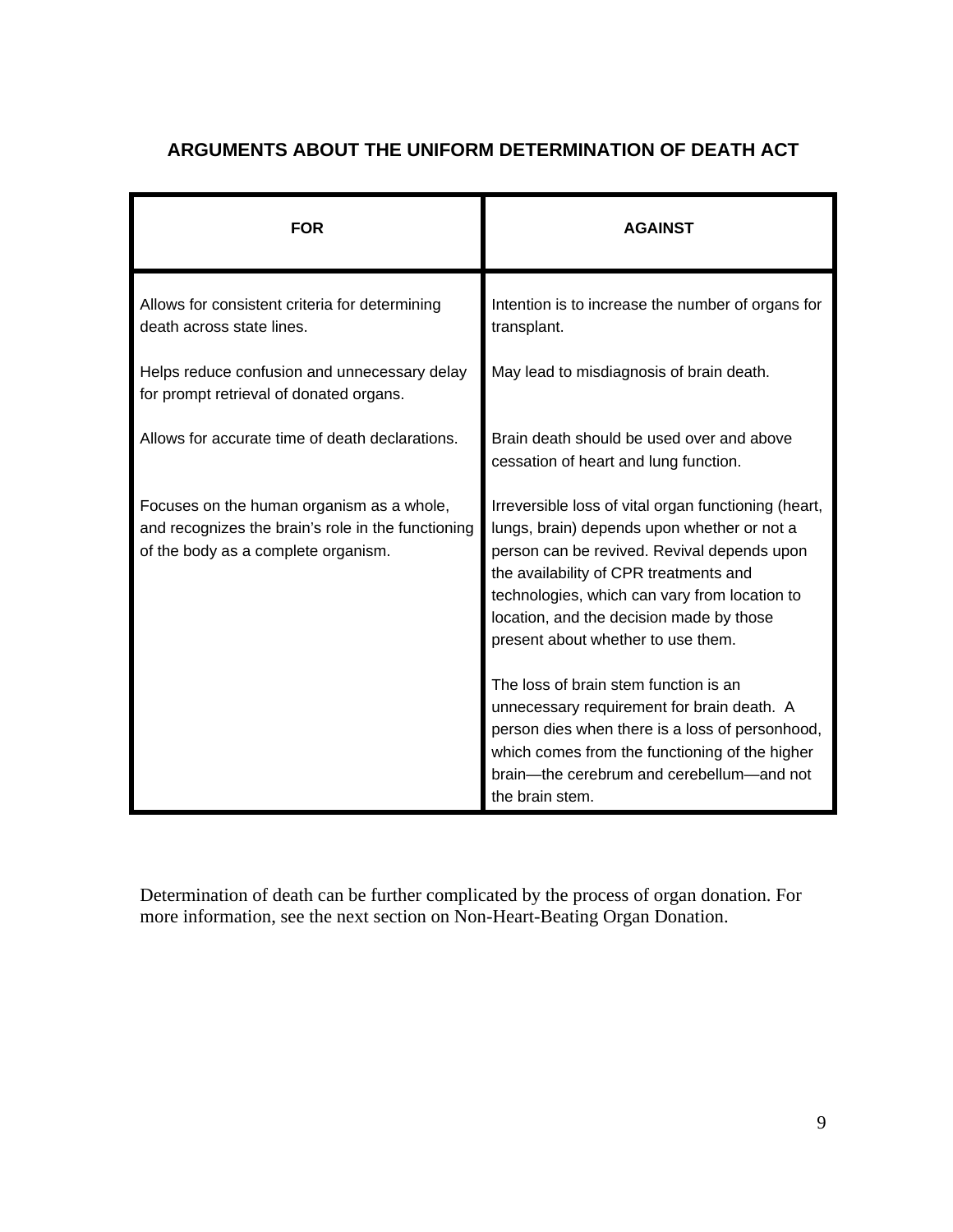## ARGUMENTS ABOUT THE UNIFORM DETERMINATION OF DEATH ACT

| FOR | AGAINST |
|---|---|
| Allows for consistent criteria for determining death across state lines. | Intention is to increase the number of organs for transplant. |
| Helps reduce confusion and unnecessary delay for prompt retrieval of donated organs. | May lead to misdiagnosis of brain death. |
| Allows for accurate time of death declarations. | Brain death should be used over and above cessation of heart and lung function. |
| Focuses on the human organism as a whole, and recognizes the brain's role in the functioning of the body as a complete organism. | Irreversible loss of vital organ functioning (heart, lungs, brain) depends upon whether or not a person can be revived. Revival depends upon the availability of CPR treatments and technologies, which can vary from location to location, and the decision made by those present about whether to use them. |
| | The loss of brain stem function is an unnecessary requirement for brain death. A person dies when there is a loss of personhood, which comes from the functioning of the higher brain—the cerebrum and cerebellum—and not the brain stem. |

Determination of death can be further complicated by the process of organ donation. For more information, see the next section on Non-Heart-Beating Organ Donation.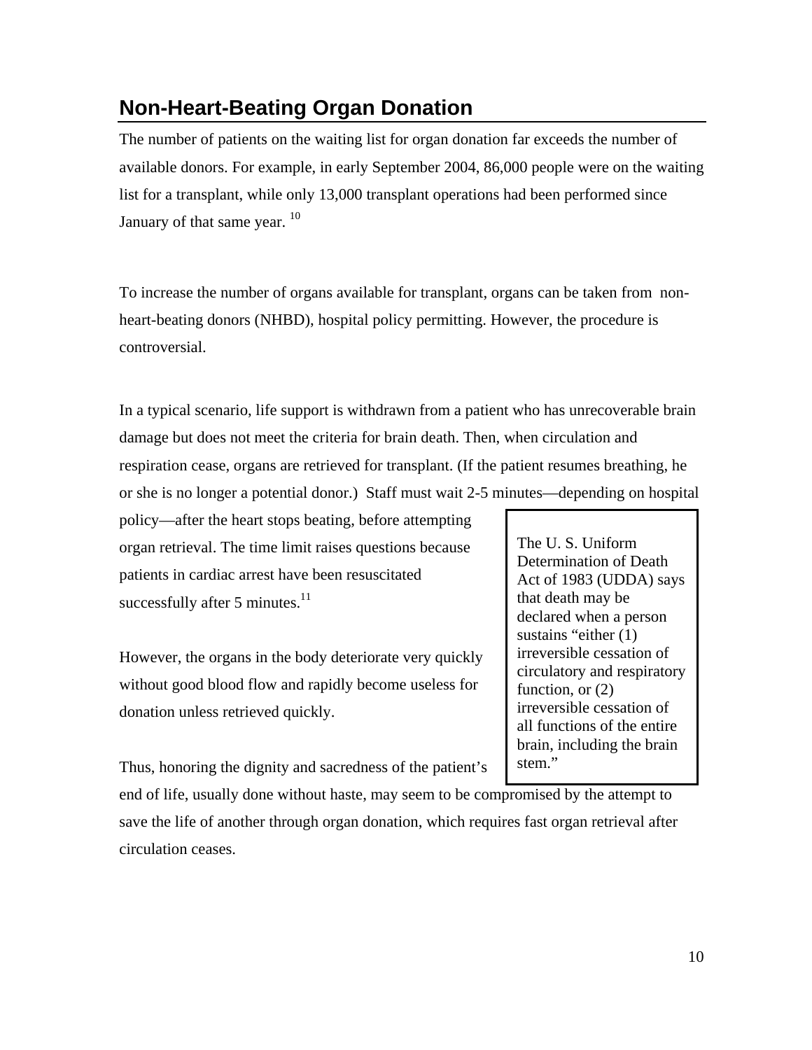## Non-Heart-Beating Organ Donation

The number of patients on the waiting list for organ donation far exceeds the number of available donors. For example, in early September 2004, 86,000 people were on the waiting list for a transplant, while only 13,000 transplant operations had been performed since January of that same year. [10]

To increase the number of organs available for transplant, organs can be taken from non-heart-beating donors (NHBD), hospital policy permitting. However, the procedure is controversial.

In a typical scenario, life support is withdrawn from a patient who has unrecoverable brain damage but does not meet the criteria for brain death. Then, when circulation and respiration cease, organs are retrieved for transplant. (If the patient resumes breathing, he or she is no longer a potential donor.) Staff must wait 2-5 minutes—depending on hospital policy—after the heart stops beating, before attempting organ retrieval. The time limit raises questions because patients in cardiac arrest have been resuscitated successfully after 5 minutes.[11]

However, the organs in the body deteriorate very quickly without good blood flow and rapidly become useless for donation unless retrieved quickly.

Thus, honoring the dignity and sacredness of the patient's end of life, usually done without haste, may seem to be compromised by the attempt to save the life of another through organ donation, which requires fast organ retrieval after circulation ceases.

> The U. S. Uniform Determination of Death Act of 1983 (UDDA) says that death may be declared when a person sustains "either (1) irreversible cessation of circulatory and respiratory function, or (2) irreversible cessation of all functions of the entire brain, including the brain stem."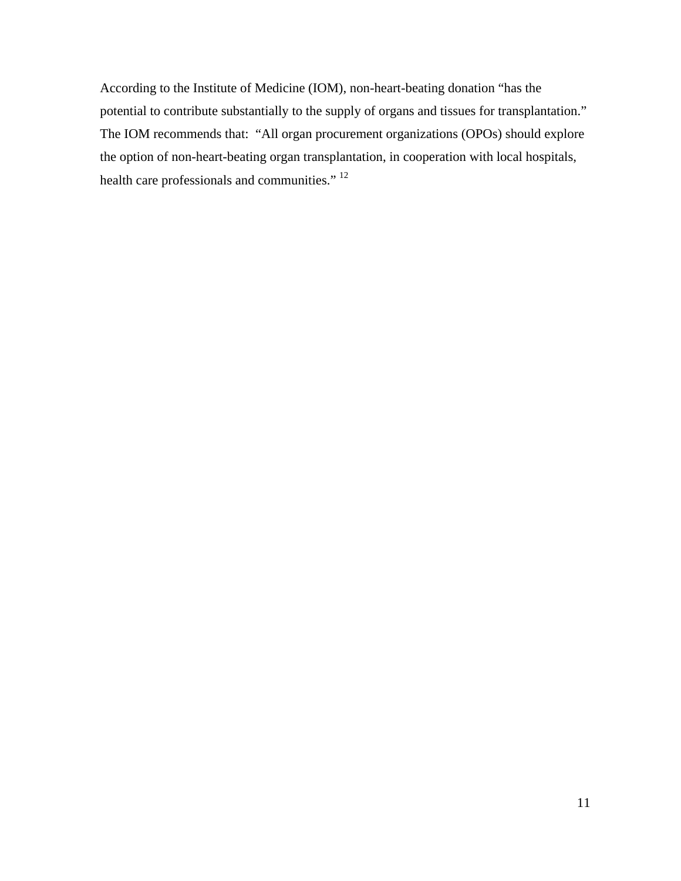According to the Institute of Medicine (IOM), non-heart-beating donation "has the potential to contribute substantially to the supply of organs and tissues for transplantation." The IOM recommends that: "All organ procurement organizations (OPOs) should explore the option of non-heart-beating organ transplantation, in cooperation with local hospitals, health care professionals and communities." [12]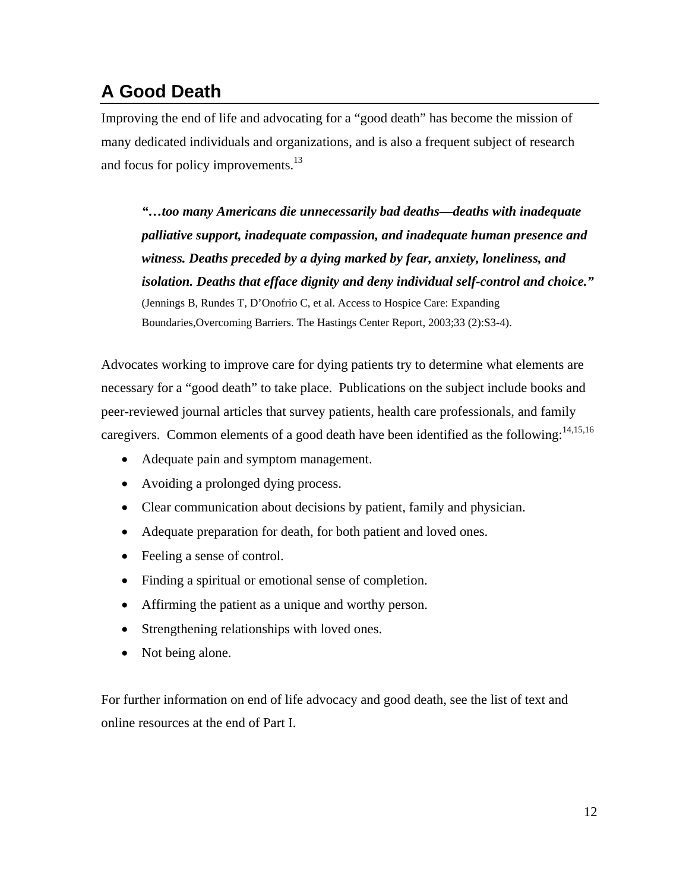## A Good Death

Improving the end of life and advocating for a "good death" has become the mission of many dedicated individuals and organizations, and is also a frequent subject of research and focus for policy improvements.[13]

> ***"…too many Americans die unnecessarily bad deaths—deaths with inadequate palliative support, inadequate compassion, and inadequate human presence and witness. Deaths preceded by a dying marked by fear, anxiety, loneliness, and isolation. Deaths that efface dignity and deny individual self-control and choice."***
> (Jennings B, Rundes T, D'Onofrio C, et al. Access to Hospice Care: Expanding Boundaries,Overcoming Barriers. The Hastings Center Report, 2003;33 (2):S3-4).

Advocates working to improve care for dying patients try to determine what elements are necessary for a "good death" to take place. Publications on the subject include books and peer-reviewed journal articles that survey patients, health care professionals, and family caregivers. Common elements of a good death have been identified as the following:[14,15,16]

- Adequate pain and symptom management.
- Avoiding a prolonged dying process.
- Clear communication about decisions by patient, family and physician.
- Adequate preparation for death, for both patient and loved ones.
- Feeling a sense of control.
- Finding a spiritual or emotional sense of completion.
- Affirming the patient as a unique and worthy person.
- Strengthening relationships with loved ones.
- Not being alone.

For further information on end of life advocacy and good death, see the list of text and online resources at the end of Part I.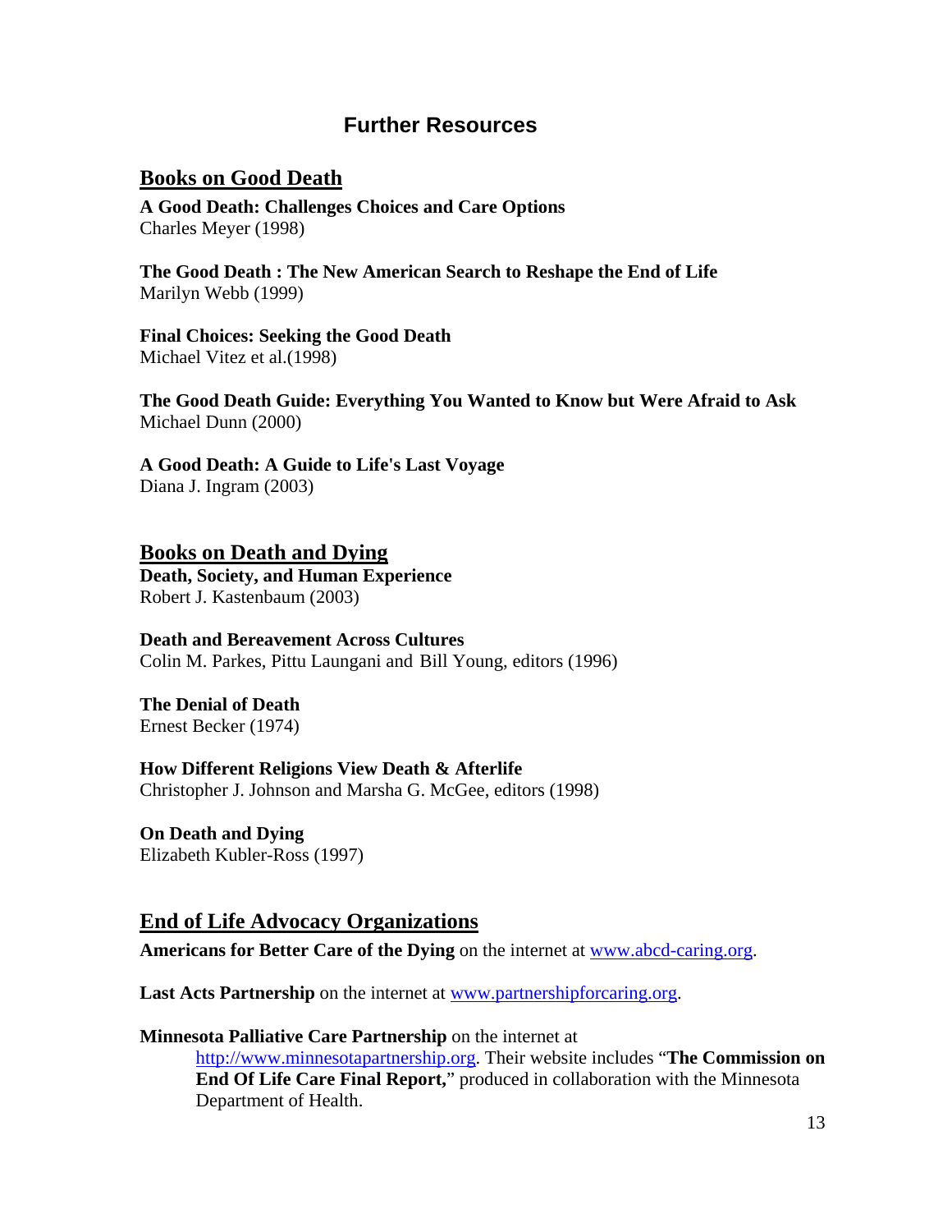# Further Resources

## Books on Good Death

**A Good Death: Challenges Choices and Care Options**
Charles Meyer (1998)

**The Good Death : The New American Search to Reshape the End of Life**
Marilyn Webb (1999)

**Final Choices: Seeking the Good Death**
Michael Vitez et al.(1998)

**The Good Death Guide: Everything You Wanted to Know but Were Afraid to Ask**
Michael Dunn (2000)

**A Good Death: A Guide to Life's Last Voyage**
Diana J. Ingram (2003)

## Books on Death and Dying

**Death, Society, and Human Experience**
Robert J. Kastenbaum (2003)

**Death and Bereavement Across Cultures**
Colin M. Parkes, Pittu Laungani and Bill Young, editors (1996)

**The Denial of Death**
Ernest Becker (1974)

**How Different Religions View Death & Afterlife**
Christopher J. Johnson and Marsha G. McGee, editors (1998)

**On Death and Dying**
Elizabeth Kubler-Ross (1997)

## End of Life Advocacy Organizations

**Americans for Better Care of the Dying** on the internet at www.abcd-caring.org.

**Last Acts Partnership** on the internet at www.partnershipforcaring.org.

**Minnesota Palliative Care Partnership** on the internet at http://www.minnesotapartnership.org. Their website includes "**The Commission on End Of Life Care Final Report,**" produced in collaboration with the Minnesota Department of Health.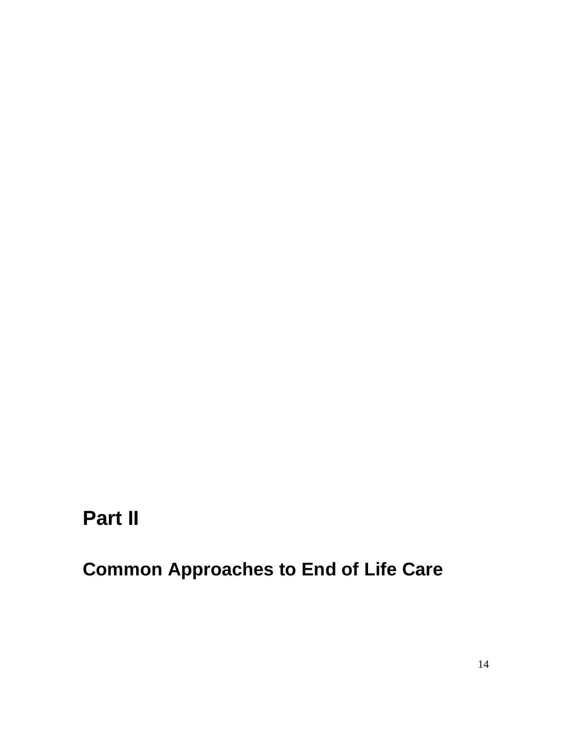# Part II

## Common Approaches to End of Life Care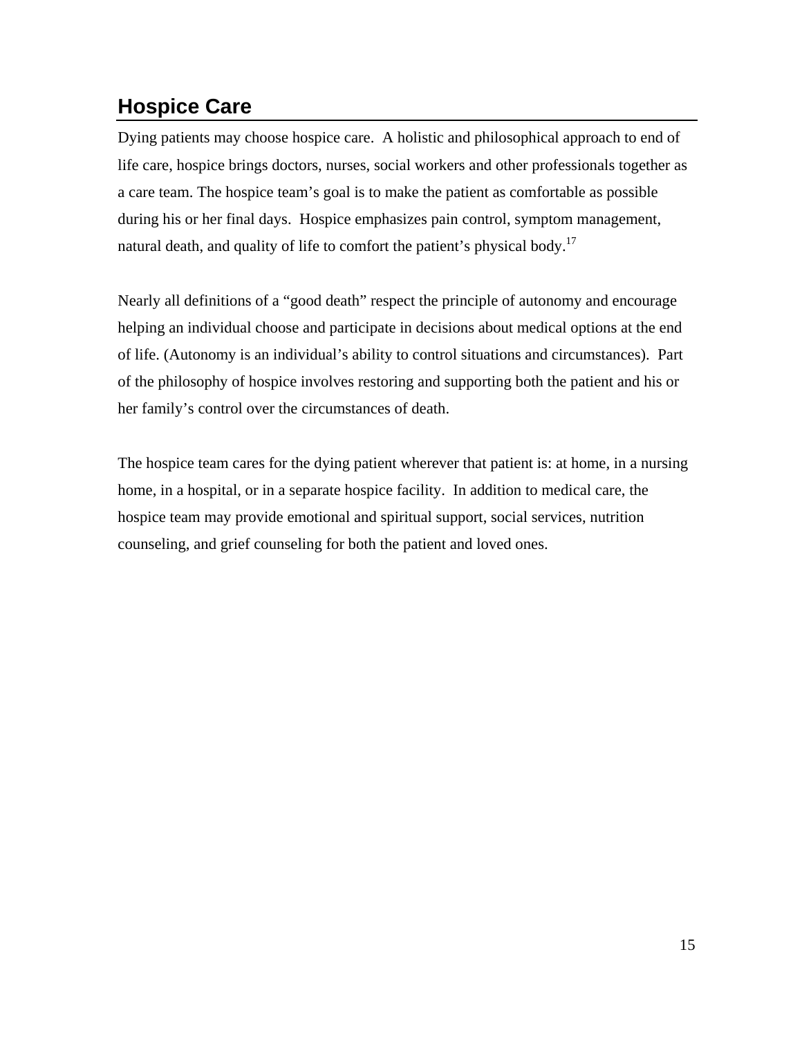## Hospice Care

Dying patients may choose hospice care. A holistic and philosophical approach to end of life care, hospice brings doctors, nurses, social workers and other professionals together as a care team. The hospice team's goal is to make the patient as comfortable as possible during his or her final days. Hospice emphasizes pain control, symptom management, natural death, and quality of life to comfort the patient's physical body.[17]

Nearly all definitions of a "good death" respect the principle of autonomy and encourage helping an individual choose and participate in decisions about medical options at the end of life. (Autonomy is an individual's ability to control situations and circumstances). Part of the philosophy of hospice involves restoring and supporting both the patient and his or her family's control over the circumstances of death.

The hospice team cares for the dying patient wherever that patient is: at home, in a nursing home, in a hospital, or in a separate hospice facility. In addition to medical care, the hospice team may provide emotional and spiritual support, social services, nutrition counseling, and grief counseling for both the patient and loved ones.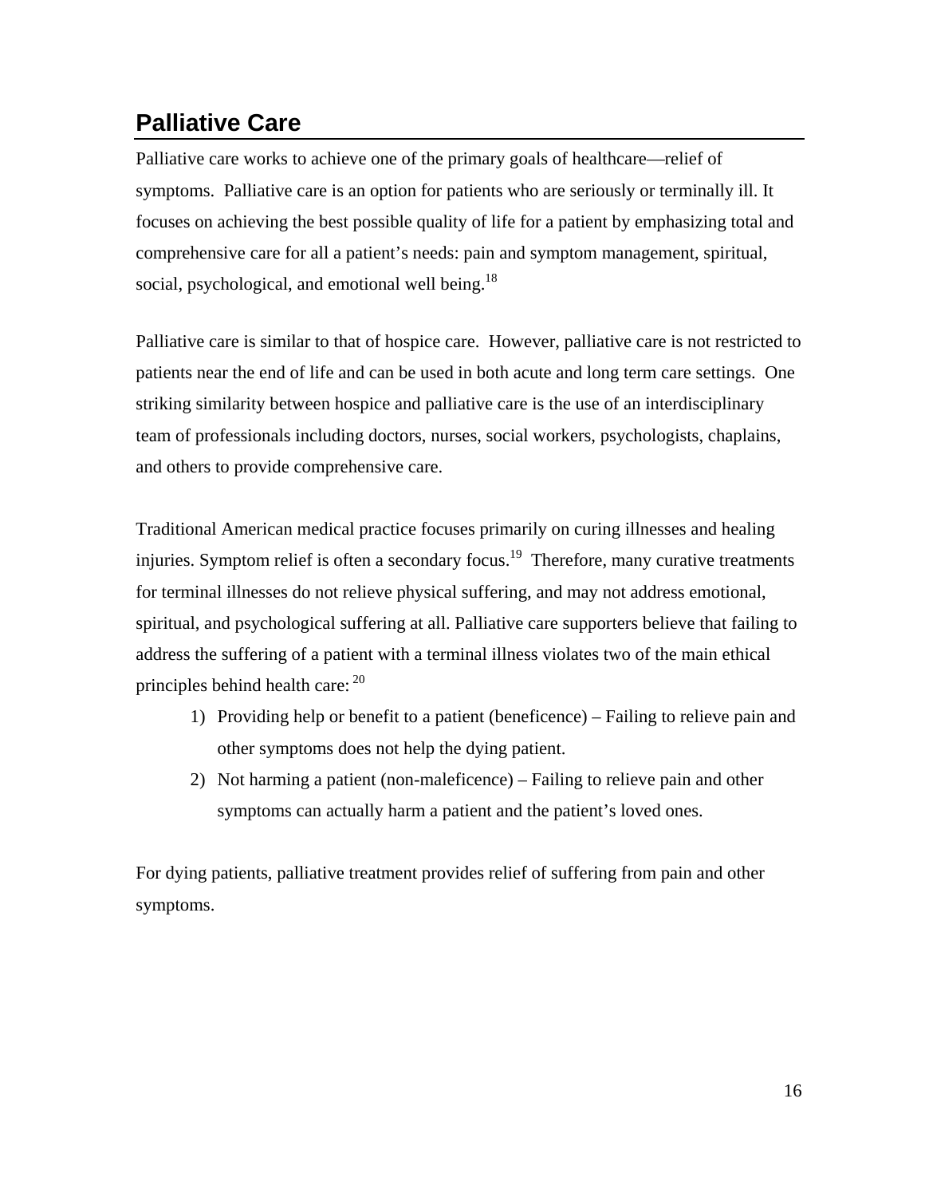## Palliative Care

Palliative care works to achieve one of the primary goals of healthcare—relief of symptoms. Palliative care is an option for patients who are seriously or terminally ill. It focuses on achieving the best possible quality of life for a patient by emphasizing total and comprehensive care for all a patient's needs: pain and symptom management, spiritual, social, psychological, and emotional well being.[18]

Palliative care is similar to that of hospice care. However, palliative care is not restricted to patients near the end of life and can be used in both acute and long term care settings. One striking similarity between hospice and palliative care is the use of an interdisciplinary team of professionals including doctors, nurses, social workers, psychologists, chaplains, and others to provide comprehensive care.

Traditional American medical practice focuses primarily on curing illnesses and healing injuries. Symptom relief is often a secondary focus.[19] Therefore, many curative treatments for terminal illnesses do not relieve physical suffering, and may not address emotional, spiritual, and psychological suffering at all. Palliative care supporters believe that failing to address the suffering of a patient with a terminal illness violates two of the main ethical principles behind health care: [20]

1) Providing help or benefit to a patient (beneficence) – Failing to relieve pain and other symptoms does not help the dying patient.
2) Not harming a patient (non-maleficence) – Failing to relieve pain and other symptoms can actually harm a patient and the patient's loved ones.

For dying patients, palliative treatment provides relief of suffering from pain and other symptoms.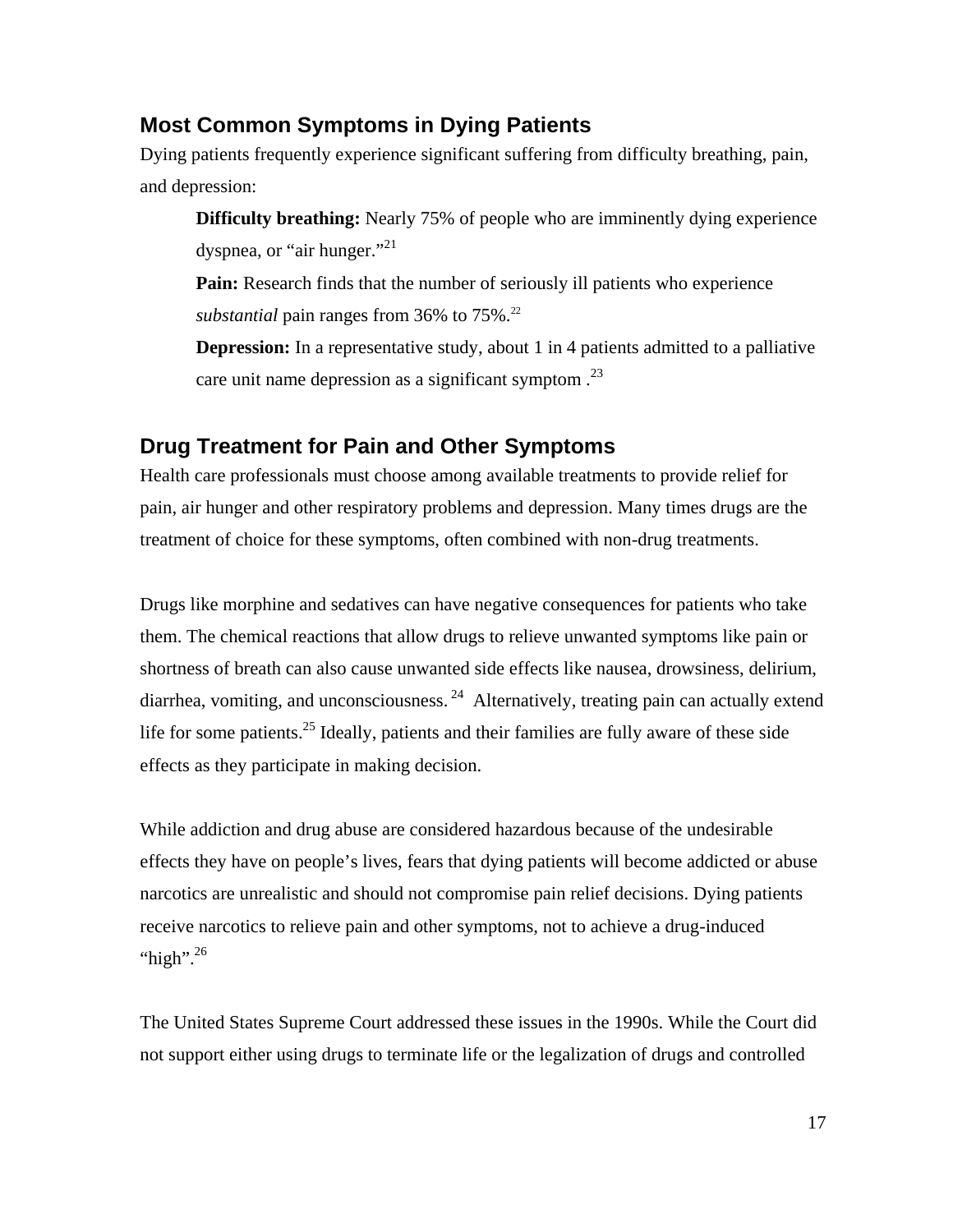## Most Common Symptoms in Dying Patients

Dying patients frequently experience significant suffering from difficulty breathing, pain, and depression:

> **Difficulty breathing:** Nearly 75% of people who are imminently dying experience dyspnea, or "air hunger."[21]
>
> **Pain:** Research finds that the number of seriously ill patients who experience *substantial* pain ranges from 36% to 75%.[22]
>
> **Depression:** In a representative study, about 1 in 4 patients admitted to a palliative care unit name depression as a significant symptom .[23]

## Drug Treatment for Pain and Other Symptoms

Health care professionals must choose among available treatments to provide relief for pain, air hunger and other respiratory problems and depression. Many times drugs are the treatment of choice for these symptoms, often combined with non-drug treatments.

Drugs like morphine and sedatives can have negative consequences for patients who take them. The chemical reactions that allow drugs to relieve unwanted symptoms like pain or shortness of breath can also cause unwanted side effects like nausea, drowsiness, delirium, diarrhea, vomiting, and unconsciousness.[24] Alternatively, treating pain can actually extend life for some patients.[25] Ideally, patients and their families are fully aware of these side effects as they participate in making decision.

While addiction and drug abuse are considered hazardous because of the undesirable effects they have on people's lives, fears that dying patients will become addicted or abuse narcotics are unrealistic and should not compromise pain relief decisions. Dying patients receive narcotics to relieve pain and other symptoms, not to achieve a drug-induced "high".[26]

The United States Supreme Court addressed these issues in the 1990s. While the Court did not support either using drugs to terminate life or the legalization of drugs and controlled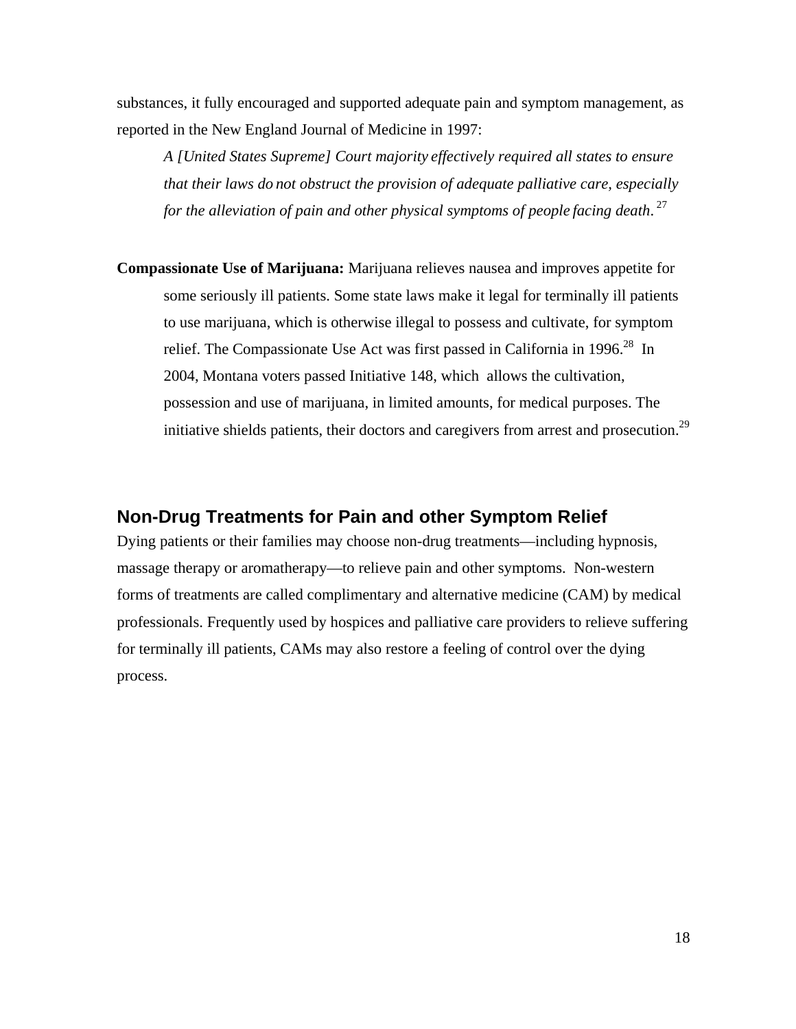substances, it fully encouraged and supported adequate pain and symptom management, as reported in the New England Journal of Medicine in 1997:

> *A [United States Supreme] Court majority effectively required all states to ensure that their laws do not obstruct the provision of adequate palliative care, especially for the alleviation of pain and other physical symptoms of people facing death*. [27]

**Compassionate Use of Marijuana:** Marijuana relieves nausea and improves appetite for some seriously ill patients. Some state laws make it legal for terminally ill patients to use marijuana, which is otherwise illegal to possess and cultivate, for symptom relief. The Compassionate Use Act was first passed in California in 1996.[28] In 2004, Montana voters passed Initiative 148, which allows the cultivation, possession and use of marijuana, in limited amounts, for medical purposes. The initiative shields patients, their doctors and caregivers from arrest and prosecution.[29]

## Non-Drug Treatments for Pain and other Symptom Relief

Dying patients or their families may choose non-drug treatments—including hypnosis, massage therapy or aromatherapy—to relieve pain and other symptoms. Non-western forms of treatments are called complimentary and alternative medicine (CAM) by medical professionals. Frequently used by hospices and palliative care providers to relieve suffering for terminally ill patients, CAMs may also restore a feeling of control over the dying process.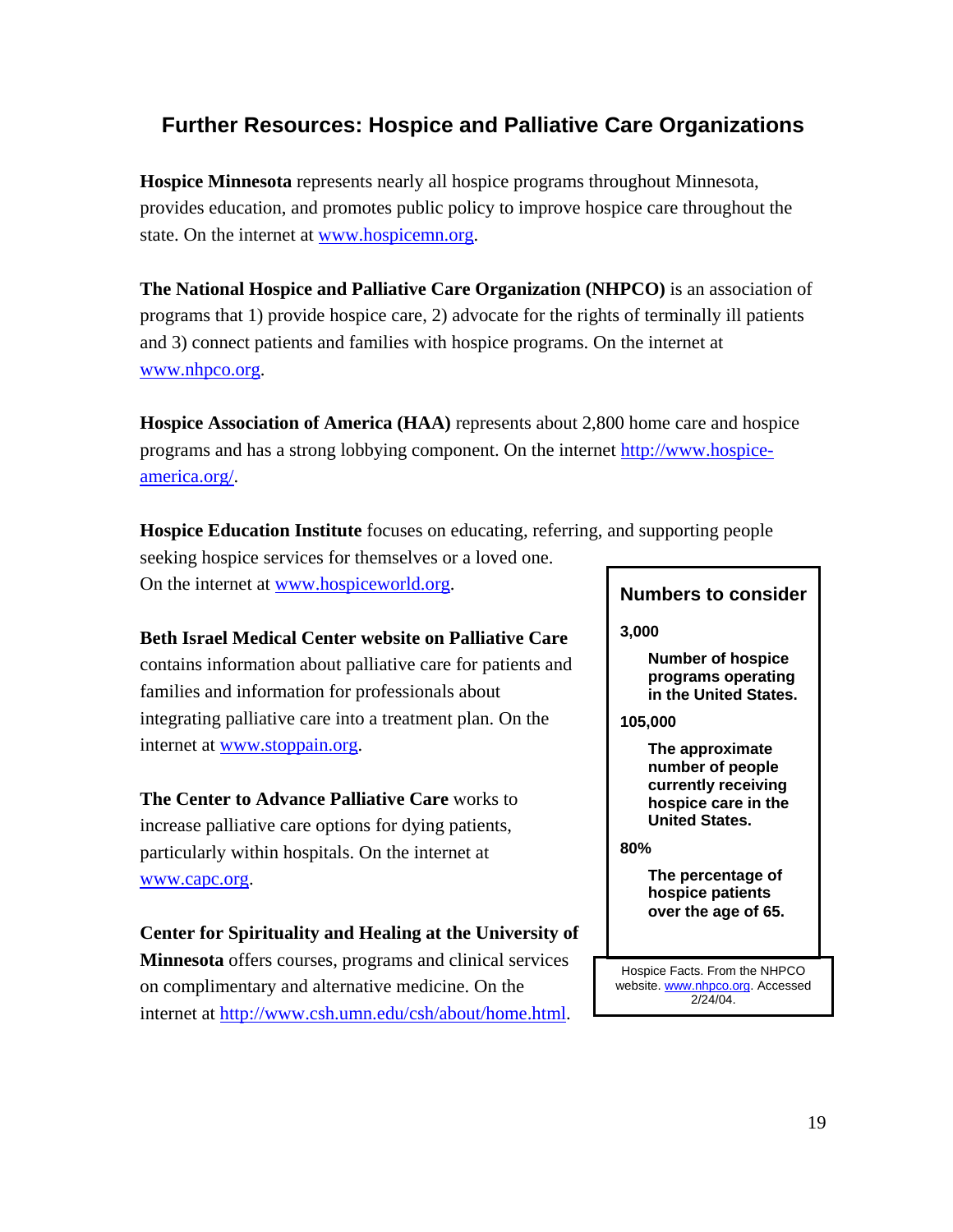## Further Resources: Hospice and Palliative Care Organizations

**Hospice Minnesota** represents nearly all hospice programs throughout Minnesota, provides education, and promotes public policy to improve hospice care throughout the state. On the internet at www.hospicemn.org.

**The National Hospice and Palliative Care Organization (NHPCO)** is an association of programs that 1) provide hospice care, 2) advocate for the rights of terminally ill patients and 3) connect patients and families with hospice programs. On the internet at www.nhpco.org.

**Hospice Association of America (HAA)** represents about 2,800 home care and hospice programs and has a strong lobbying component. On the internet http://www.hospice-america.org/.

**Hospice Education Institute** focuses on educating, referring, and supporting people seeking hospice services for themselves or a loved one. On the internet at www.hospiceworld.org.

**Beth Israel Medical Center website on Palliative Care** contains information about palliative care for patients and families and information for professionals about integrating palliative care into a treatment plan. On the internet at www.stoppain.org.

**The Center to Advance Palliative Care** works to increase palliative care options for dying patients, particularly within hospitals. On the internet at www.capc.org.

**Center for Spirituality and Healing at the University of Minnesota** offers courses, programs and clinical services on complimentary and alternative medicine. On the internet at http://www.csh.umn.edu/csh/about/home.html.

**Numbers to consider**

**3,000**

**Number of hospice programs operating in the United States.**

**105,000**

**The approximate number of people currently receiving hospice care in the United States.**

**80%**

**The percentage of hospice patients over the age of 65.**

Hospice Facts. From the NHPCO website. www.nhpco.org. Accessed 2/24/04.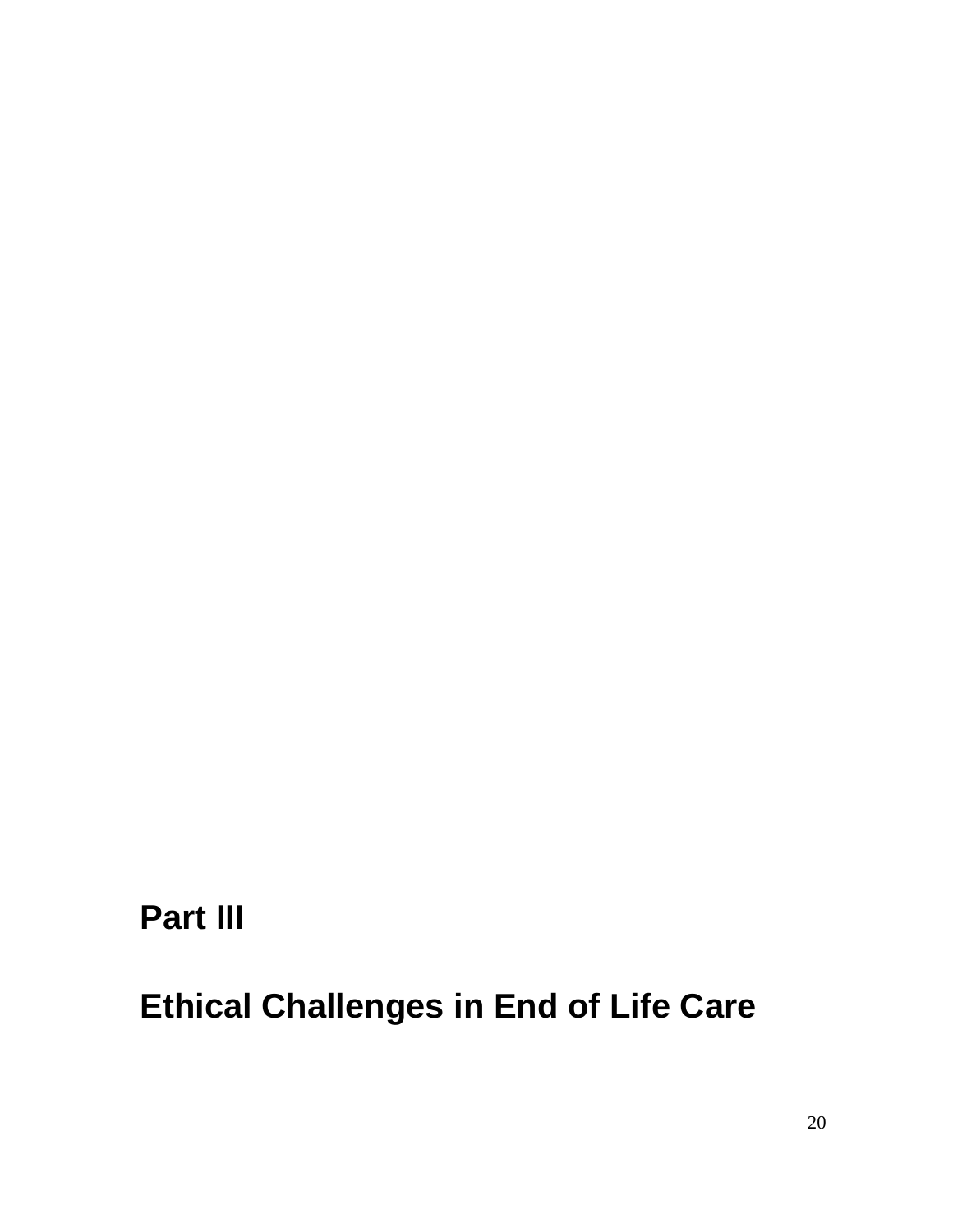# Part III

# Ethical Challenges in End of Life Care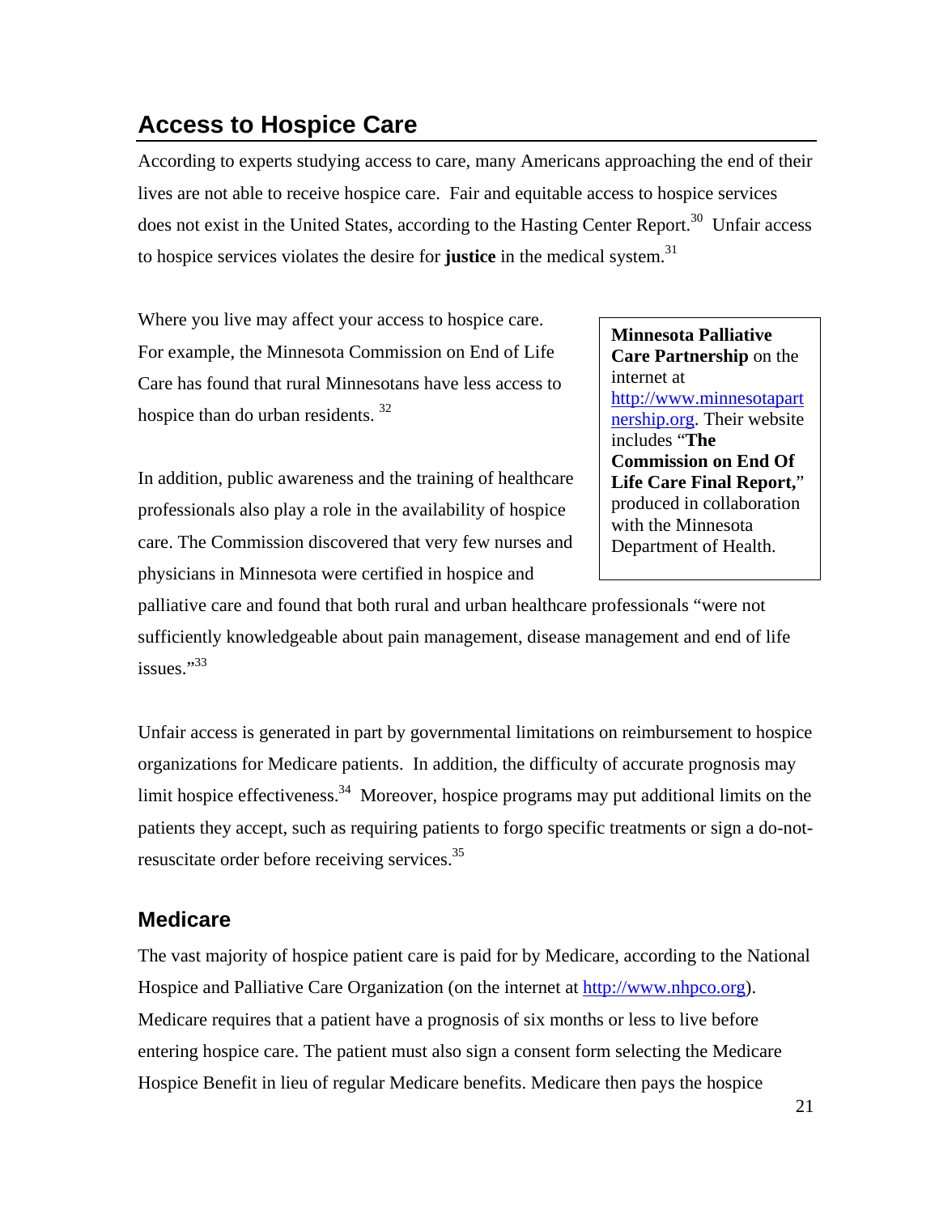## Access to Hospice Care

According to experts studying access to care, many Americans approaching the end of their lives are not able to receive hospice care. Fair and equitable access to hospice services does not exist in the United States, according to the Hasting Center Report.[30] Unfair access to hospice services violates the desire for **justice** in the medical system.[31]

Where you live may affect your access to hospice care. For example, the Minnesota Commission on End of Life Care has found that rural Minnesotans have less access to hospice than do urban residents. [32]

> **Minnesota Palliative Care Partnership** on the internet at http://www.minnesotapartnership.org. Their website includes "**The Commission on End Of Life Care Final Report,**" produced in collaboration with the Minnesota Department of Health.

In addition, public awareness and the training of healthcare professionals also play a role in the availability of hospice care. The Commission discovered that very few nurses and physicians in Minnesota were certified in hospice and palliative care and found that both rural and urban healthcare professionals "were not sufficiently knowledgeable about pain management, disease management and end of life issues."[33]

Unfair access is generated in part by governmental limitations on reimbursement to hospice organizations for Medicare patients. In addition, the difficulty of accurate prognosis may limit hospice effectiveness.[34] Moreover, hospice programs may put additional limits on the patients they accept, such as requiring patients to forgo specific treatments or sign a do-not-resuscitate order before receiving services.[35]

### Medicare

The vast majority of hospice patient care is paid for by Medicare, according to the National Hospice and Palliative Care Organization (on the internet at http://www.nhpco.org). Medicare requires that a patient have a prognosis of six months or less to live before entering hospice care. The patient must also sign a consent form selecting the Medicare Hospice Benefit in lieu of regular Medicare benefits. Medicare then pays the hospice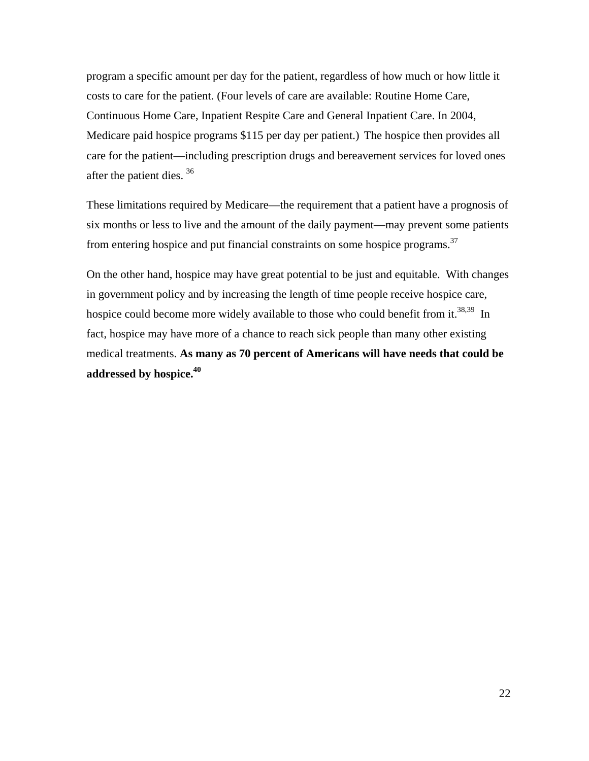program a specific amount per day for the patient, regardless of how much or how little it costs to care for the patient. (Four levels of care are available: Routine Home Care, Continuous Home Care, Inpatient Respite Care and General Inpatient Care. In 2004, Medicare paid hospice programs $115 per day per patient.) The hospice then provides all care for the patient—including prescription drugs and bereavement services for loved ones after the patient dies. [36]

These limitations required by Medicare—the requirement that a patient have a prognosis of six months or less to live and the amount of the daily payment—may prevent some patients from entering hospice and put financial constraints on some hospice programs.[37]

On the other hand, hospice may have great potential to be just and equitable. With changes in government policy and by increasing the length of time people receive hospice care, hospice could become more widely available to those who could benefit from it.[38,39] In fact, hospice may have more of a chance to reach sick people than many other existing medical treatments. **As many as 70 percent of Americans will have needs that could be addressed by hospice.[40]**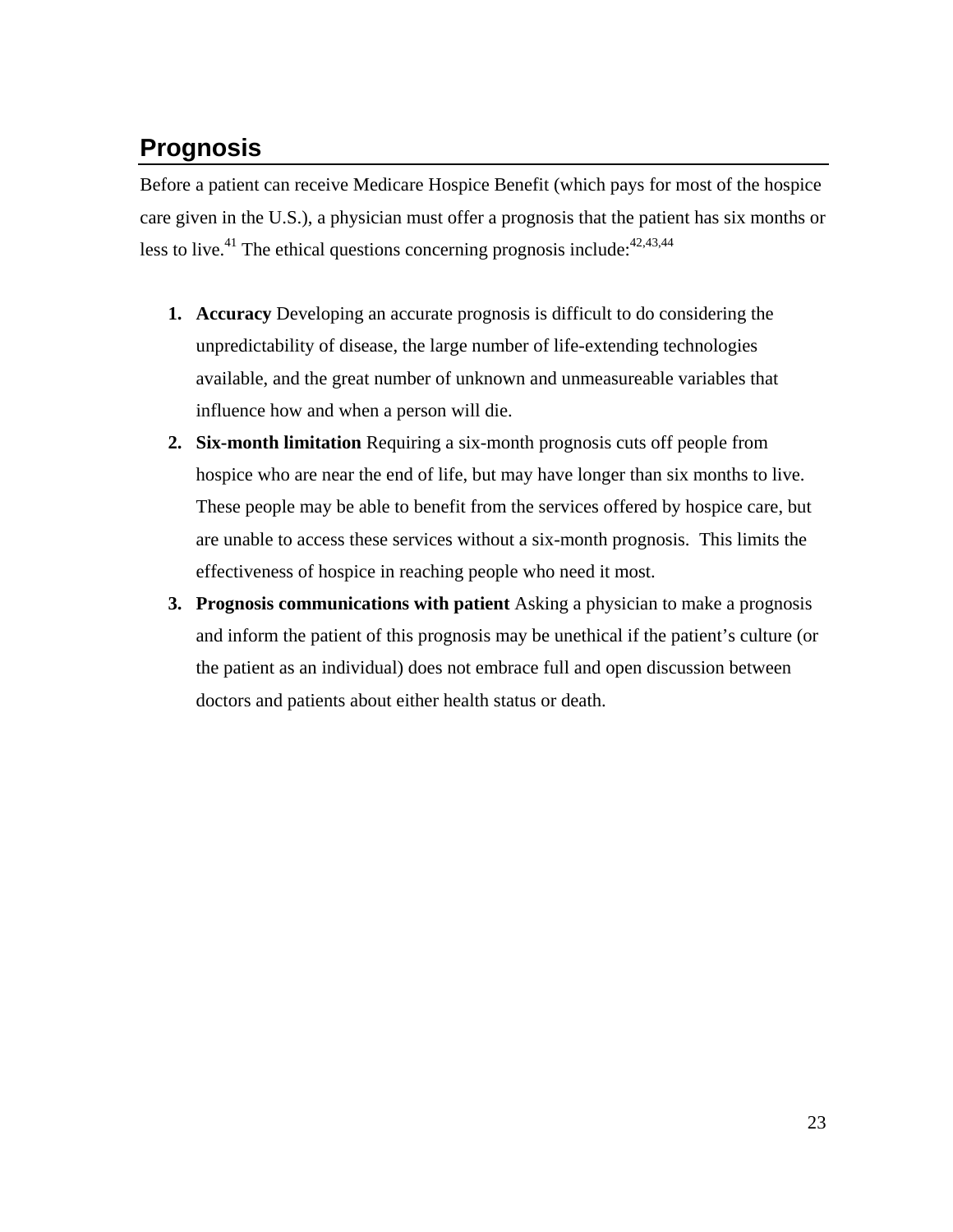## Prognosis

Before a patient can receive Medicare Hospice Benefit (which pays for most of the hospice care given in the U.S.), a physician must offer a prognosis that the patient has six months or less to live.[41] The ethical questions concerning prognosis include:[42,43,44]

1. **Accuracy** Developing an accurate prognosis is difficult to do considering the unpredictability of disease, the large number of life-extending technologies available, and the great number of unknown and unmeasureable variables that influence how and when a person will die.
2. **Six-month limitation** Requiring a six-month prognosis cuts off people from hospice who are near the end of life, but may have longer than six months to live. These people may be able to benefit from the services offered by hospice care, but are unable to access these services without a six-month prognosis. This limits the effectiveness of hospice in reaching people who need it most.
3. **Prognosis communications with patient** Asking a physician to make a prognosis and inform the patient of this prognosis may be unethical if the patient's culture (or the patient as an individual) does not embrace full and open discussion between doctors and patients about either health status or death.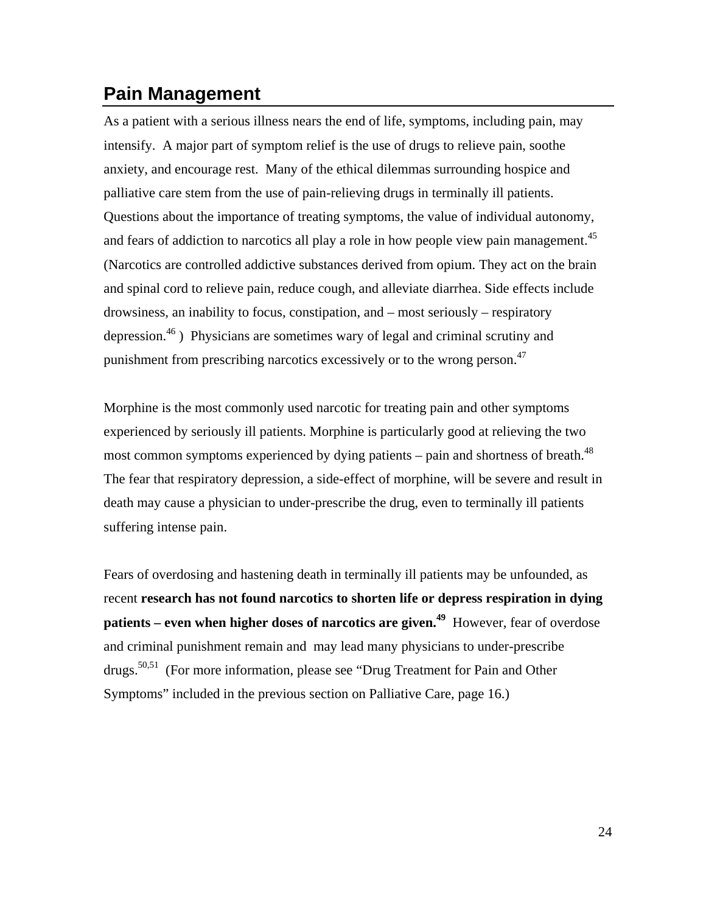## Pain Management

As a patient with a serious illness nears the end of life, symptoms, including pain, may intensify. A major part of symptom relief is the use of drugs to relieve pain, soothe anxiety, and encourage rest. Many of the ethical dilemmas surrounding hospice and palliative care stem from the use of pain-relieving drugs in terminally ill patients. Questions about the importance of treating symptoms, the value of individual autonomy, and fears of addiction to narcotics all play a role in how people view pain management.[45] (Narcotics are controlled addictive substances derived from opium. They act on the brain and spinal cord to relieve pain, reduce cough, and alleviate diarrhea. Side effects include drowsiness, an inability to focus, constipation, and – most seriously – respiratory depression.[46] ) Physicians are sometimes wary of legal and criminal scrutiny and punishment from prescribing narcotics excessively or to the wrong person.[47]

Morphine is the most commonly used narcotic for treating pain and other symptoms experienced by seriously ill patients. Morphine is particularly good at relieving the two most common symptoms experienced by dying patients – pain and shortness of breath.[48] The fear that respiratory depression, a side-effect of morphine, will be severe and result in death may cause a physician to under-prescribe the drug, even to terminally ill patients suffering intense pain.

Fears of overdosing and hastening death in terminally ill patients may be unfounded, as recent **research has not found narcotics to shorten life or depress respiration in dying patients – even when higher doses of narcotics are given.[49]** However, fear of overdose and criminal punishment remain and may lead many physicians to under-prescribe drugs.[50,51] (For more information, please see "Drug Treatment for Pain and Other Symptoms" included in the previous section on Palliative Care, page 16.)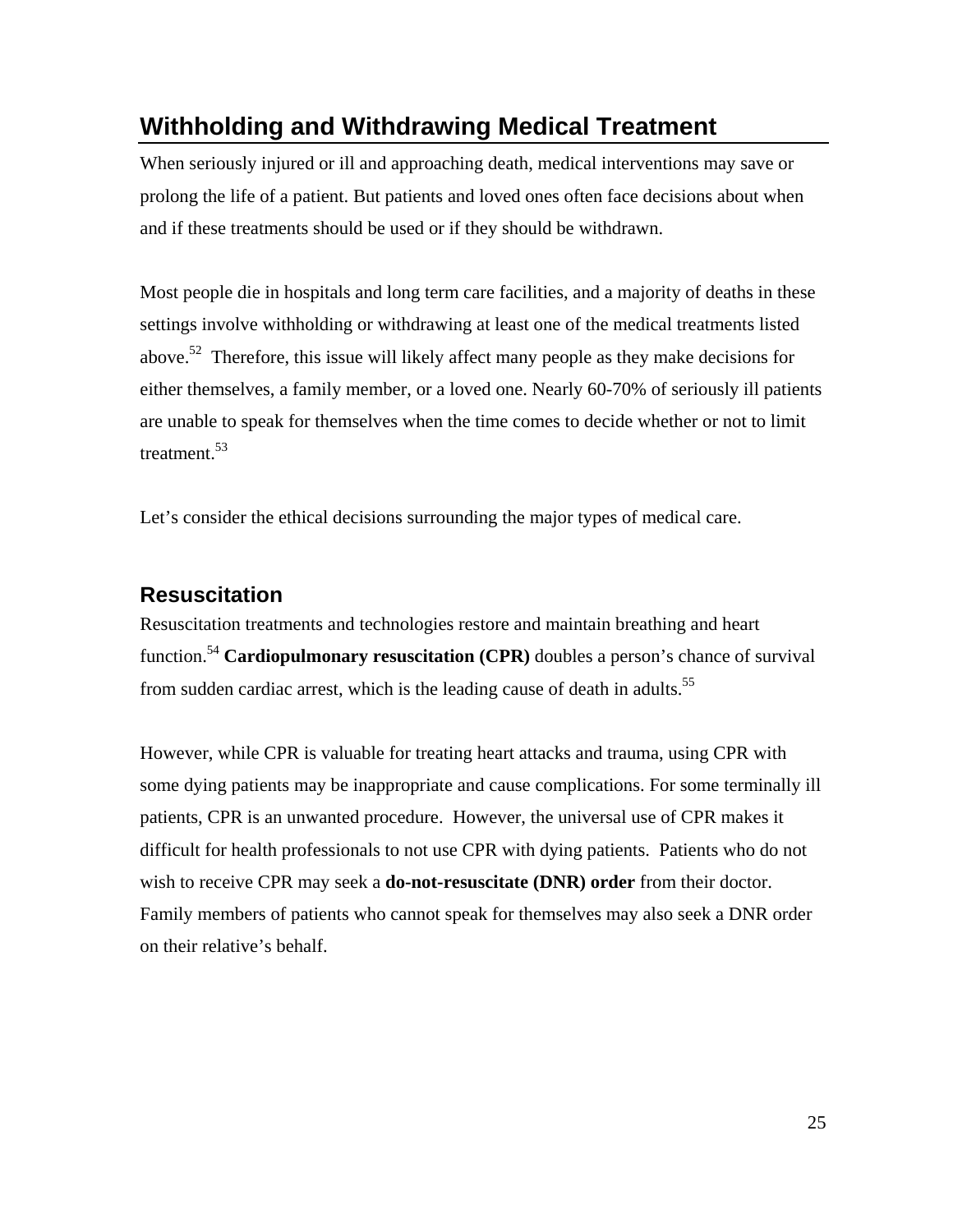## Withholding and Withdrawing Medical Treatment

When seriously injured or ill and approaching death, medical interventions may save or prolong the life of a patient. But patients and loved ones often face decisions about when and if these treatments should be used or if they should be withdrawn.

Most people die in hospitals and long term care facilities, and a majority of deaths in these settings involve withholding or withdrawing at least one of the medical treatments listed above.[52] Therefore, this issue will likely affect many people as they make decisions for either themselves, a family member, or a loved one. Nearly 60-70% of seriously ill patients are unable to speak for themselves when the time comes to decide whether or not to limit treatment.[53]

Let's consider the ethical decisions surrounding the major types of medical care.

### Resuscitation

Resuscitation treatments and technologies restore and maintain breathing and heart function.[54] **Cardiopulmonary resuscitation (CPR)** doubles a person's chance of survival from sudden cardiac arrest, which is the leading cause of death in adults.[55]

However, while CPR is valuable for treating heart attacks and trauma, using CPR with some dying patients may be inappropriate and cause complications. For some terminally ill patients, CPR is an unwanted procedure. However, the universal use of CPR makes it difficult for health professionals to not use CPR with dying patients. Patients who do not wish to receive CPR may seek a **do-not-resuscitate (DNR) order** from their doctor. Family members of patients who cannot speak for themselves may also seek a DNR order on their relative's behalf.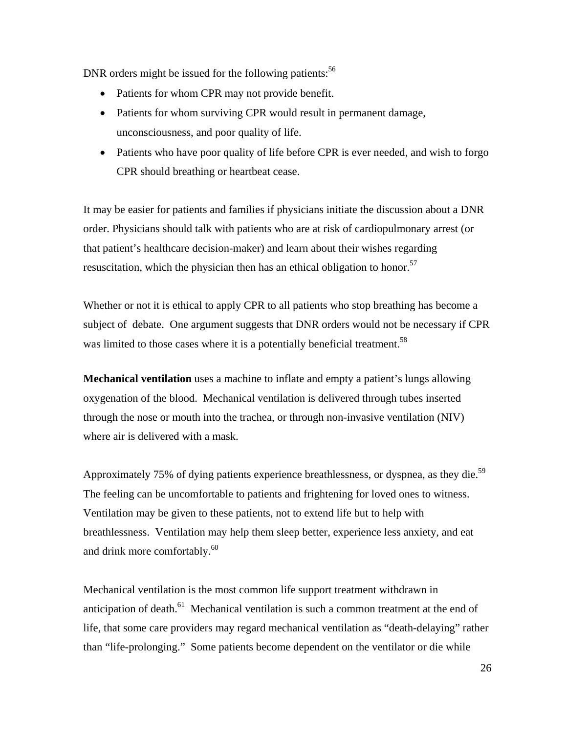DNR orders might be issued for the following patients:[56]

- Patients for whom CPR may not provide benefit.
- Patients for whom surviving CPR would result in permanent damage, unconsciousness, and poor quality of life.
- Patients who have poor quality of life before CPR is ever needed, and wish to forgo CPR should breathing or heartbeat cease.

It may be easier for patients and families if physicians initiate the discussion about a DNR order. Physicians should talk with patients who are at risk of cardiopulmonary arrest (or that patient's healthcare decision-maker) and learn about their wishes regarding resuscitation, which the physician then has an ethical obligation to honor.[57]

Whether or not it is ethical to apply CPR to all patients who stop breathing has become a subject of debate. One argument suggests that DNR orders would not be necessary if CPR was limited to those cases where it is a potentially beneficial treatment.[58]

**Mechanical ventilation** uses a machine to inflate and empty a patient's lungs allowing oxygenation of the blood. Mechanical ventilation is delivered through tubes inserted through the nose or mouth into the trachea, or through non-invasive ventilation (NIV) where air is delivered with a mask.

Approximately 75% of dying patients experience breathlessness, or dyspnea, as they die.[59] The feeling can be uncomfortable to patients and frightening for loved ones to witness. Ventilation may be given to these patients, not to extend life but to help with breathlessness. Ventilation may help them sleep better, experience less anxiety, and eat and drink more comfortably.[60]

Mechanical ventilation is the most common life support treatment withdrawn in anticipation of death.[61] Mechanical ventilation is such a common treatment at the end of life, that some care providers may regard mechanical ventilation as "death-delaying" rather than "life-prolonging." Some patients become dependent on the ventilator or die while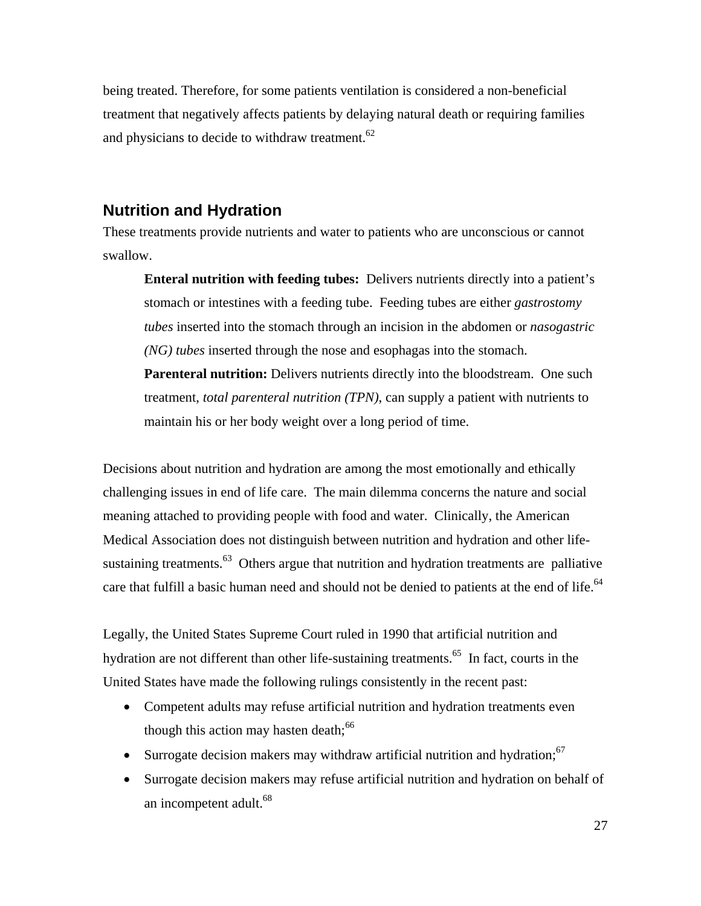being treated. Therefore, for some patients ventilation is considered a non-beneficial treatment that negatively affects patients by delaying natural death or requiring families and physicians to decide to withdraw treatment.[62]

## Nutrition and Hydration

These treatments provide nutrients and water to patients who are unconscious or cannot swallow.

> **Enteral nutrition with feeding tubes:** Delivers nutrients directly into a patient's stomach or intestines with a feeding tube. Feeding tubes are either *gastrostomy tubes* inserted into the stomach through an incision in the abdomen or *nasogastric (NG) tubes* inserted through the nose and esophagas into the stomach.
>
> **Parenteral nutrition:** Delivers nutrients directly into the bloodstream. One such treatment, *total parenteral nutrition (TPN),* can supply a patient with nutrients to maintain his or her body weight over a long period of time.

Decisions about nutrition and hydration are among the most emotionally and ethically challenging issues in end of life care. The main dilemma concerns the nature and social meaning attached to providing people with food and water. Clinically, the American Medical Association does not distinguish between nutrition and hydration and other life-sustaining treatments.[63] Others argue that nutrition and hydration treatments are palliative care that fulfill a basic human need and should not be denied to patients at the end of life.[64]

Legally, the United States Supreme Court ruled in 1990 that artificial nutrition and hydration are not different than other life-sustaining treatments.[65] In fact, courts in the United States have made the following rulings consistently in the recent past:

- Competent adults may refuse artificial nutrition and hydration treatments even though this action may hasten death;[66]
- Surrogate decision makers may withdraw artificial nutrition and hydration;[67]
- Surrogate decision makers may refuse artificial nutrition and hydration on behalf of an incompetent adult.[68]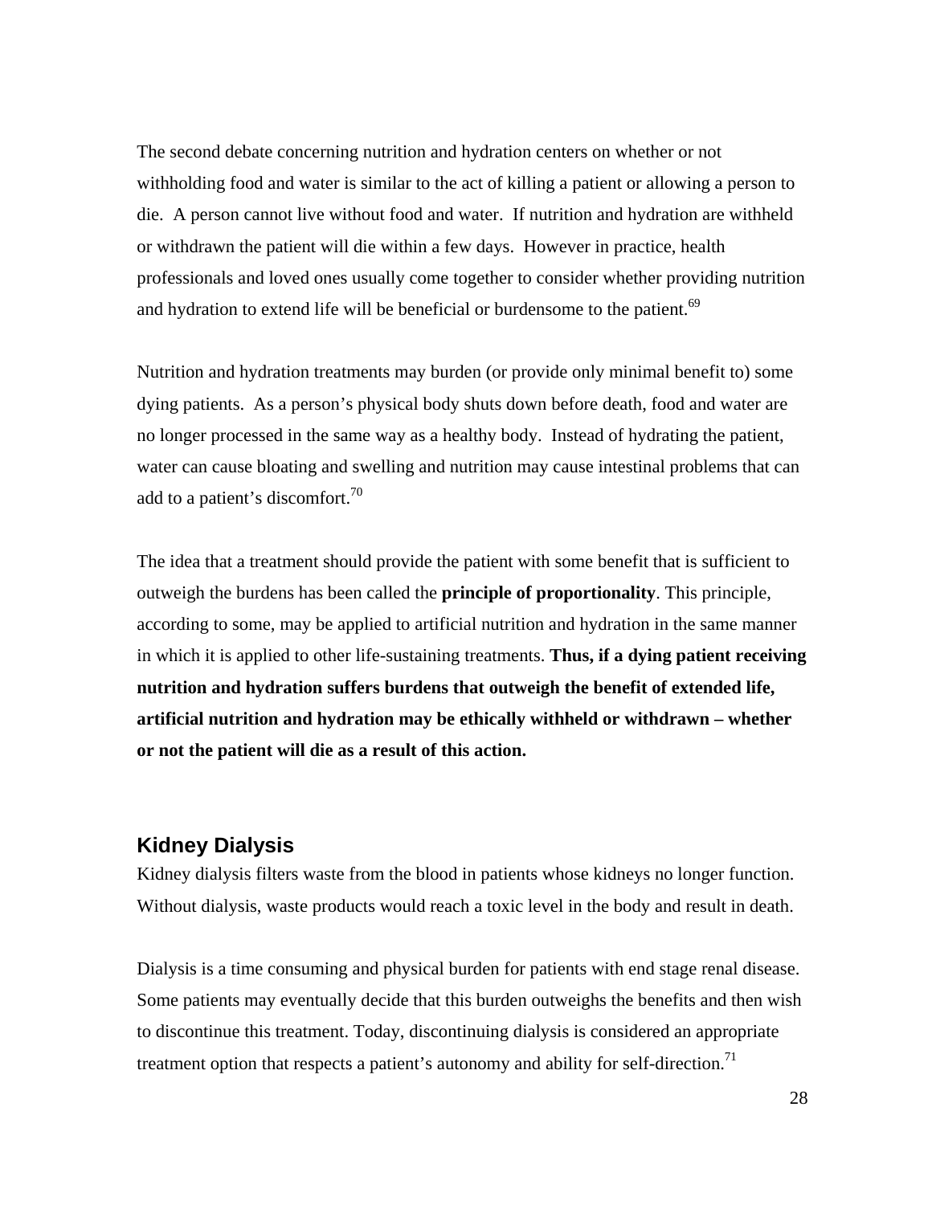The second debate concerning nutrition and hydration centers on whether or not withholding food and water is similar to the act of killing a patient or allowing a person to die. A person cannot live without food and water. If nutrition and hydration are withheld or withdrawn the patient will die within a few days. However in practice, health professionals and loved ones usually come together to consider whether providing nutrition and hydration to extend life will be beneficial or burdensome to the patient.[69]

Nutrition and hydration treatments may burden (or provide only minimal benefit to) some dying patients. As a person's physical body shuts down before death, food and water are no longer processed in the same way as a healthy body. Instead of hydrating the patient, water can cause bloating and swelling and nutrition may cause intestinal problems that can add to a patient's discomfort.[70]

The idea that a treatment should provide the patient with some benefit that is sufficient to outweigh the burdens has been called the **principle of proportionality**. This principle, according to some, may be applied to artificial nutrition and hydration in the same manner in which it is applied to other life-sustaining treatments. **Thus, if a dying patient receiving nutrition and hydration suffers burdens that outweigh the benefit of extended life, artificial nutrition and hydration may be ethically withheld or withdrawn – whether or not the patient will die as a result of this action.**

## Kidney Dialysis

Kidney dialysis filters waste from the blood in patients whose kidneys no longer function. Without dialysis, waste products would reach a toxic level in the body and result in death.

Dialysis is a time consuming and physical burden for patients with end stage renal disease. Some patients may eventually decide that this burden outweighs the benefits and then wish to discontinue this treatment. Today, discontinuing dialysis is considered an appropriate treatment option that respects a patient's autonomy and ability for self-direction.[71]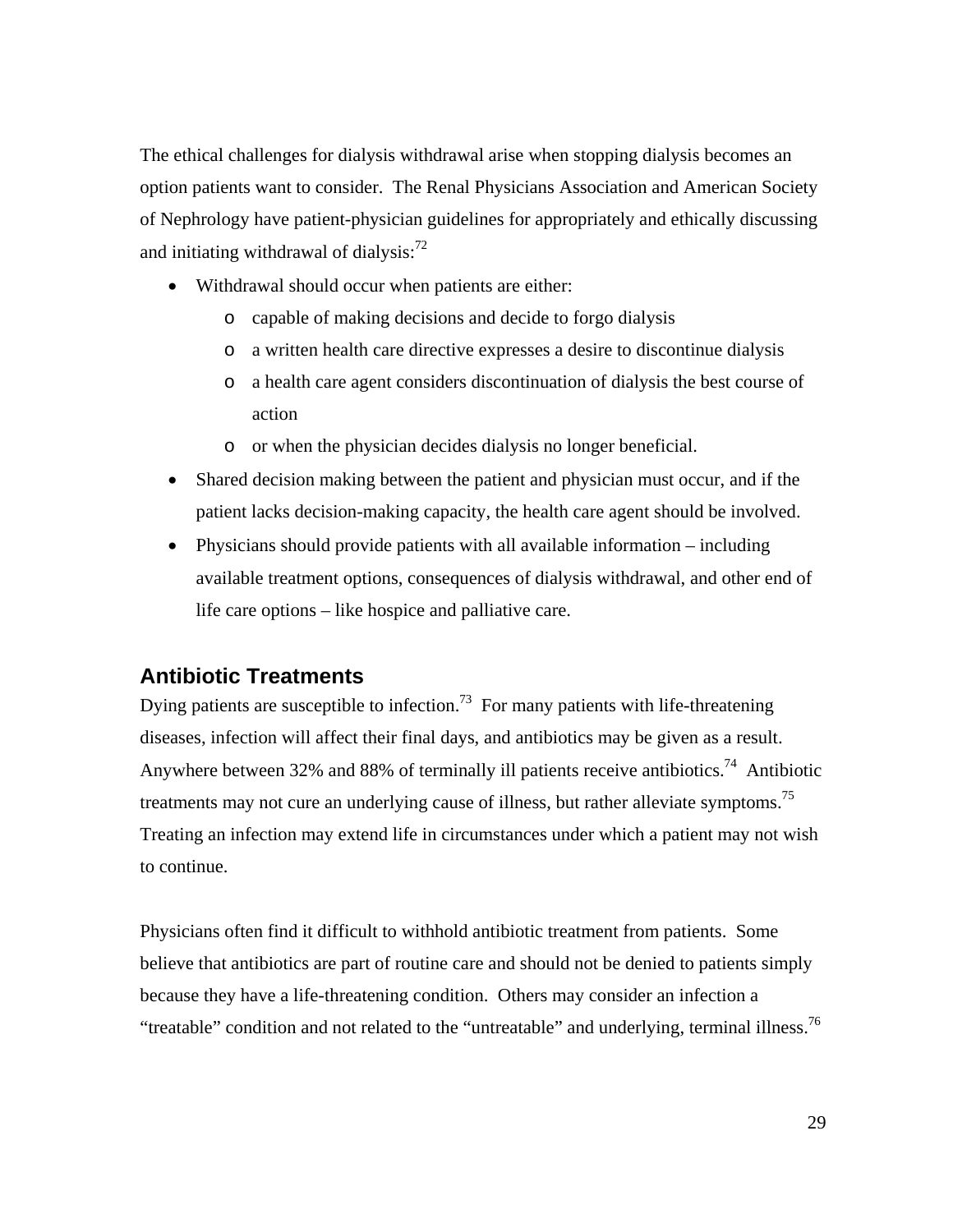The ethical challenges for dialysis withdrawal arise when stopping dialysis becomes an option patients want to consider. The Renal Physicians Association and American Society of Nephrology have patient-physician guidelines for appropriately and ethically discussing and initiating withdrawal of dialysis:[72]

- Withdrawal should occur when patients are either:
    - capable of making decisions and decide to forgo dialysis
    - a written health care directive expresses a desire to discontinue dialysis
    - a health care agent considers discontinuation of dialysis the best course of action
    - or when the physician decides dialysis no longer beneficial.
- Shared decision making between the patient and physician must occur, and if the patient lacks decision-making capacity, the health care agent should be involved.
- Physicians should provide patients with all available information – including available treatment options, consequences of dialysis withdrawal, and other end of life care options – like hospice and palliative care.

## Antibiotic Treatments

Dying patients are susceptible to infection.[73] For many patients with life-threatening diseases, infection will affect their final days, and antibiotics may be given as a result. Anywhere between 32% and 88% of terminally ill patients receive antibiotics.[74] Antibiotic treatments may not cure an underlying cause of illness, but rather alleviate symptoms.[75] Treating an infection may extend life in circumstances under which a patient may not wish to continue.

Physicians often find it difficult to withhold antibiotic treatment from patients. Some believe that antibiotics are part of routine care and should not be denied to patients simply because they have a life-threatening condition. Others may consider an infection a "treatable" condition and not related to the "untreatable" and underlying, terminal illness.[76]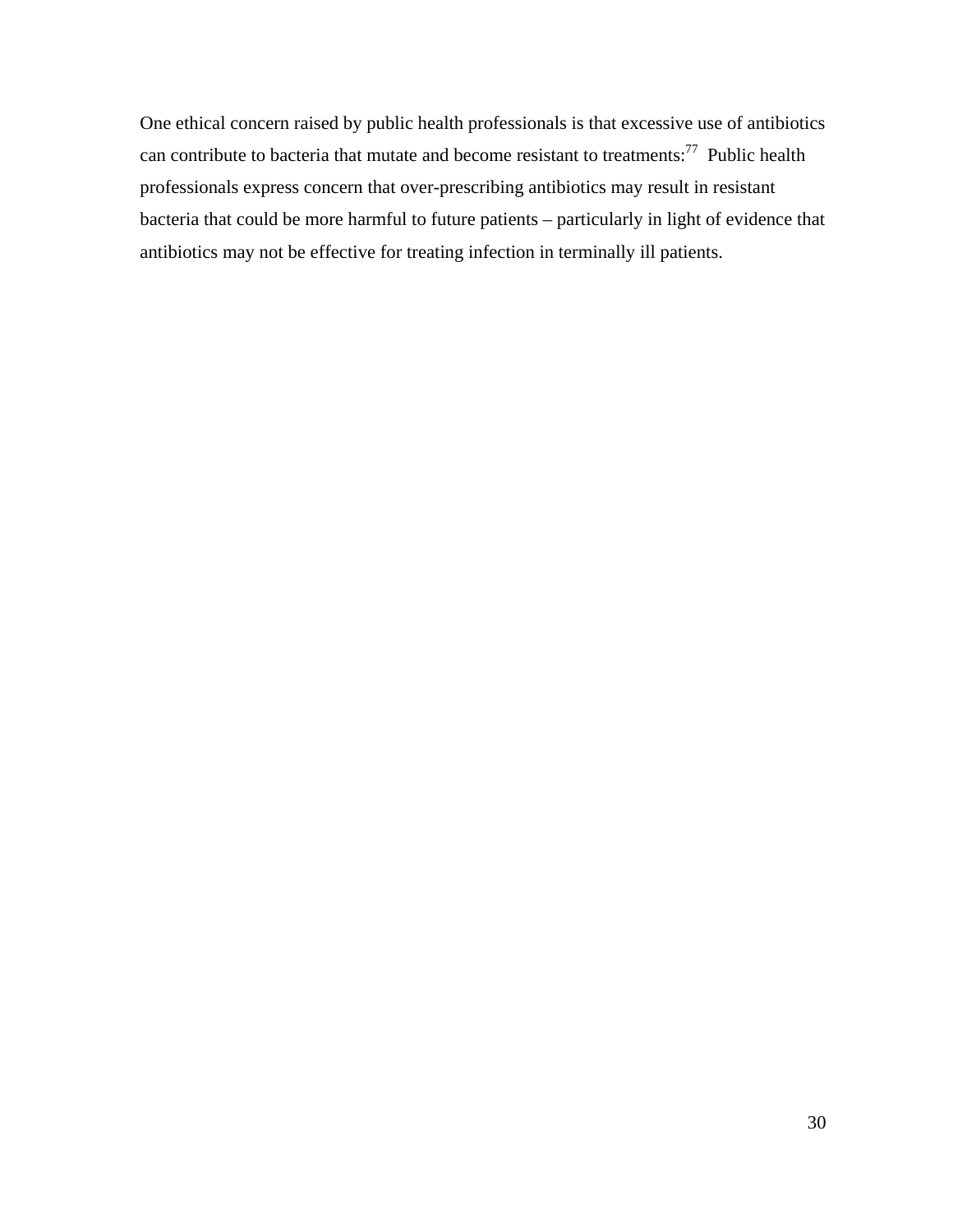One ethical concern raised by public health professionals is that excessive use of antibiotics can contribute to bacteria that mutate and become resistant to treatments:[77] Public health professionals express concern that over-prescribing antibiotics may result in resistant bacteria that could be more harmful to future patients – particularly in light of evidence that antibiotics may not be effective for treating infection in terminally ill patients.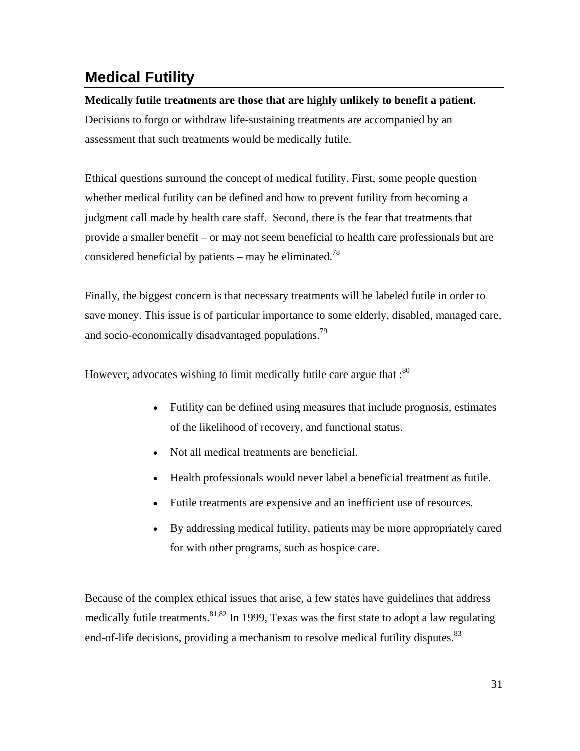## Medical Futility

**Medically futile treatments are those that are highly unlikely to benefit a patient.** Decisions to forgo or withdraw life-sustaining treatments are accompanied by an assessment that such treatments would be medically futile.

Ethical questions surround the concept of medical futility. First, some people question whether medical futility can be defined and how to prevent futility from becoming a judgment call made by health care staff. Second, there is the fear that treatments that provide a smaller benefit – or may not seem beneficial to health care professionals but are considered beneficial by patients – may be eliminated.[78]

Finally, the biggest concern is that necessary treatments will be labeled futile in order to save money. This issue is of particular importance to some elderly, disabled, managed care, and socio-economically disadvantaged populations.[79]

However, advocates wishing to limit medically futile care argue that :[80]

- Futility can be defined using measures that include prognosis, estimates of the likelihood of recovery, and functional status.
- Not all medical treatments are beneficial.
- Health professionals would never label a beneficial treatment as futile.
- Futile treatments are expensive and an inefficient use of resources.
- By addressing medical futility, patients may be more appropriately cared for with other programs, such as hospice care.

Because of the complex ethical issues that arise, a few states have guidelines that address medically futile treatments.[81,82] In 1999, Texas was the first state to adopt a law regulating end-of-life decisions, providing a mechanism to resolve medical futility disputes.[83]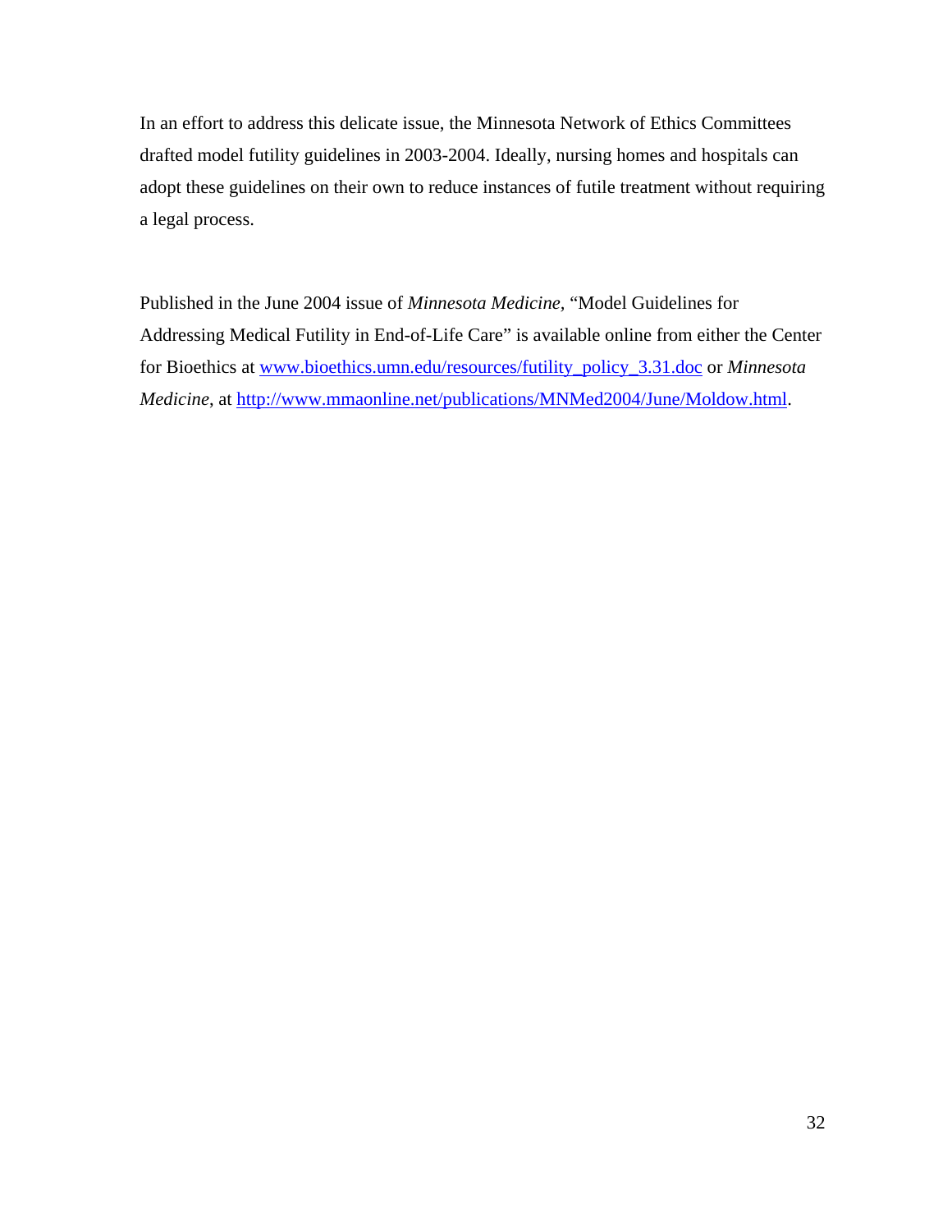In an effort to address this delicate issue, the Minnesota Network of Ethics Committees drafted model futility guidelines in 2003-2004. Ideally, nursing homes and hospitals can adopt these guidelines on their own to reduce instances of futile treatment without requiring a legal process.

Published in the June 2004 issue of *Minnesota Medicine*, "Model Guidelines for Addressing Medical Futility in End-of-Life Care" is available online from either the Center for Bioethics at [www.bioethics.umn.edu/resources/futility_policy_3.31.doc](www.bioethics.umn.edu/resources/futility_policy_3.31.doc) or *Minnesota Medicine*, at [http://www.mmaonline.net/publications/MNMed2004/June/Moldow.html](http://www.mmaonline.net/publications/MNMed2004/June/Moldow.html).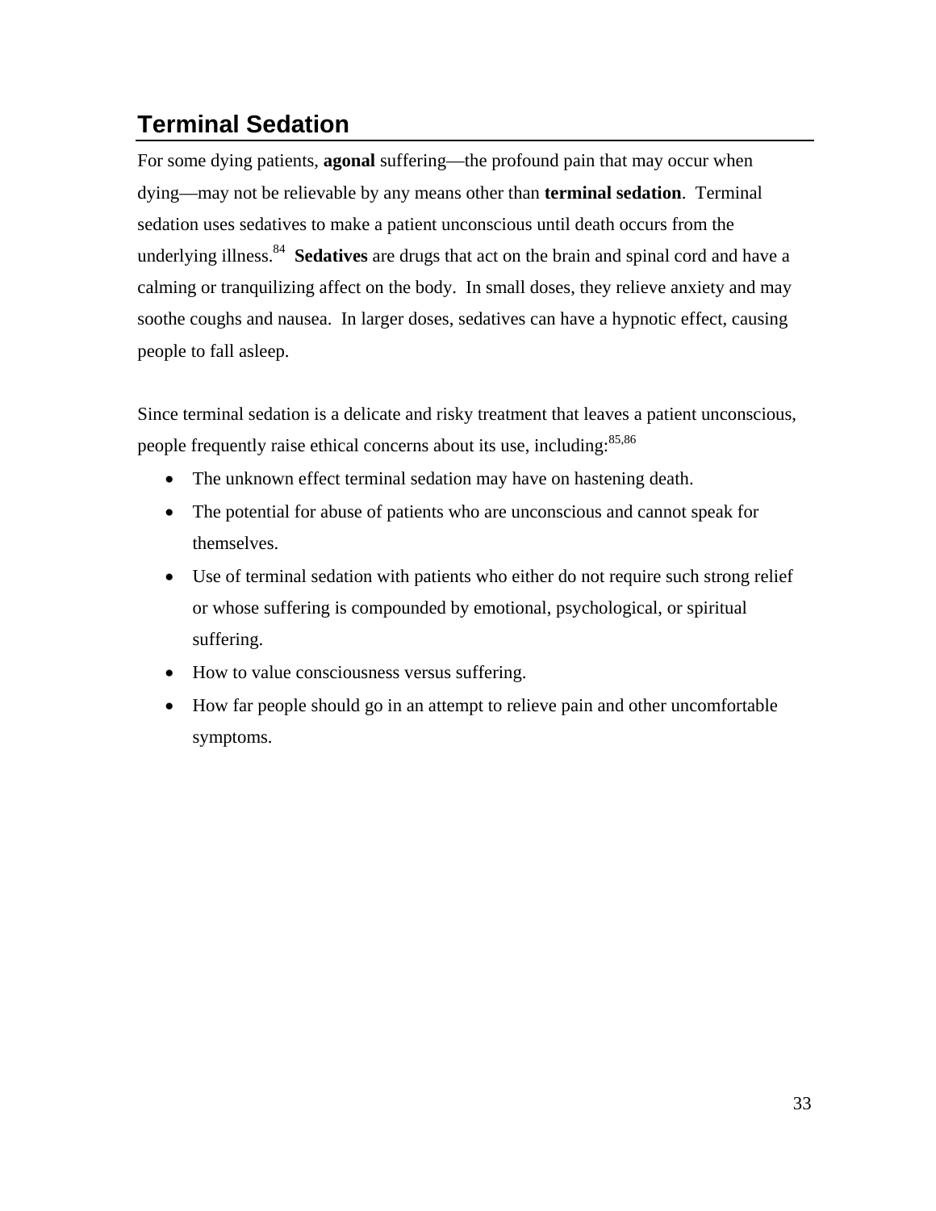## Terminal Sedation

For some dying patients, **agonal** suffering—the profound pain that may occur when dying—may not be relievable by any means other than **terminal sedation**. Terminal sedation uses sedatives to make a patient unconscious until death occurs from the underlying illness.[84] **Sedatives** are drugs that act on the brain and spinal cord and have a calming or tranquilizing affect on the body. In small doses, they relieve anxiety and may soothe coughs and nausea. In larger doses, sedatives can have a hypnotic effect, causing people to fall asleep.

Since terminal sedation is a delicate and risky treatment that leaves a patient unconscious, people frequently raise ethical concerns about its use, including:[85,86]

- The unknown effect terminal sedation may have on hastening death.
- The potential for abuse of patients who are unconscious and cannot speak for themselves.
- Use of terminal sedation with patients who either do not require such strong relief or whose suffering is compounded by emotional, psychological, or spiritual suffering.
- How to value consciousness versus suffering.
- How far people should go in an attempt to relieve pain and other uncomfortable symptoms.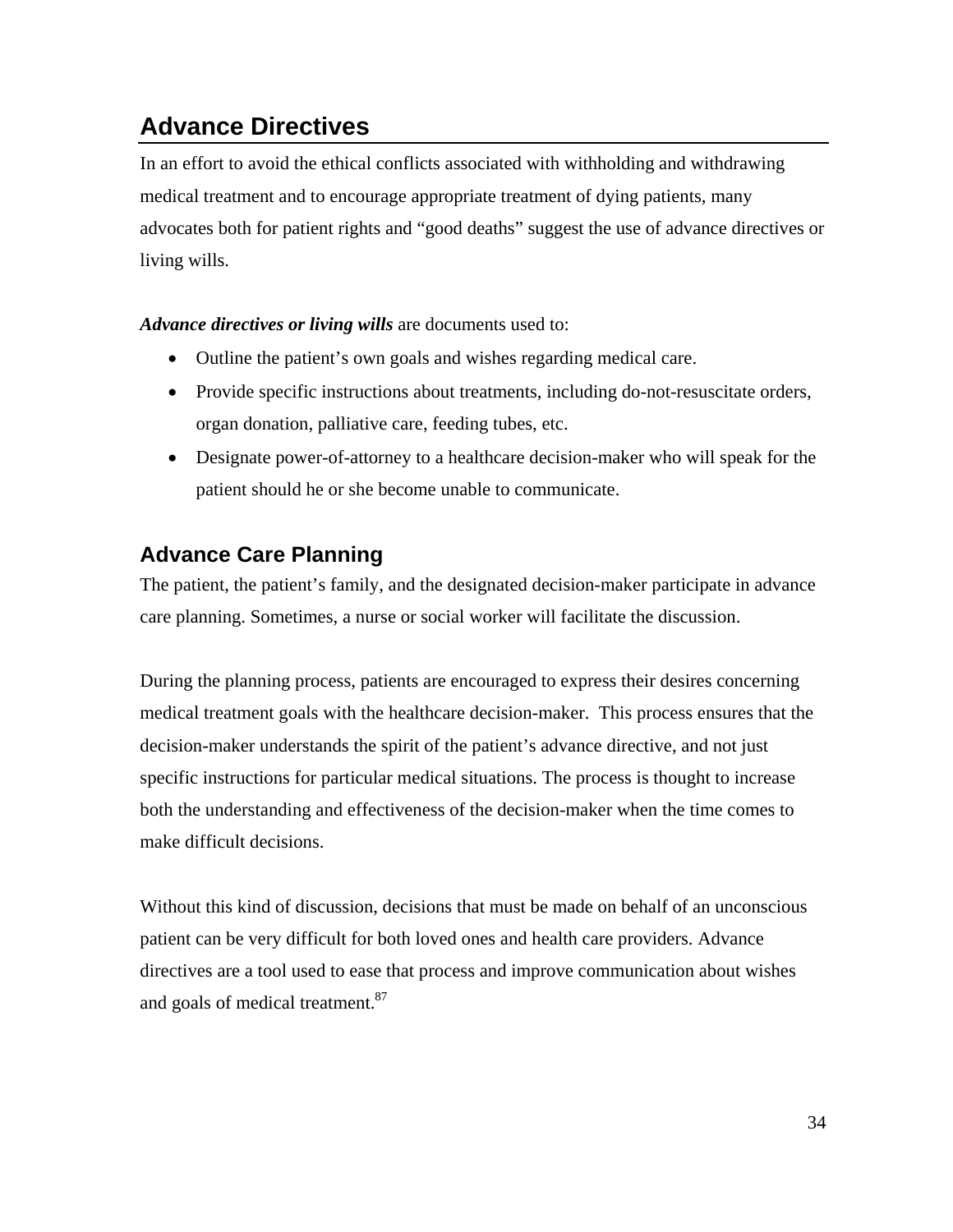## Advance Directives

In an effort to avoid the ethical conflicts associated with withholding and withdrawing medical treatment and to encourage appropriate treatment of dying patients, many advocates both for patient rights and “good deaths” suggest the use of advance directives or living wills.

***Advance directives or living wills*** are documents used to:

- Outline the patient’s own goals and wishes regarding medical care.
- Provide specific instructions about treatments, including do-not-resuscitate orders, organ donation, palliative care, feeding tubes, etc.
- Designate power-of-attorney to a healthcare decision-maker who will speak for the patient should he or she become unable to communicate.

### Advance Care Planning

The patient, the patient’s family, and the designated decision-maker participate in advance care planning. Sometimes, a nurse or social worker will facilitate the discussion.

During the planning process, patients are encouraged to express their desires concerning medical treatment goals with the healthcare decision-maker. This process ensures that the decision-maker understands the spirit of the patient’s advance directive, and not just specific instructions for particular medical situations. The process is thought to increase both the understanding and effectiveness of the decision-maker when the time comes to make difficult decisions.

Without this kind of discussion, decisions that must be made on behalf of an unconscious patient can be very difficult for both loved ones and health care providers. Advance directives are a tool used to ease that process and improve communication about wishes and goals of medical treatment.[87]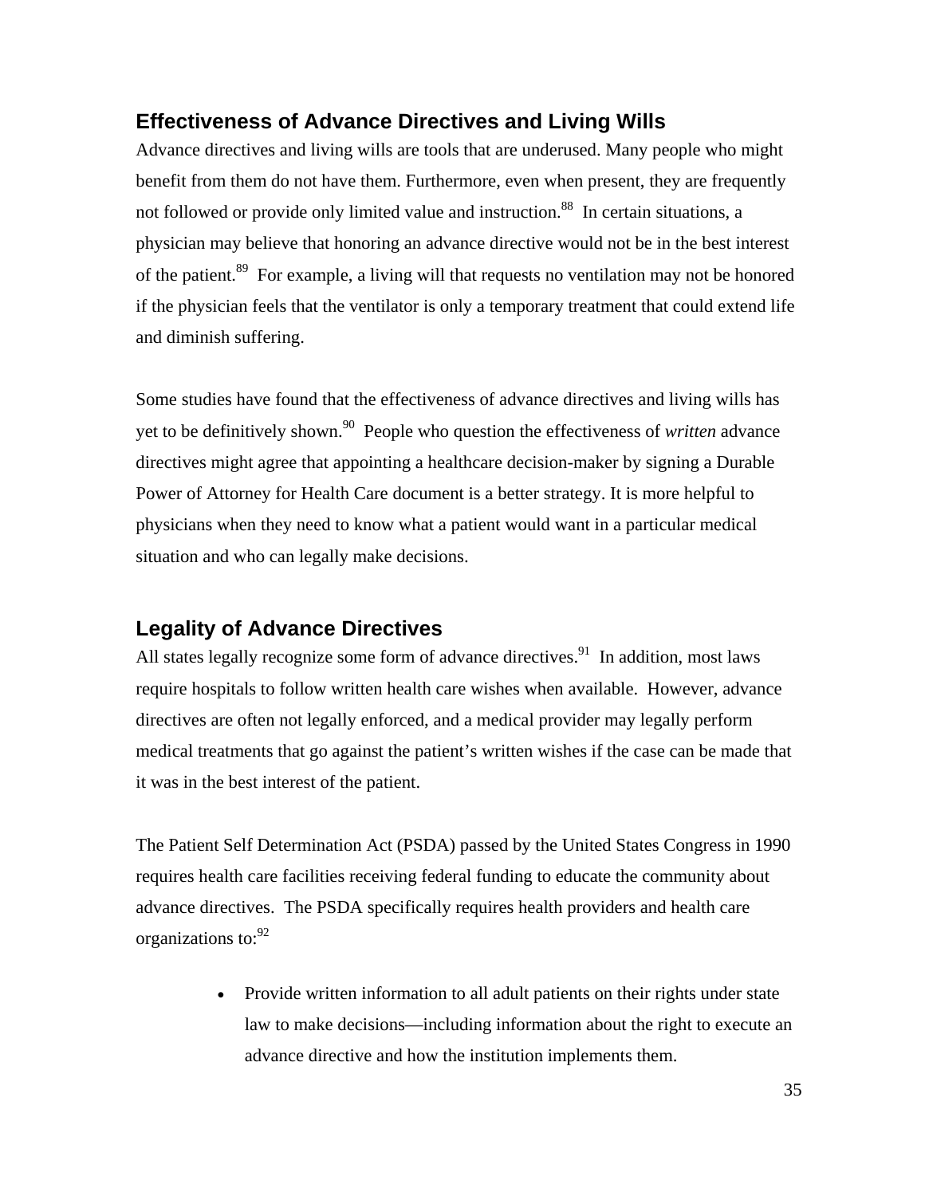## Effectiveness of Advance Directives and Living Wills

Advance directives and living wills are tools that are underused. Many people who might benefit from them do not have them. Furthermore, even when present, they are frequently not followed or provide only limited value and instruction.[88] In certain situations, a physician may believe that honoring an advance directive would not be in the best interest of the patient.[89] For example, a living will that requests no ventilation may not be honored if the physician feels that the ventilator is only a temporary treatment that could extend life and diminish suffering.

Some studies have found that the effectiveness of advance directives and living wills has yet to be definitively shown.[90] People who question the effectiveness of *written* advance directives might agree that appointing a healthcare decision-maker by signing a Durable Power of Attorney for Health Care document is a better strategy. It is more helpful to physicians when they need to know what a patient would want in a particular medical situation and who can legally make decisions.

## Legality of Advance Directives

All states legally recognize some form of advance directives.[91] In addition, most laws require hospitals to follow written health care wishes when available. However, advance directives are often not legally enforced, and a medical provider may legally perform medical treatments that go against the patient's written wishes if the case can be made that it was in the best interest of the patient.

The Patient Self Determination Act (PSDA) passed by the United States Congress in 1990 requires health care facilities receiving federal funding to educate the community about advance directives. The PSDA specifically requires health providers and health care organizations to:[92]

- Provide written information to all adult patients on their rights under state law to make decisions—including information about the right to execute an advance directive and how the institution implements them.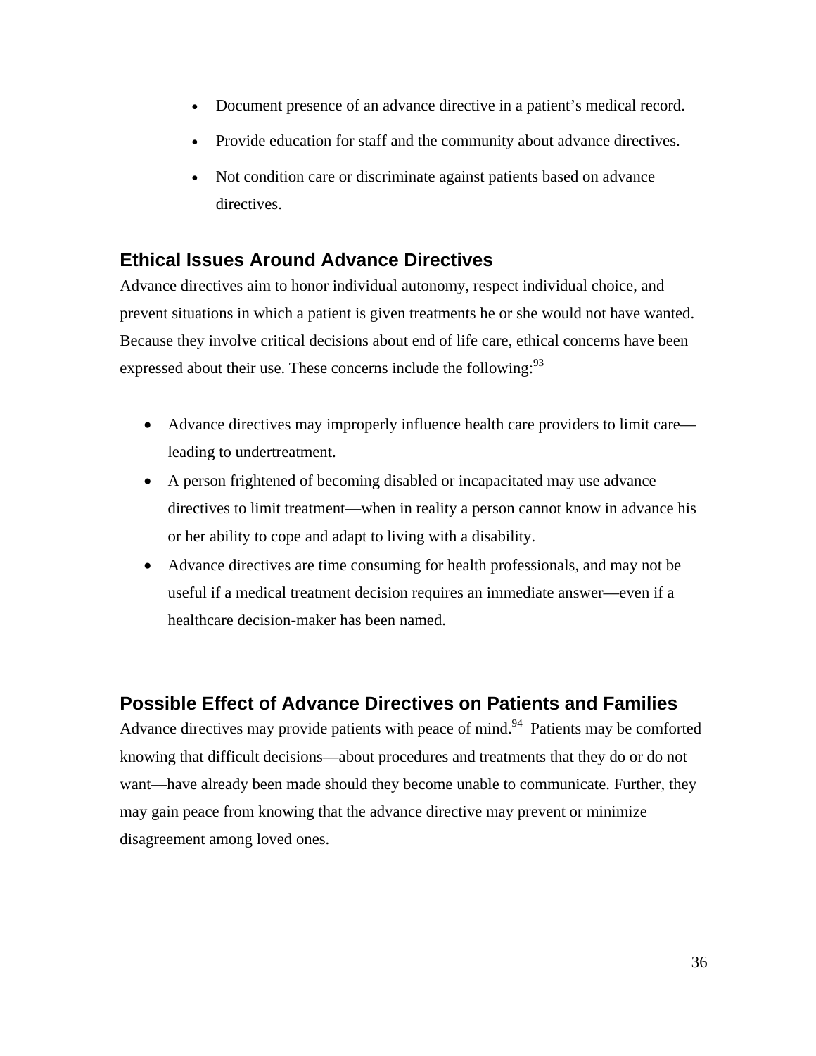- Document presence of an advance directive in a patient's medical record.
- Provide education for staff and the community about advance directives.
- Not condition care or discriminate against patients based on advance directives.

## Ethical Issues Around Advance Directives

Advance directives aim to honor individual autonomy, respect individual choice, and prevent situations in which a patient is given treatments he or she would not have wanted. Because they involve critical decisions about end of life care, ethical concerns have been expressed about their use. These concerns include the following:[93]

- Advance directives may improperly influence health care providers to limit care—leading to undertreatment.
- A person frightened of becoming disabled or incapacitated may use advance directives to limit treatment—when in reality a person cannot know in advance his or her ability to cope and adapt to living with a disability.
- Advance directives are time consuming for health professionals, and may not be useful if a medical treatment decision requires an immediate answer—even if a healthcare decision-maker has been named.

## Possible Effect of Advance Directives on Patients and Families

Advance directives may provide patients with peace of mind.[94] Patients may be comforted knowing that difficult decisions—about procedures and treatments that they do or do not want—have already been made should they become unable to communicate. Further, they may gain peace from knowing that the advance directive may prevent or minimize disagreement among loved ones.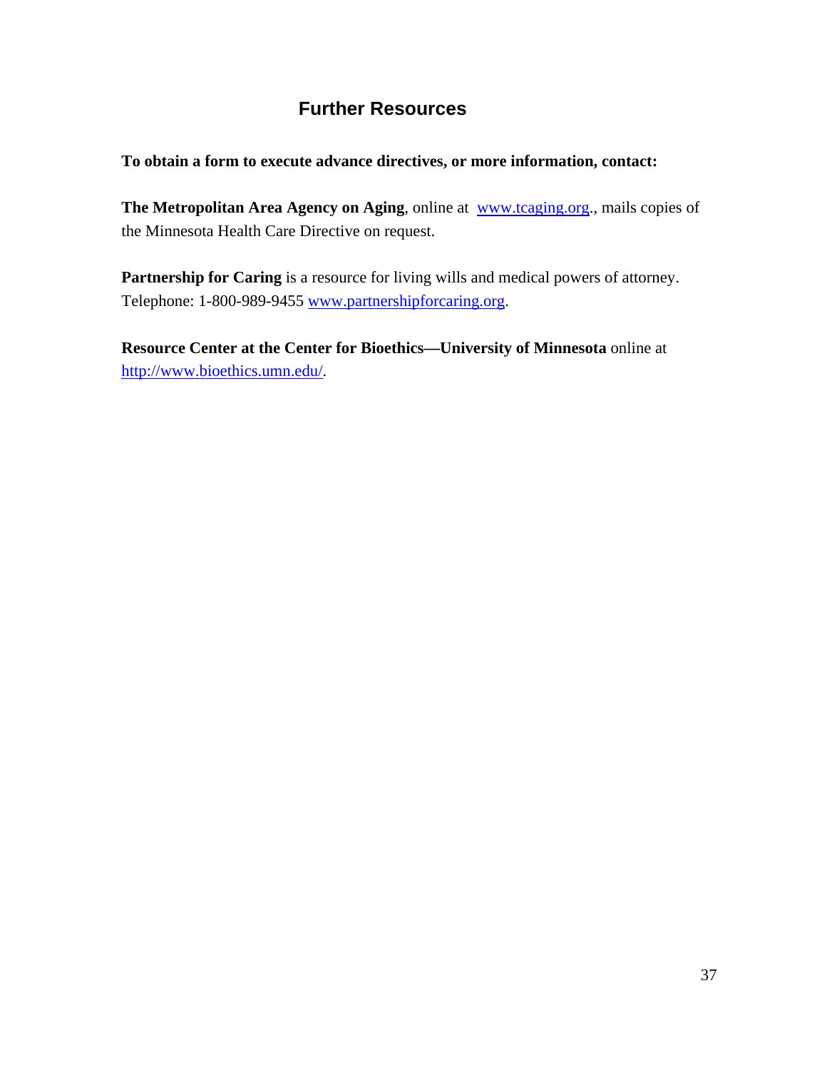## Further Resources

**To obtain a form to execute advance directives, or more information, contact:**

**The Metropolitan Area Agency on Aging**, online at www.tcaging.org., mails copies of the Minnesota Health Care Directive on request.

**Partnership for Caring** is a resource for living wills and medical powers of attorney. Telephone: 1-800-989-9455 www.partnershipforcaring.org.

**Resource Center at the Center for Bioethics—University of Minnesota** online at http://www.bioethics.umn.edu/.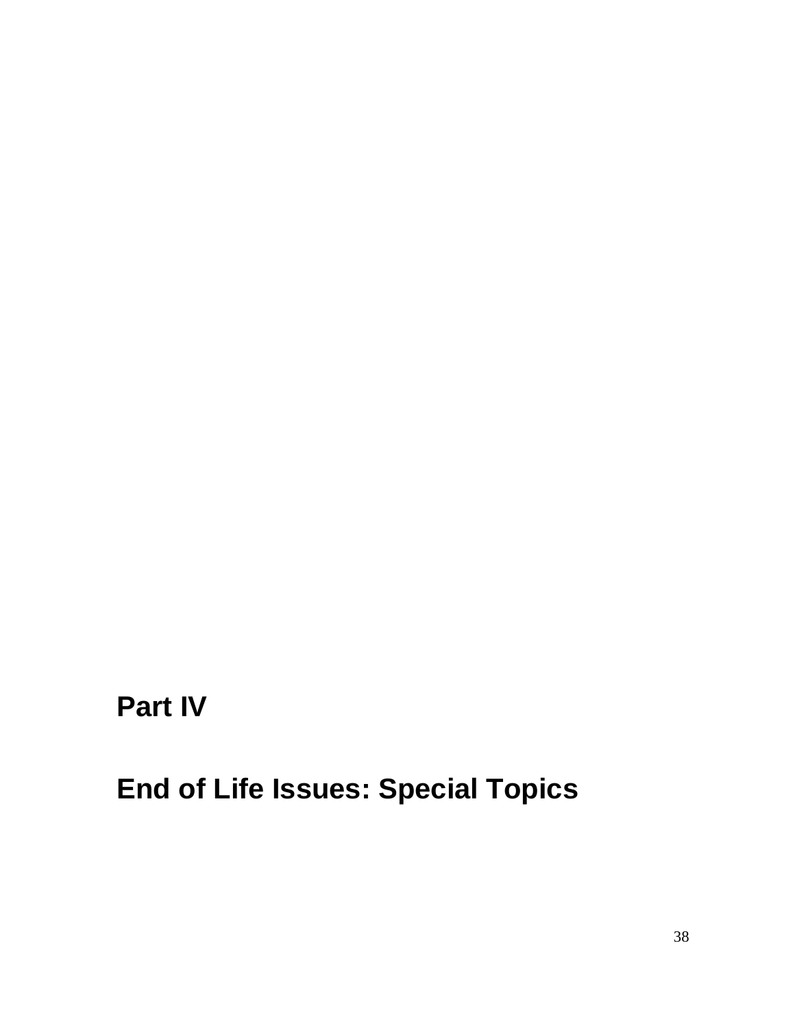# Part IV

# End of Life Issues: Special Topics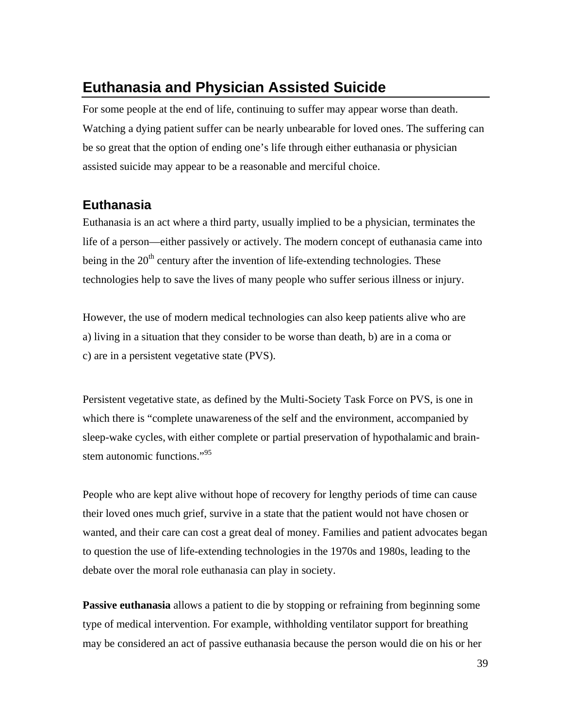# Euthanasia and Physician Assisted Suicide

For some people at the end of life, continuing to suffer may appear worse than death. Watching a dying patient suffer can be nearly unbearable for loved ones. The suffering can be so great that the option of ending one's life through either euthanasia or physician assisted suicide may appear to be a reasonable and merciful choice.

## Euthanasia

Euthanasia is an act where a third party, usually implied to be a physician, terminates the life of a person—either passively or actively. The modern concept of euthanasia came into being in the 20th century after the invention of life-extending technologies. These technologies help to save the lives of many people who suffer serious illness or injury.

However, the use of modern medical technologies can also keep patients alive who are a) living in a situation that they consider to be worse than death, b) are in a coma or c) are in a persistent vegetative state (PVS).

Persistent vegetative state, as defined by the Multi-Society Task Force on PVS, is one in which there is "complete unawareness of the self and the environment, accompanied by sleep-wake cycles, with either complete or partial preservation of hypothalamic and brain-stem autonomic functions."[95]

People who are kept alive without hope of recovery for lengthy periods of time can cause their loved ones much grief, survive in a state that the patient would not have chosen or wanted, and their care can cost a great deal of money. Families and patient advocates began to question the use of life-extending technologies in the 1970s and 1980s, leading to the debate over the moral role euthanasia can play in society.

**Passive euthanasia** allows a patient to die by stopping or refraining from beginning some type of medical intervention. For example, withholding ventilator support for breathing may be considered an act of passive euthanasia because the person would die on his or her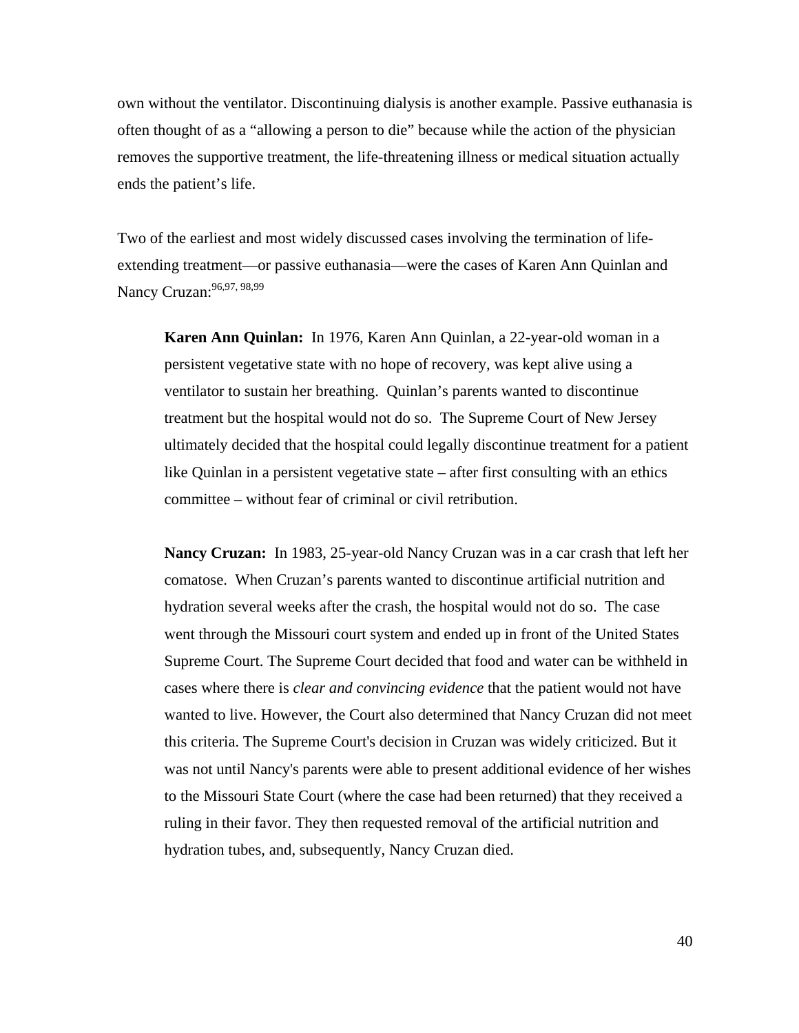own without the ventilator. Discontinuing dialysis is another example. Passive euthanasia is often thought of as a "allowing a person to die" because while the action of the physician removes the supportive treatment, the life-threatening illness or medical situation actually ends the patient's life.

Two of the earliest and most widely discussed cases involving the termination of life-extending treatment—or passive euthanasia—were the cases of Karen Ann Quinlan and Nancy Cruzan:[96,97, 98,99]

> **Karen Ann Quinlan:** In 1976, Karen Ann Quinlan, a 22-year-old woman in a persistent vegetative state with no hope of recovery, was kept alive using a ventilator to sustain her breathing. Quinlan's parents wanted to discontinue treatment but the hospital would not do so. The Supreme Court of New Jersey ultimately decided that the hospital could legally discontinue treatment for a patient like Quinlan in a persistent vegetative state – after first consulting with an ethics committee – without fear of criminal or civil retribution.
>
> **Nancy Cruzan:** In 1983, 25-year-old Nancy Cruzan was in a car crash that left her comatose. When Cruzan's parents wanted to discontinue artificial nutrition and hydration several weeks after the crash, the hospital would not do so. The case went through the Missouri court system and ended up in front of the United States Supreme Court. The Supreme Court decided that food and water can be withheld in cases where there is *clear and convincing evidence* that the patient would not have wanted to live. However, the Court also determined that Nancy Cruzan did not meet this criteria. The Supreme Court's decision in Cruzan was widely criticized. But it was not until Nancy's parents were able to present additional evidence of her wishes to the Missouri State Court (where the case had been returned) that they received a ruling in their favor. They then requested removal of the artificial nutrition and hydration tubes, and, subsequently, Nancy Cruzan died.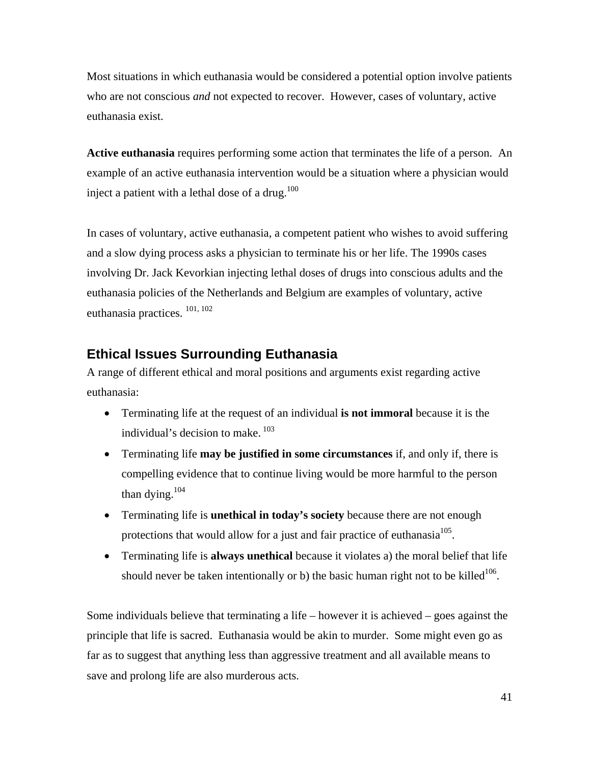Most situations in which euthanasia would be considered a potential option involve patients who are not conscious *and* not expected to recover. However, cases of voluntary, active euthanasia exist.

**Active euthanasia** requires performing some action that terminates the life of a person. An example of an active euthanasia intervention would be a situation where a physician would inject a patient with a lethal dose of a drug.[100]

In cases of voluntary, active euthanasia, a competent patient who wishes to avoid suffering and a slow dying process asks a physician to terminate his or her life. The 1990s cases involving Dr. Jack Kevorkian injecting lethal doses of drugs into conscious adults and the euthanasia policies of the Netherlands and Belgium are examples of voluntary, active euthanasia practices. [101, 102]

## Ethical Issues Surrounding Euthanasia

A range of different ethical and moral positions and arguments exist regarding active euthanasia:

- Terminating life at the request of an individual **is not immoral** because it is the individual's decision to make. [103]
- Terminating life **may be justified in some circumstances** if, and only if, there is compelling evidence that to continue living would be more harmful to the person than dying.[104]
- Terminating life is **unethical in today's society** because there are not enough protections that would allow for a just and fair practice of euthanasia[105].
- Terminating life is **always unethical** because it violates a) the moral belief that life should never be taken intentionally or b) the basic human right not to be killed[106].

Some individuals believe that terminating a life – however it is achieved – goes against the principle that life is sacred. Euthanasia would be akin to murder. Some might even go as far as to suggest that anything less than aggressive treatment and all available means to save and prolong life are also murderous acts.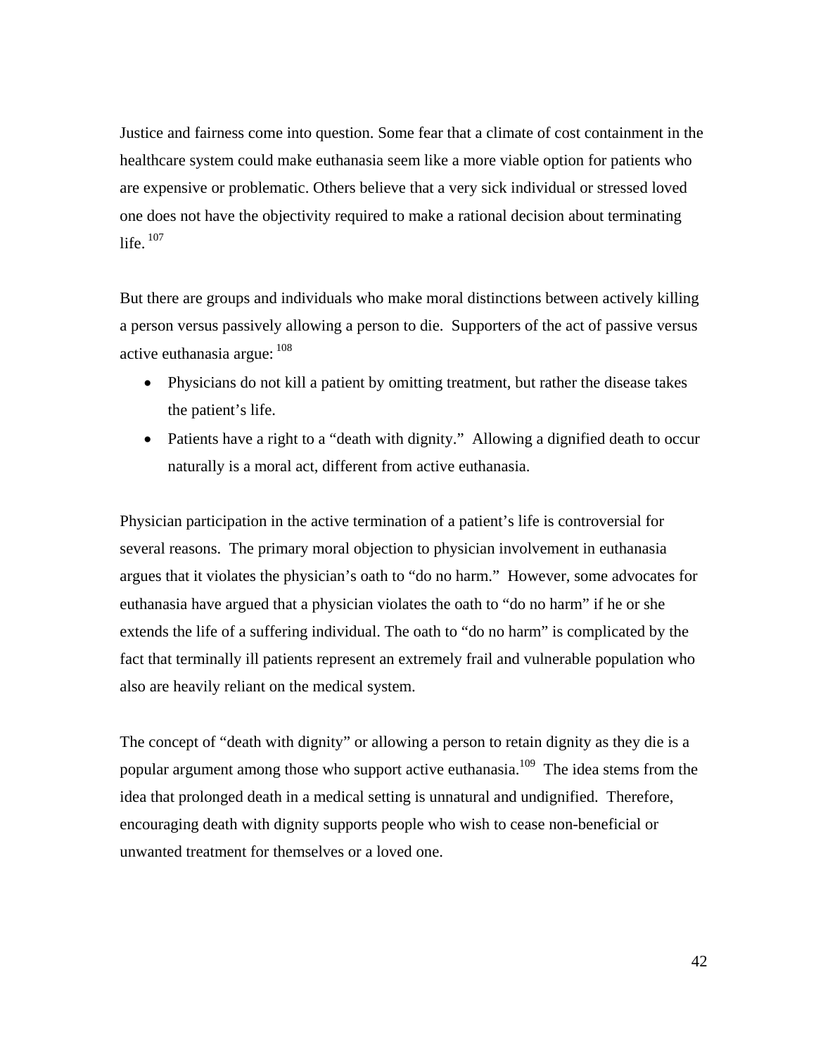Justice and fairness come into question. Some fear that a climate of cost containment in the healthcare system could make euthanasia seem like a more viable option for patients who are expensive or problematic. Others believe that a very sick individual or stressed loved one does not have the objectivity required to make a rational decision about terminating life. [107]

But there are groups and individuals who make moral distinctions between actively killing a person versus passively allowing a person to die. Supporters of the act of passive versus active euthanasia argue: [108]

- Physicians do not kill a patient by omitting treatment, but rather the disease takes the patient's life.
- Patients have a right to a "death with dignity." Allowing a dignified death to occur naturally is a moral act, different from active euthanasia.

Physician participation in the active termination of a patient's life is controversial for several reasons. The primary moral objection to physician involvement in euthanasia argues that it violates the physician's oath to "do no harm." However, some advocates for euthanasia have argued that a physician violates the oath to "do no harm" if he or she extends the life of a suffering individual. The oath to "do no harm" is complicated by the fact that terminally ill patients represent an extremely frail and vulnerable population who also are heavily reliant on the medical system.

The concept of "death with dignity" or allowing a person to retain dignity as they die is a popular argument among those who support active euthanasia.[109] The idea stems from the idea that prolonged death in a medical setting is unnatural and undignified. Therefore, encouraging death with dignity supports people who wish to cease non-beneficial or unwanted treatment for themselves or a loved one.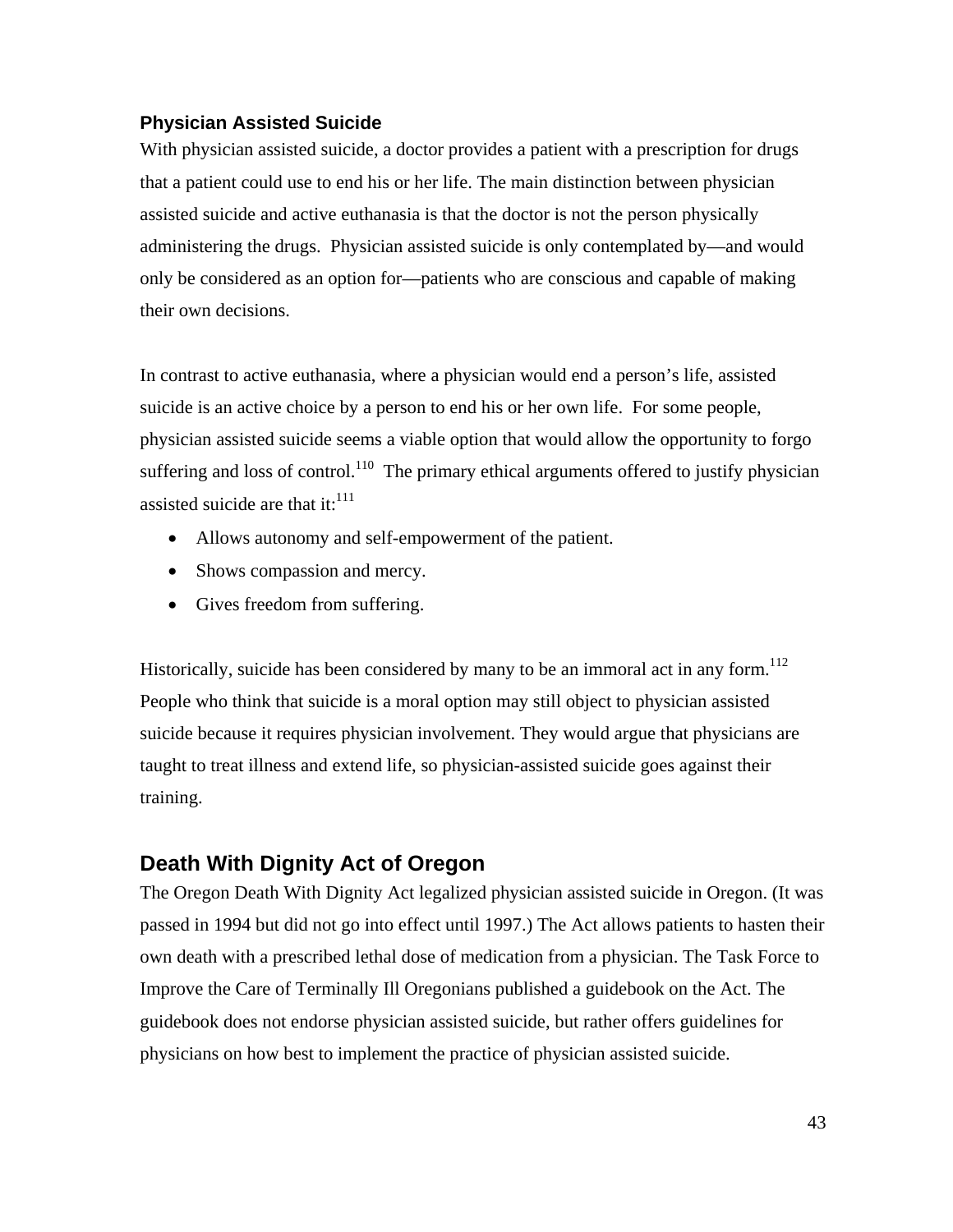### Physician Assisted Suicide

With physician assisted suicide, a doctor provides a patient with a prescription for drugs that a patient could use to end his or her life. The main distinction between physician assisted suicide and active euthanasia is that the doctor is not the person physically administering the drugs. Physician assisted suicide is only contemplated by—and would only be considered as an option for—patients who are conscious and capable of making their own decisions.

In contrast to active euthanasia, where a physician would end a person's life, assisted suicide is an active choice by a person to end his or her own life. For some people, physician assisted suicide seems a viable option that would allow the opportunity to forgo suffering and loss of control.[110] The primary ethical arguments offered to justify physician assisted suicide are that it:[111]

- Allows autonomy and self-empowerment of the patient.
- Shows compassion and mercy.
- Gives freedom from suffering.

Historically, suicide has been considered by many to be an immoral act in any form.[112] People who think that suicide is a moral option may still object to physician assisted suicide because it requires physician involvement. They would argue that physicians are taught to treat illness and extend life, so physician-assisted suicide goes against their training.

## Death With Dignity Act of Oregon

The Oregon Death With Dignity Act legalized physician assisted suicide in Oregon. (It was passed in 1994 but did not go into effect until 1997.) The Act allows patients to hasten their own death with a prescribed lethal dose of medication from a physician. The Task Force to Improve the Care of Terminally Ill Oregonians published a guidebook on the Act. The guidebook does not endorse physician assisted suicide, but rather offers guidelines for physicians on how best to implement the practice of physician assisted suicide.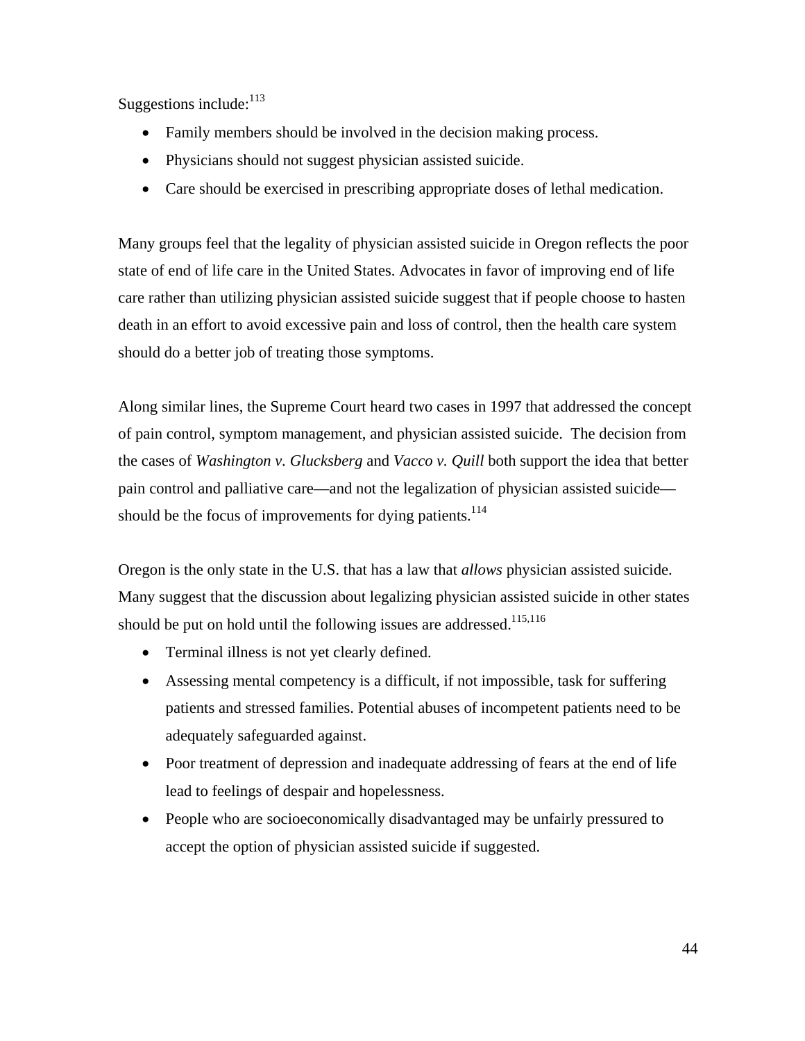Suggestions include:[113]

- Family members should be involved in the decision making process.
- Physicians should not suggest physician assisted suicide.
- Care should be exercised in prescribing appropriate doses of lethal medication.

Many groups feel that the legality of physician assisted suicide in Oregon reflects the poor state of end of life care in the United States. Advocates in favor of improving end of life care rather than utilizing physician assisted suicide suggest that if people choose to hasten death in an effort to avoid excessive pain and loss of control, then the health care system should do a better job of treating those symptoms.

Along similar lines, the Supreme Court heard two cases in 1997 that addressed the concept of pain control, symptom management, and physician assisted suicide. The decision from the cases of *Washington v. Glucksberg* and *Vacco v. Quill* both support the idea that better pain control and palliative care—and not the legalization of physician assisted suicide—should be the focus of improvements for dying patients.[114]

Oregon is the only state in the U.S. that has a law that *allows* physician assisted suicide. Many suggest that the discussion about legalizing physician assisted suicide in other states should be put on hold until the following issues are addressed.[115,116]

- Terminal illness is not yet clearly defined.
- Assessing mental competency is a difficult, if not impossible, task for suffering patients and stressed families. Potential abuses of incompetent patients need to be adequately safeguarded against.
- Poor treatment of depression and inadequate addressing of fears at the end of life lead to feelings of despair and hopelessness.
- People who are socioeconomically disadvantaged may be unfairly pressured to accept the option of physician assisted suicide if suggested.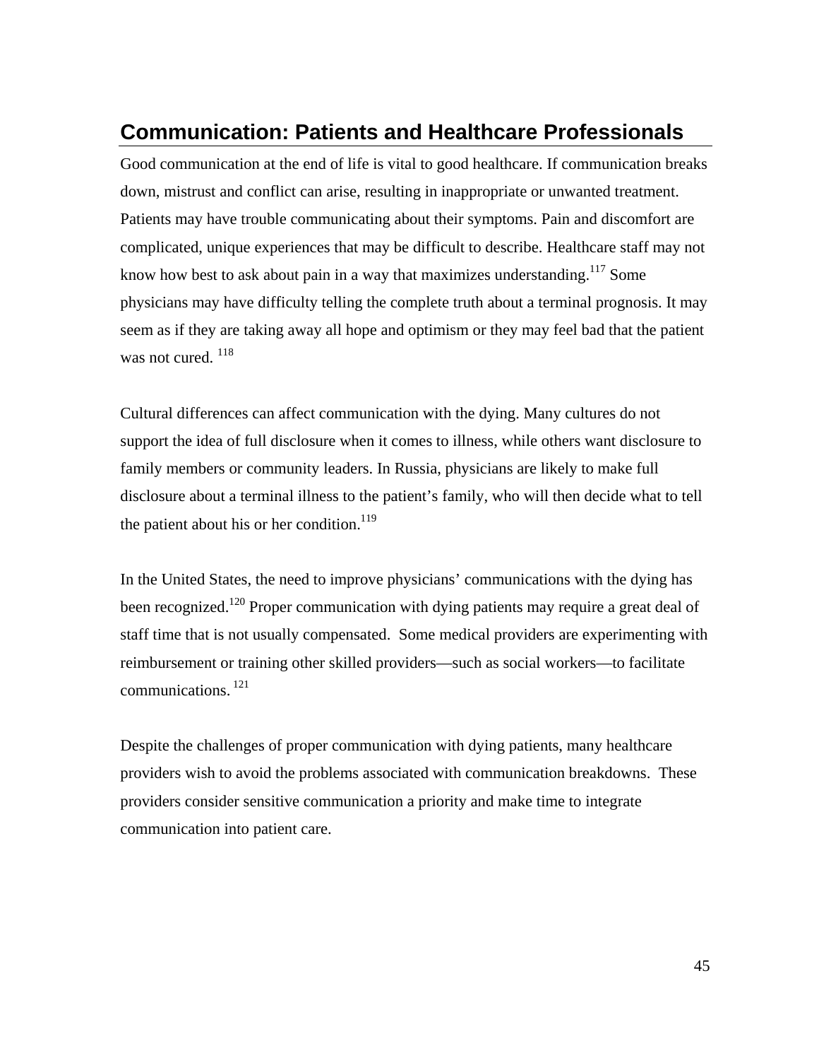## Communication: Patients and Healthcare Professionals

Good communication at the end of life is vital to good healthcare. If communication breaks down, mistrust and conflict can arise, resulting in inappropriate or unwanted treatment. Patients may have trouble communicating about their symptoms. Pain and discomfort are complicated, unique experiences that may be difficult to describe. Healthcare staff may not know how best to ask about pain in a way that maximizes understanding.[117] Some physicians may have difficulty telling the complete truth about a terminal prognosis. It may seem as if they are taking away all hope and optimism or they may feel bad that the patient was not cured. [118]

Cultural differences can affect communication with the dying. Many cultures do not support the idea of full disclosure when it comes to illness, while others want disclosure to family members or community leaders. In Russia, physicians are likely to make full disclosure about a terminal illness to the patient's family, who will then decide what to tell the patient about his or her condition.[119]

In the United States, the need to improve physicians' communications with the dying has been recognized.[120] Proper communication with dying patients may require a great deal of staff time that is not usually compensated. Some medical providers are experimenting with reimbursement or training other skilled providers—such as social workers—to facilitate communications. [121]

Despite the challenges of proper communication with dying patients, many healthcare providers wish to avoid the problems associated with communication breakdowns. These providers consider sensitive communication a priority and make time to integrate communication into patient care.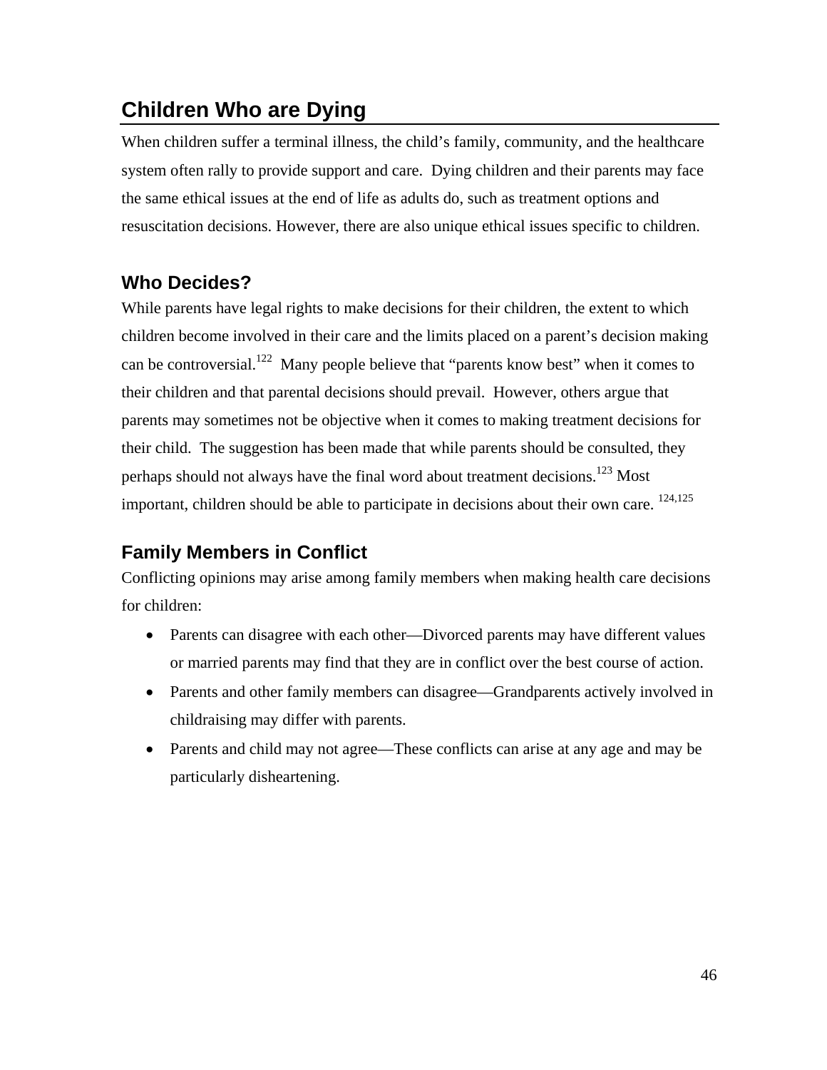# Children Who are Dying

When children suffer a terminal illness, the child's family, community, and the healthcare system often rally to provide support and care. Dying children and their parents may face the same ethical issues at the end of life as adults do, such as treatment options and resuscitation decisions. However, there are also unique ethical issues specific to children.

## Who Decides?

While parents have legal rights to make decisions for their children, the extent to which children become involved in their care and the limits placed on a parent's decision making can be controversial.[122] Many people believe that "parents know best" when it comes to their children and that parental decisions should prevail. However, others argue that parents may sometimes not be objective when it comes to making treatment decisions for their child. The suggestion has been made that while parents should be consulted, they perhaps should not always have the final word about treatment decisions.[123] Most important, children should be able to participate in decisions about their own care.[124,125]

## Family Members in Conflict

Conflicting opinions may arise among family members when making health care decisions for children:

- Parents can disagree with each other—Divorced parents may have different values or married parents may find that they are in conflict over the best course of action.
- Parents and other family members can disagree—Grandparents actively involved in childraising may differ with parents.
- Parents and child may not agree—These conflicts can arise at any age and may be particularly disheartening.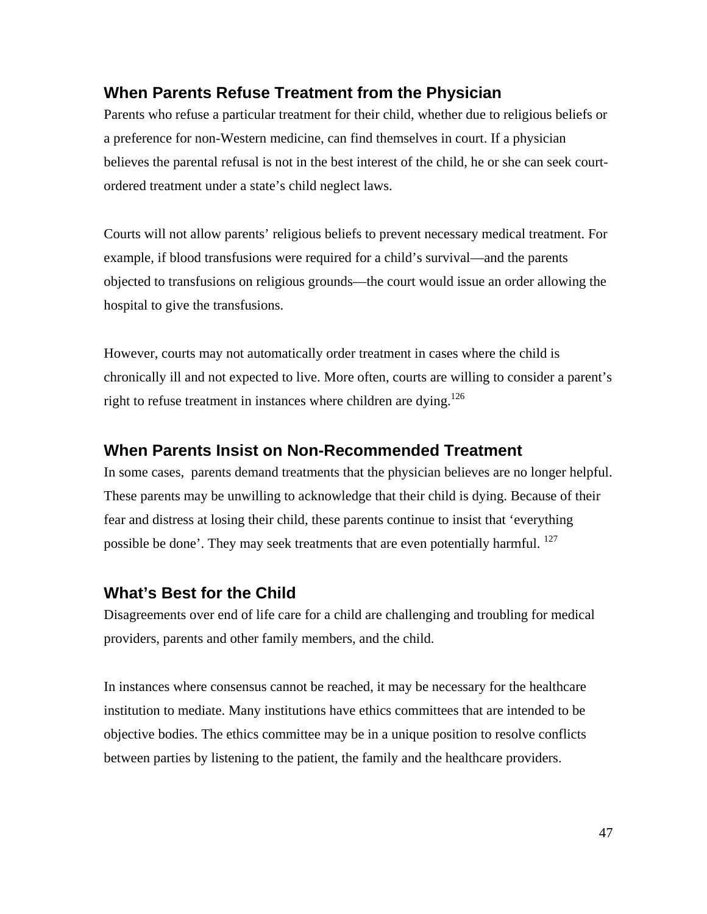## When Parents Refuse Treatment from the Physician

Parents who refuse a particular treatment for their child, whether due to religious beliefs or a preference for non-Western medicine, can find themselves in court. If a physician believes the parental refusal is not in the best interest of the child, he or she can seek court-ordered treatment under a state's child neglect laws.

Courts will not allow parents' religious beliefs to prevent necessary medical treatment. For example, if blood transfusions were required for a child's survival—and the parents objected to transfusions on religious grounds—the court would issue an order allowing the hospital to give the transfusions.

However, courts may not automatically order treatment in cases where the child is chronically ill and not expected to live. More often, courts are willing to consider a parent's right to refuse treatment in instances where children are dying.[126]

## When Parents Insist on Non-Recommended Treatment

In some cases, parents demand treatments that the physician believes are no longer helpful. These parents may be unwilling to acknowledge that their child is dying. Because of their fear and distress at losing their child, these parents continue to insist that 'everything possible be done'. They may seek treatments that are even potentially harmful. [127]

## What's Best for the Child

Disagreements over end of life care for a child are challenging and troubling for medical providers, parents and other family members, and the child.

In instances where consensus cannot be reached, it may be necessary for the healthcare institution to mediate. Many institutions have ethics committees that are intended to be objective bodies. The ethics committee may be in a unique position to resolve conflicts between parties by listening to the patient, the family and the healthcare providers.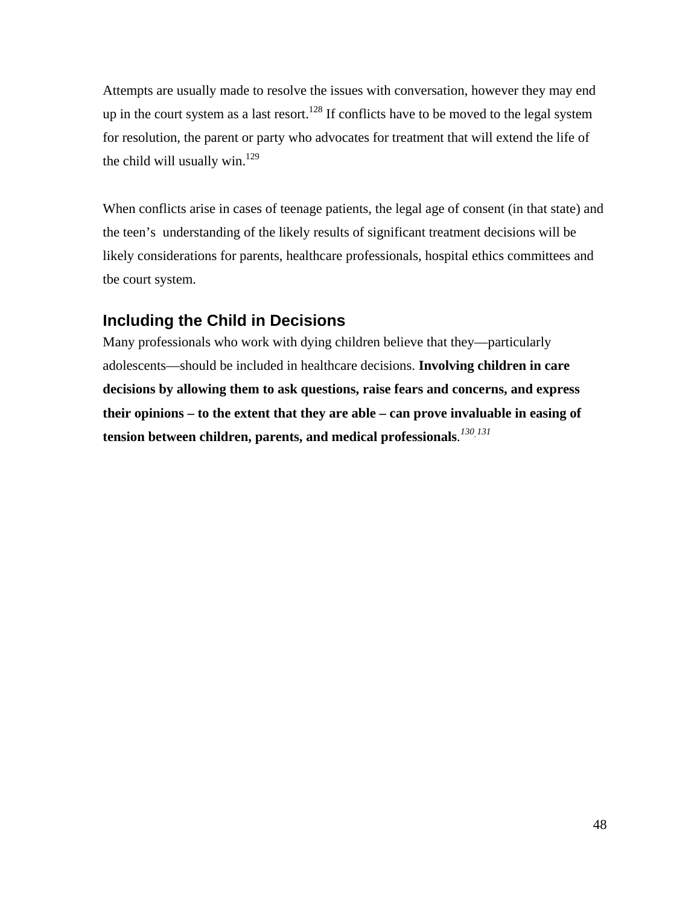Attempts are usually made to resolve the issues with conversation, however they may end up in the court system as a last resort.[128] If conflicts have to be moved to the legal system for resolution, the parent or party who advocates for treatment that will extend the life of the child will usually win.[129]

When conflicts arise in cases of teenage patients, the legal age of consent (in that state) and the teen's understanding of the likely results of significant treatment decisions will be likely considerations for parents, healthcare professionals, hospital ethics committees and tbe court system.

## Including the Child in Decisions

Many professionals who work with dying children believe that they—particularly adolescents—should be included in healthcare decisions. **Involving children in care decisions by allowing them to ask questions, raise fears and concerns, and express their opinions – to the extent that they are able – can prove invaluable in easing of tension between children, parents, and medical professionals**.[130,131]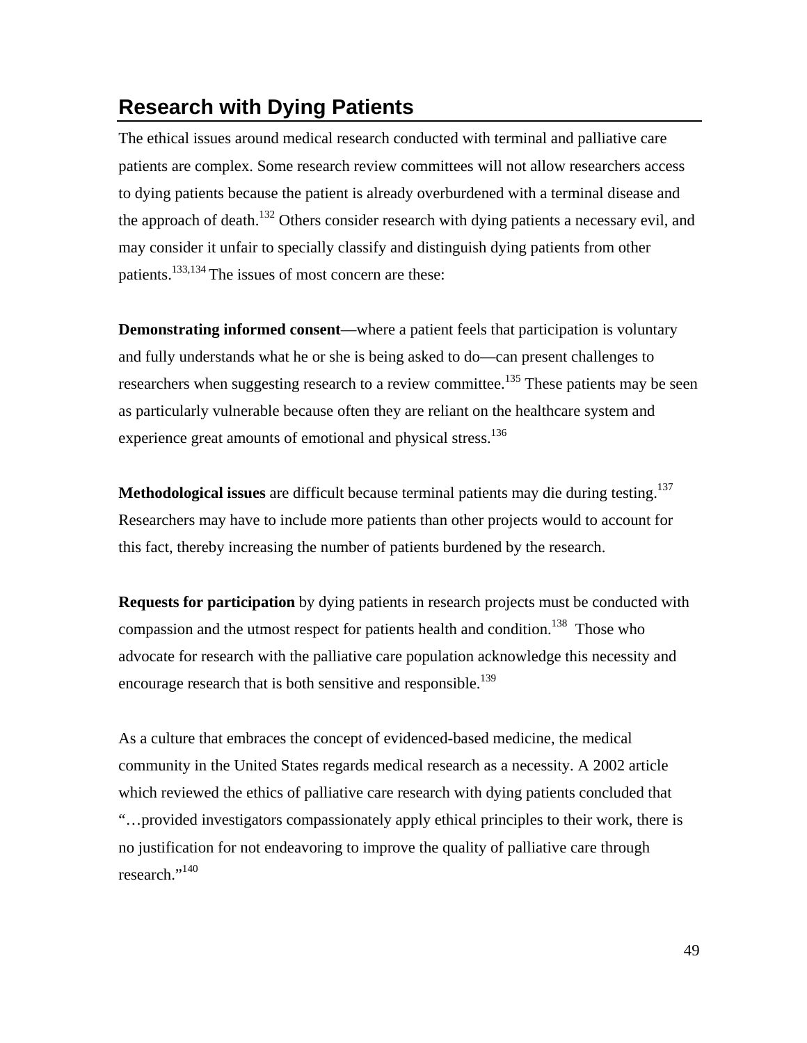## Research with Dying Patients

The ethical issues around medical research conducted with terminal and palliative care patients are complex. Some research review committees will not allow researchers access to dying patients because the patient is already overburdened with a terminal disease and the approach of death.[132] Others consider research with dying patients a necessary evil, and may consider it unfair to specially classify and distinguish dying patients from other patients.[133,134] The issues of most concern are these:

**Demonstrating informed consent**—where a patient feels that participation is voluntary and fully understands what he or she is being asked to do—can present challenges to researchers when suggesting research to a review committee.[135] These patients may be seen as particularly vulnerable because often they are reliant on the healthcare system and experience great amounts of emotional and physical stress.[136]

**Methodological issues** are difficult because terminal patients may die during testing.[137] Researchers may have to include more patients than other projects would to account for this fact, thereby increasing the number of patients burdened by the research.

**Requests for participation** by dying patients in research projects must be conducted with compassion and the utmost respect for patients health and condition.[138] Those who advocate for research with the palliative care population acknowledge this necessity and encourage research that is both sensitive and responsible.[139]

As a culture that embraces the concept of evidenced-based medicine, the medical community in the United States regards medical research as a necessity. A 2002 article which reviewed the ethics of palliative care research with dying patients concluded that "…provided investigators compassionately apply ethical principles to their work, there is no justification for not endeavoring to improve the quality of palliative care through research."[140]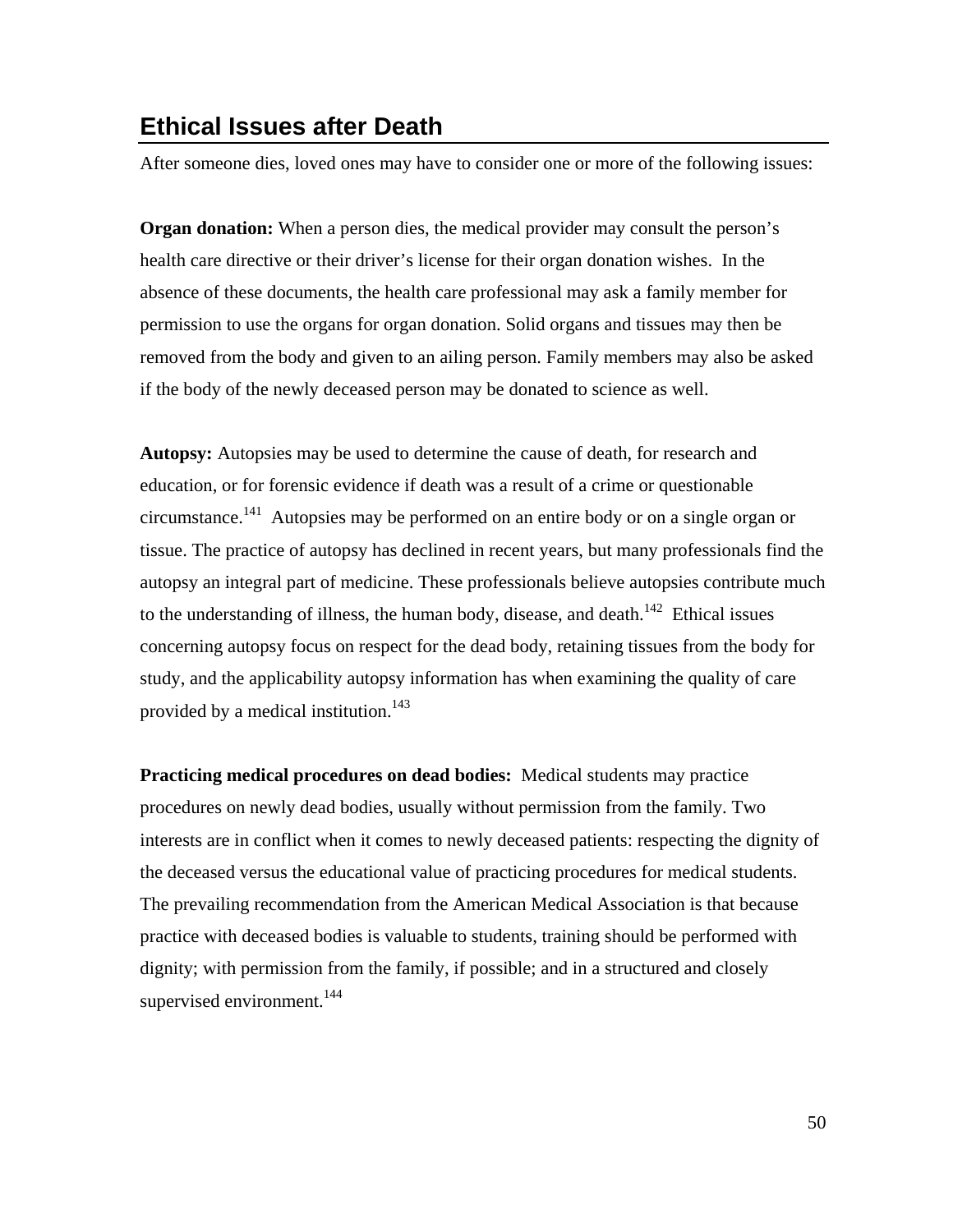## Ethical Issues after Death

After someone dies, loved ones may have to consider one or more of the following issues:

**Organ donation:** When a person dies, the medical provider may consult the person's health care directive or their driver's license for their organ donation wishes. In the absence of these documents, the health care professional may ask a family member for permission to use the organs for organ donation. Solid organs and tissues may then be removed from the body and given to an ailing person. Family members may also be asked if the body of the newly deceased person may be donated to science as well.

**Autopsy:** Autopsies may be used to determine the cause of death, for research and education, or for forensic evidence if death was a result of a crime or questionable circumstance.[141] Autopsies may be performed on an entire body or on a single organ or tissue. The practice of autopsy has declined in recent years, but many professionals find the autopsy an integral part of medicine. These professionals believe autopsies contribute much to the understanding of illness, the human body, disease, and death.[142] Ethical issues concerning autopsy focus on respect for the dead body, retaining tissues from the body for study, and the applicability autopsy information has when examining the quality of care provided by a medical institution.[143]

**Practicing medical procedures on dead bodies:** Medical students may practice procedures on newly dead bodies, usually without permission from the family. Two interests are in conflict when it comes to newly deceased patients: respecting the dignity of the deceased versus the educational value of practicing procedures for medical students. The prevailing recommendation from the American Medical Association is that because practice with deceased bodies is valuable to students, training should be performed with dignity; with permission from the family, if possible; and in a structured and closely supervised environment.[144]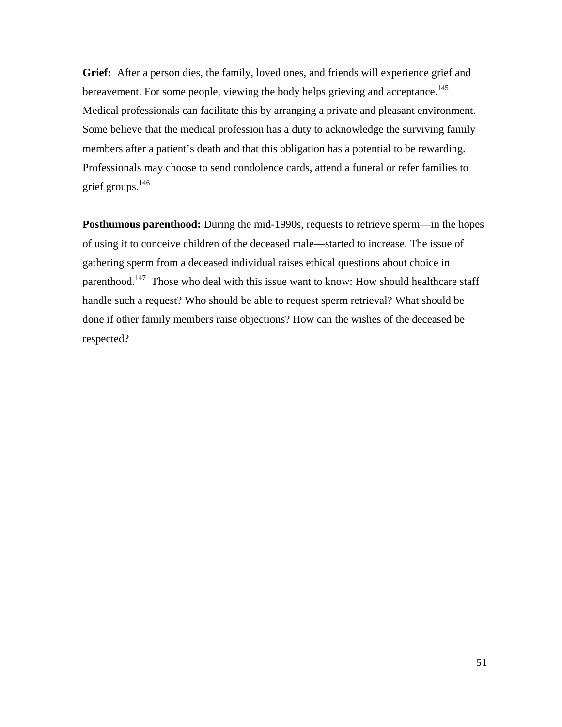**Grief:** After a person dies, the family, loved ones, and friends will experience grief and bereavement. For some people, viewing the body helps grieving and acceptance.[145] Medical professionals can facilitate this by arranging a private and pleasant environment. Some believe that the medical profession has a duty to acknowledge the surviving family members after a patient's death and that this obligation has a potential to be rewarding. Professionals may choose to send condolence cards, attend a funeral or refer families to grief groups.[146]

**Posthumous parenthood:** During the mid-1990s, requests to retrieve sperm—in the hopes of using it to conceive children of the deceased male—started to increase. The issue of gathering sperm from a deceased individual raises ethical questions about choice in parenthood.[147] Those who deal with this issue want to know: How should healthcare staff handle such a request? Who should be able to request sperm retrieval? What should be done if other family members raise objections? How can the wishes of the deceased be respected?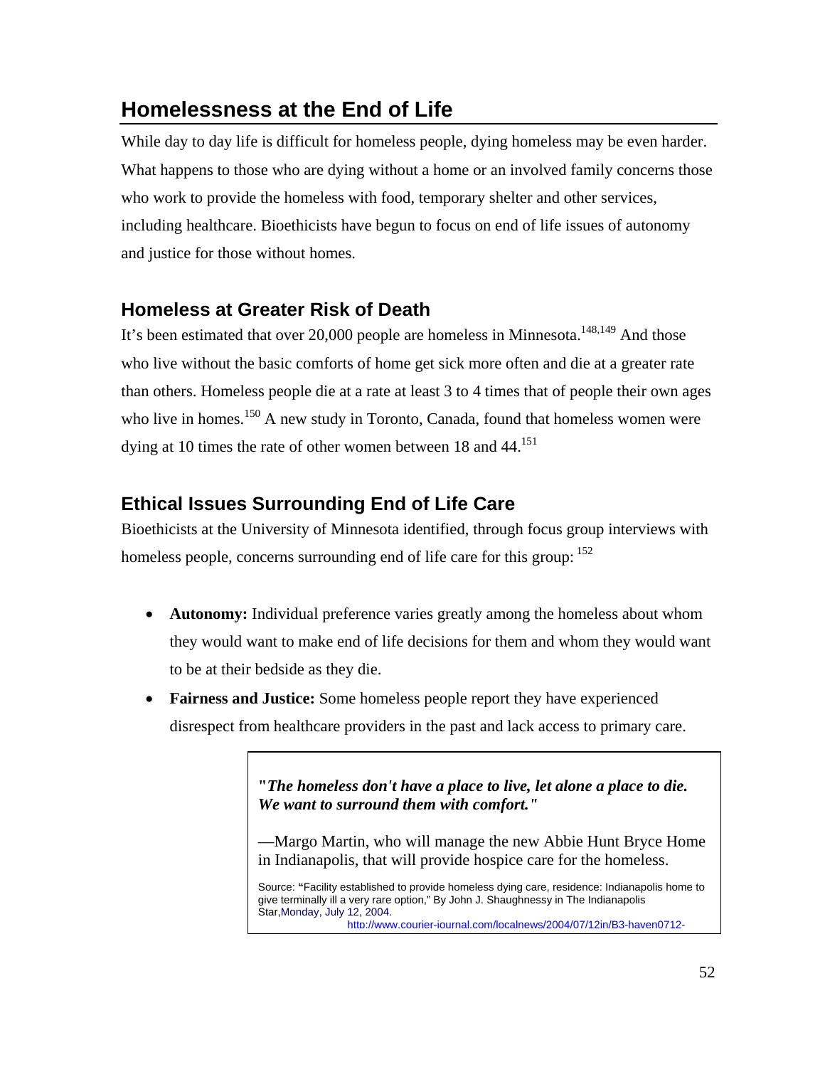## Homelessness at the End of Life

While day to day life is difficult for homeless people, dying homeless may be even harder. What happens to those who are dying without a home or an involved family concerns those who work to provide the homeless with food, temporary shelter and other services, including healthcare. Bioethicists have begun to focus on end of life issues of autonomy and justice for those without homes.

### Homeless at Greater Risk of Death

It's been estimated that over 20,000 people are homeless in Minnesota.[148,149] And those who live without the basic comforts of home get sick more often and die at a greater rate than others. Homeless people die at a rate at least 3 to 4 times that of people their own ages who live in homes.[150] A new study in Toronto, Canada, found that homeless women were dying at 10 times the rate of other women between 18 and 44.[151]

### Ethical Issues Surrounding End of Life Care

Bioethicists at the University of Minnesota identified, through focus group interviews with homeless people, concerns surrounding end of life care for this group: [152]

- **Autonomy:** Individual preference varies greatly among the homeless about whom they would want to make end of life decisions for them and whom they would want to be at their bedside as they die.
- **Fairness and Justice:** Some homeless people report they have experienced disrespect from healthcare providers in the past and lack access to primary care.

> **"*The homeless don't have a place to live, let alone a place to die. We want to surround them with comfort."***
>
> —Margo Martin, who will manage the new Abbie Hunt Bryce Home in Indianapolis, that will provide hospice care for the homeless.
>
> Source: **"**Facility established to provide homeless dying care, residence: Indianapolis home to give terminally ill a very rare option," By John J. Shaughnessy in The Indianapolis Star,Monday, July 12, 2004.
> http://www.courier-journal.com/localnews/2004/07/12in/B3-haven0712-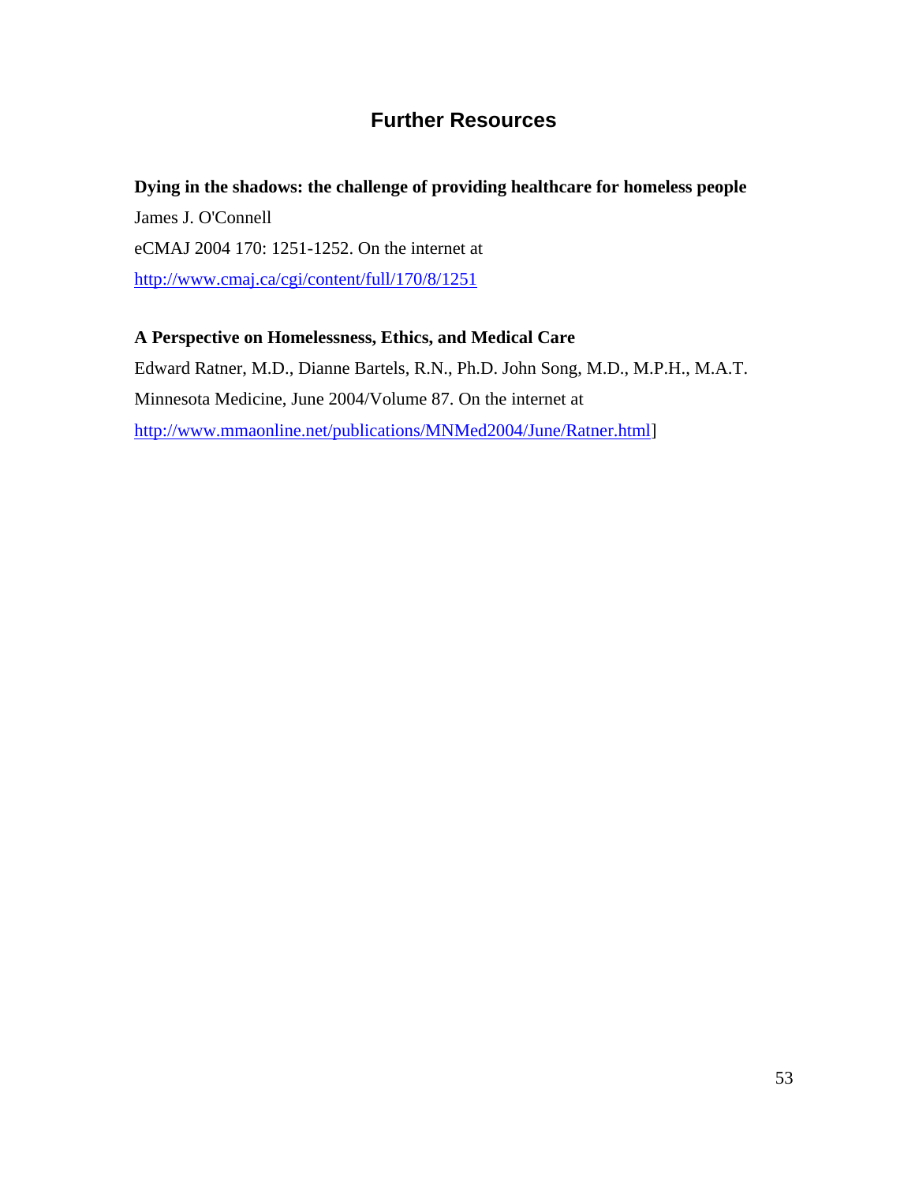## Further Resources

**Dying in the shadows: the challenge of providing healthcare for homeless people**

James J. O'Connell

eCMAJ 2004 170: 1251-1252. On the internet at

http://www.cmaj.ca/cgi/content/full/170/8/1251

**A Perspective on Homelessness, Ethics, and Medical Care**

Edward Ratner, M.D., Dianne Bartels, R.N., Ph.D. John Song, M.D., M.P.H., M.A.T.

Minnesota Medicine, June 2004/Volume 87. On the internet at

http://www.mmaonline.net/publications/MNMed2004/June/Ratner.html]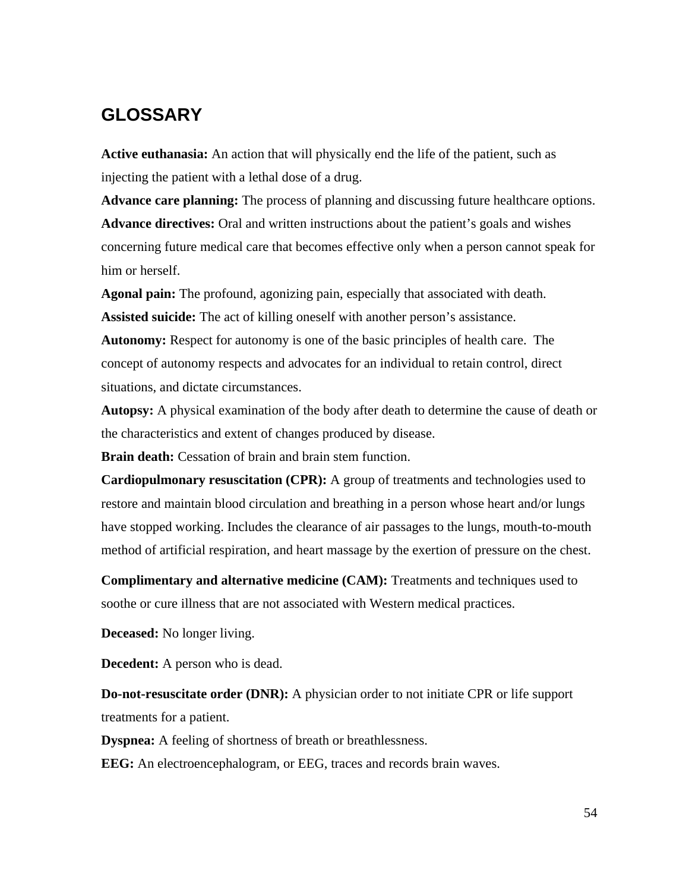## GLOSSARY

**Active euthanasia:** An action that will physically end the life of the patient, such as injecting the patient with a lethal dose of a drug.

**Advance care planning:** The process of planning and discussing future healthcare options.

**Advance directives:** Oral and written instructions about the patient's goals and wishes concerning future medical care that becomes effective only when a person cannot speak for him or herself.

**Agonal pain:** The profound, agonizing pain, especially that associated with death.

**Assisted suicide:** The act of killing oneself with another person's assistance.

**Autonomy:** Respect for autonomy is one of the basic principles of health care. The concept of autonomy respects and advocates for an individual to retain control, direct situations, and dictate circumstances.

**Autopsy:** A physical examination of the body after death to determine the cause of death or the characteristics and extent of changes produced by disease.

**Brain death:** Cessation of brain and brain stem function.

**Cardiopulmonary resuscitation (CPR):** A group of treatments and technologies used to restore and maintain blood circulation and breathing in a person whose heart and/or lungs have stopped working. Includes the clearance of air passages to the lungs, mouth-to-mouth method of artificial respiration, and heart massage by the exertion of pressure on the chest.

**Complimentary and alternative medicine (CAM):** Treatments and techniques used to soothe or cure illness that are not associated with Western medical practices.

**Deceased:** No longer living.

**Decedent:** A person who is dead.

**Do-not-resuscitate order (DNR):** A physician order to not initiate CPR or life support treatments for a patient.

**Dyspnea:** A feeling of shortness of breath or breathlessness.

**EEG:** An electroencephalogram, or EEG, traces and records brain waves.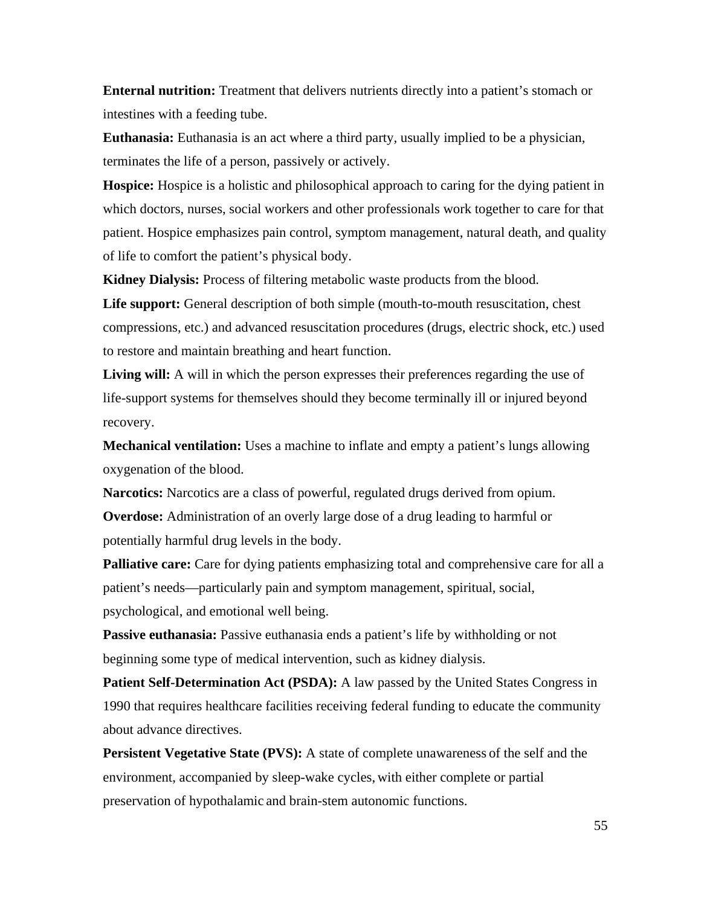**Enteral nutrition:** Treatment that delivers nutrients directly into a patient's stomach or intestines with a feeding tube.

**Euthanasia:** Euthanasia is an act where a third party, usually implied to be a physician, terminates the life of a person, passively or actively.

**Hospice:** Hospice is a holistic and philosophical approach to caring for the dying patient in which doctors, nurses, social workers and other professionals work together to care for that patient. Hospice emphasizes pain control, symptom management, natural death, and quality of life to comfort the patient's physical body.

**Kidney Dialysis:** Process of filtering metabolic waste products from the blood.

**Life support:** General description of both simple (mouth-to-mouth resuscitation, chest compressions, etc.) and advanced resuscitation procedures (drugs, electric shock, etc.) used to restore and maintain breathing and heart function.

**Living will:** A will in which the person expresses their preferences regarding the use of life-support systems for themselves should they become terminally ill or injured beyond recovery.

**Mechanical ventilation:** Uses a machine to inflate and empty a patient's lungs allowing oxygenation of the blood.

**Narcotics:** Narcotics are a class of powerful, regulated drugs derived from opium.

**Overdose:** Administration of an overly large dose of a drug leading to harmful or potentially harmful drug levels in the body.

**Palliative care:** Care for dying patients emphasizing total and comprehensive care for all a patient's needs—particularly pain and symptom management, spiritual, social, psychological, and emotional well being.

**Passive euthanasia:** Passive euthanasia ends a patient's life by withholding or not beginning some type of medical intervention, such as kidney dialysis.

**Patient Self-Determination Act (PSDA):** A law passed by the United States Congress in 1990 that requires healthcare facilities receiving federal funding to educate the community about advance directives.

**Persistent Vegetative State (PVS):** A state of complete unawareness of the self and the environment, accompanied by sleep-wake cycles, with either complete or partial preservation of hypothalamic and brain-stem autonomic functions.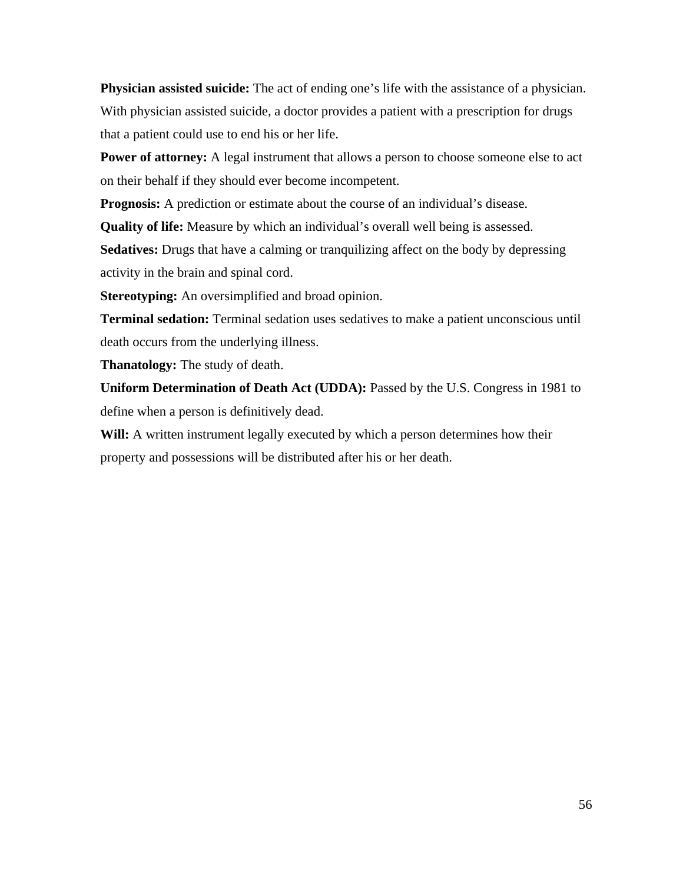**Physician assisted suicide:** The act of ending one's life with the assistance of a physician. With physician assisted suicide, a doctor provides a patient with a prescription for drugs that a patient could use to end his or her life.

**Power of attorney:** A legal instrument that allows a person to choose someone else to act on their behalf if they should ever become incompetent.

**Prognosis:** A prediction or estimate about the course of an individual's disease.

**Quality of life:** Measure by which an individual's overall well being is assessed.

**Sedatives:** Drugs that have a calming or tranquilizing affect on the body by depressing activity in the brain and spinal cord.

**Stereotyping:** An oversimplified and broad opinion.

**Terminal sedation:** Terminal sedation uses sedatives to make a patient unconscious until death occurs from the underlying illness.

**Thanatology:** The study of death.

**Uniform Determination of Death Act (UDDA):** Passed by the U.S. Congress in 1981 to define when a person is definitively dead.

**Will:** A written instrument legally executed by which a person determines how their property and possessions will be distributed after his or her death.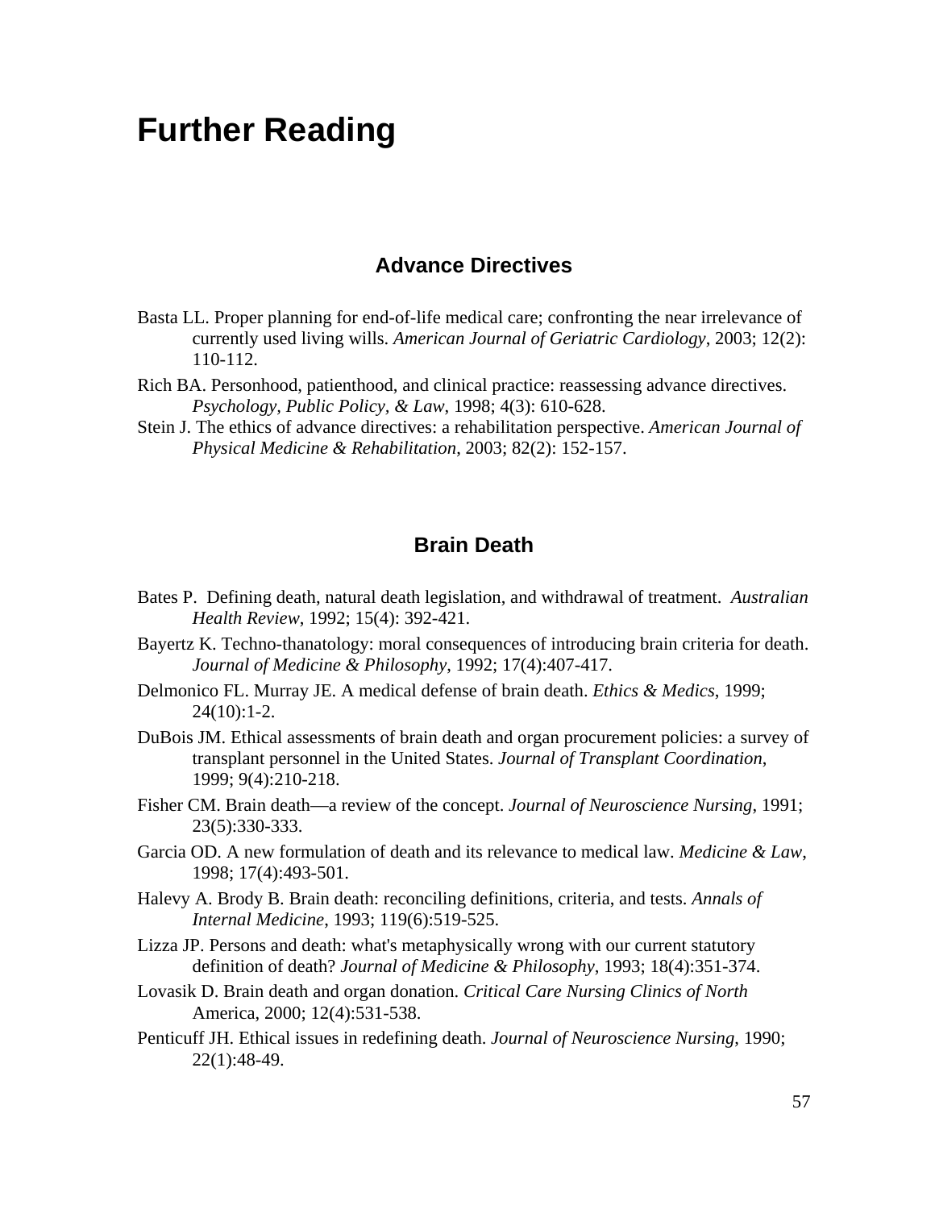# Further Reading

## Advance Directives

Basta LL. Proper planning for end-of-life medical care; confronting the near irrelevance of currently used living wills. *American Journal of Geriatric Cardiology*, 2003; 12(2): 110-112.

Rich BA. Personhood, patienthood, and clinical practice: reassessing advance directives. *Psychology, Public Policy, & Law*, 1998; 4(3): 610-628.

Stein J. The ethics of advance directives: a rehabilitation perspective. *American Journal of Physical Medicine & Rehabilitation*, 2003; 82(2): 152-157.

## Brain Death

Bates P. Defining death, natural death legislation, and withdrawal of treatment. *Australian Health Review*, 1992; 15(4): 392-421.

Bayertz K. Techno-thanatology: moral consequences of introducing brain criteria for death. *Journal of Medicine & Philosophy*, 1992; 17(4):407-417.

Delmonico FL. Murray JE. A medical defense of brain death. *Ethics & Medics*, 1999; 24(10):1-2.

DuBois JM. Ethical assessments of brain death and organ procurement policies: a survey of transplant personnel in the United States. *Journal of Transplant Coordination*, 1999; 9(4):210-218.

Fisher CM. Brain death—a review of the concept. *Journal of Neuroscience Nursing*, 1991; 23(5):330-333.

Garcia OD. A new formulation of death and its relevance to medical law. *Medicine & Law*, 1998; 17(4):493-501.

Halevy A. Brody B. Brain death: reconciling definitions, criteria, and tests. *Annals of Internal Medicine*, 1993; 119(6):519-525.

Lizza JP. Persons and death: what's metaphysically wrong with our current statutory definition of death? *Journal of Medicine & Philosophy*, 1993; 18(4):351-374.

Lovasik D. Brain death and organ donation. *Critical Care Nursing Clinics of North* America, 2000; 12(4):531-538.

Penticuff JH. Ethical issues in redefining death. *Journal of Neuroscience Nursing*, 1990; 22(1):48-49.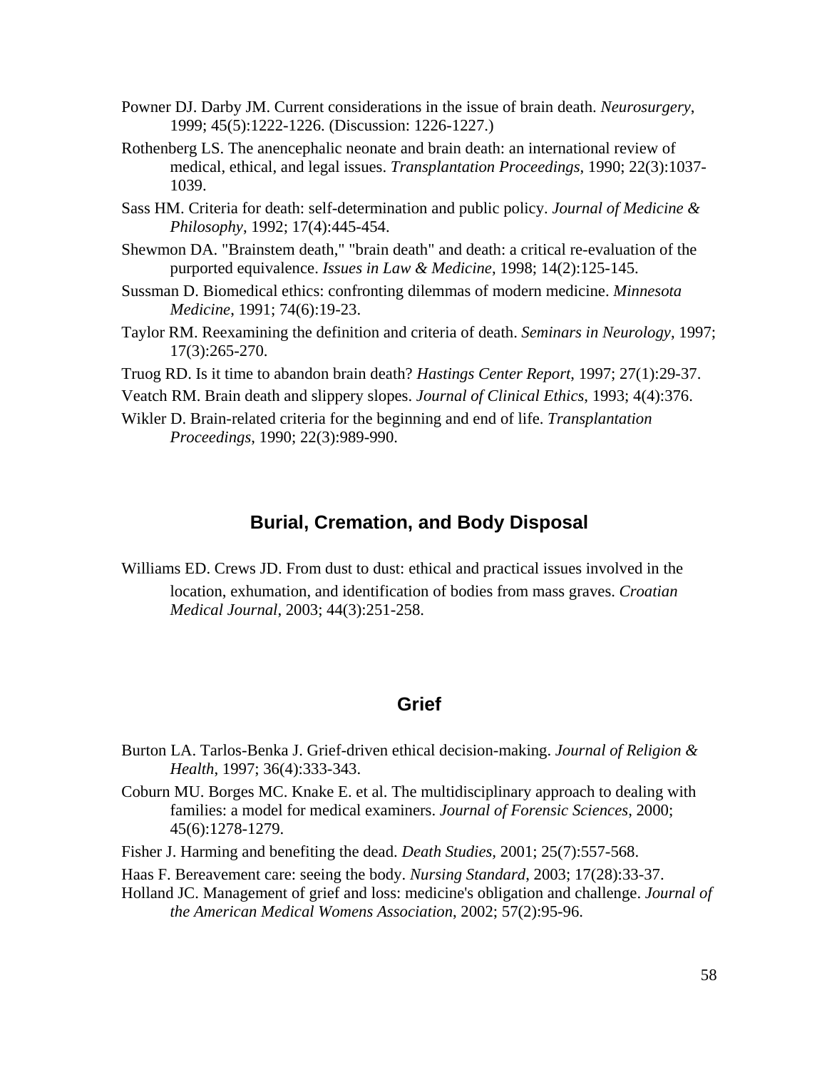Powner DJ. Darby JM. Current considerations in the issue of brain death. *Neurosurgery*, 1999; 45(5):1222-1226. (Discussion: 1226-1227.)

Rothenberg LS. The anencephalic neonate and brain death: an international review of medical, ethical, and legal issues. *Transplantation Proceedings*, 1990; 22(3):1037-1039.

Sass HM. Criteria for death: self-determination and public policy. *Journal of Medicine & Philosophy*, 1992; 17(4):445-454.

Shewmon DA. "Brainstem death," "brain death" and death: a critical re-evaluation of the purported equivalence. *Issues in Law & Medicine*, 1998; 14(2):125-145.

Sussman D. Biomedical ethics: confronting dilemmas of modern medicine. *Minnesota Medicine*, 1991; 74(6):19-23.

Taylor RM. Reexamining the definition and criteria of death. *Seminars in Neurology*, 1997; 17(3):265-270.

Truog RD. Is it time to abandon brain death? *Hastings Center Report*, 1997; 27(1):29-37.

Veatch RM. Brain death and slippery slopes. *Journal of Clinical Ethics*, 1993; 4(4):376.

Wikler D. Brain-related criteria for the beginning and end of life. *Transplantation Proceedings*, 1990; 22(3):989-990.

## Burial, Cremation, and Body Disposal

Williams ED. Crews JD. From dust to dust: ethical and practical issues involved in the location, exhumation, and identification of bodies from mass graves. *Croatian Medical Journal*, 2003; 44(3):251-258.

## Grief

Burton LA. Tarlos-Benka J. Grief-driven ethical decision-making. *Journal of Religion & Health*, 1997; 36(4):333-343.

Coburn MU. Borges MC. Knake E. et al. The multidisciplinary approach to dealing with families: a model for medical examiners. *Journal of Forensic Sciences*, 2000; 45(6):1278-1279.

Fisher J. Harming and benefiting the dead. *Death Studies*, 2001; 25(7):557-568.

Haas F. Bereavement care: seeing the body. *Nursing Standard*, 2003; 17(28):33-37.

Holland JC. Management of grief and loss: medicine's obligation and challenge. *Journal of the American Medical Womens Association*, 2002; 57(2):95-96.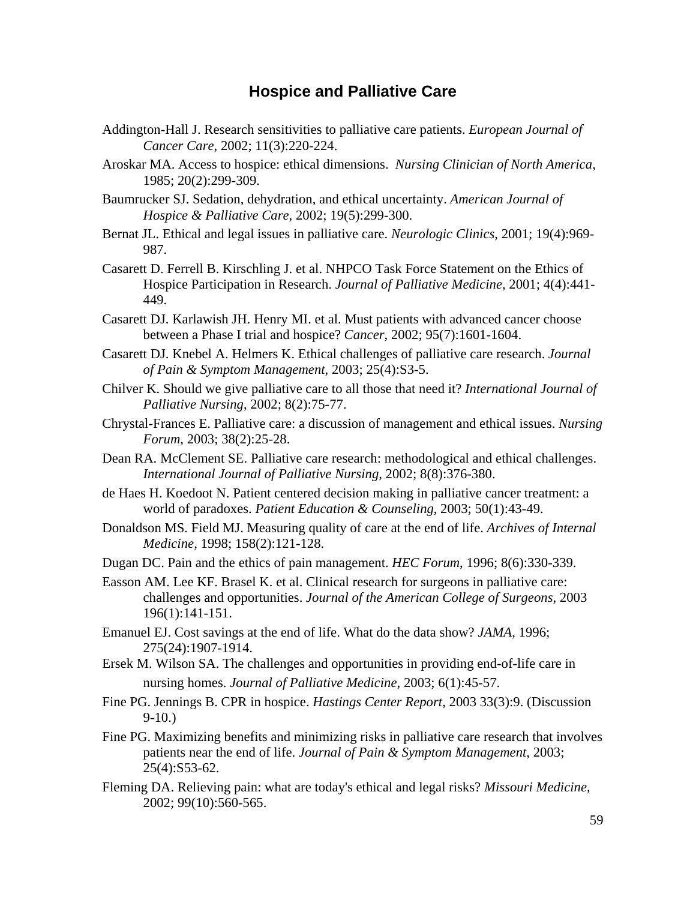## Hospice and Palliative Care

Addington-Hall J. Research sensitivities to palliative care patients. *European Journal of Cancer Care*, 2002; 11(3):220-224.

Aroskar MA. Access to hospice: ethical dimensions. *Nursing Clinician of North America*, 1985; 20(2):299-309.

Baumrucker SJ. Sedation, dehydration, and ethical uncertainty. *American Journal of Hospice & Palliative Care*, 2002; 19(5):299-300.

Bernat JL. Ethical and legal issues in palliative care. *Neurologic Clinics*, 2001; 19(4):969-987.

Casarett D. Ferrell B. Kirschling J. et al. NHPCO Task Force Statement on the Ethics of Hospice Participation in Research. *Journal of Palliative Medicine*, 2001; 4(4):441-449.

Casarett DJ. Karlawish JH. Henry MI. et al. Must patients with advanced cancer choose between a Phase I trial and hospice? *Cancer*, 2002; 95(7):1601-1604.

Casarett DJ. Knebel A. Helmers K. Ethical challenges of palliative care research. *Journal of Pain & Symptom Management*, 2003; 25(4):S3-5.

Chilver K. Should we give palliative care to all those that need it? *International Journal of Palliative Nursing*, 2002; 8(2):75-77.

Chrystal-Frances E. Palliative care: a discussion of management and ethical issues. *Nursing Forum*, 2003; 38(2):25-28.

Dean RA. McClement SE. Palliative care research: methodological and ethical challenges. *International Journal of Palliative Nursing*, 2002; 8(8):376-380.

de Haes H. Koedoot N. Patient centered decision making in palliative cancer treatment: a world of paradoxes. *Patient Education & Counseling*, 2003; 50(1):43-49.

Donaldson MS. Field MJ. Measuring quality of care at the end of life. *Archives of Internal Medicine*, 1998; 158(2):121-128.

Dugan DC. Pain and the ethics of pain management. *HEC Forum*, 1996; 8(6):330-339.

Easson AM. Lee KF. Brasel K. et al. Clinical research for surgeons in palliative care: challenges and opportunities. *Journal of the American College of Surgeons*, 2003 196(1):141-151.

Emanuel EJ. Cost savings at the end of life. What do the data show? *JAMA*, 1996; 275(24):1907-1914.

Ersek M. Wilson SA. The challenges and opportunities in providing end-of-life care in nursing homes. *Journal of Palliative Medicine*, 2003; 6(1):45-57.

Fine PG. Jennings B. CPR in hospice. *Hastings Center Report*, 2003 33(3):9. (Discussion 9-10.)

Fine PG. Maximizing benefits and minimizing risks in palliative care research that involves patients near the end of life. *Journal of Pain & Symptom Management*, 2003; 25(4):S53-62.

Fleming DA. Relieving pain: what are today's ethical and legal risks? *Missouri Medicine*, 2002; 99(10):560-565.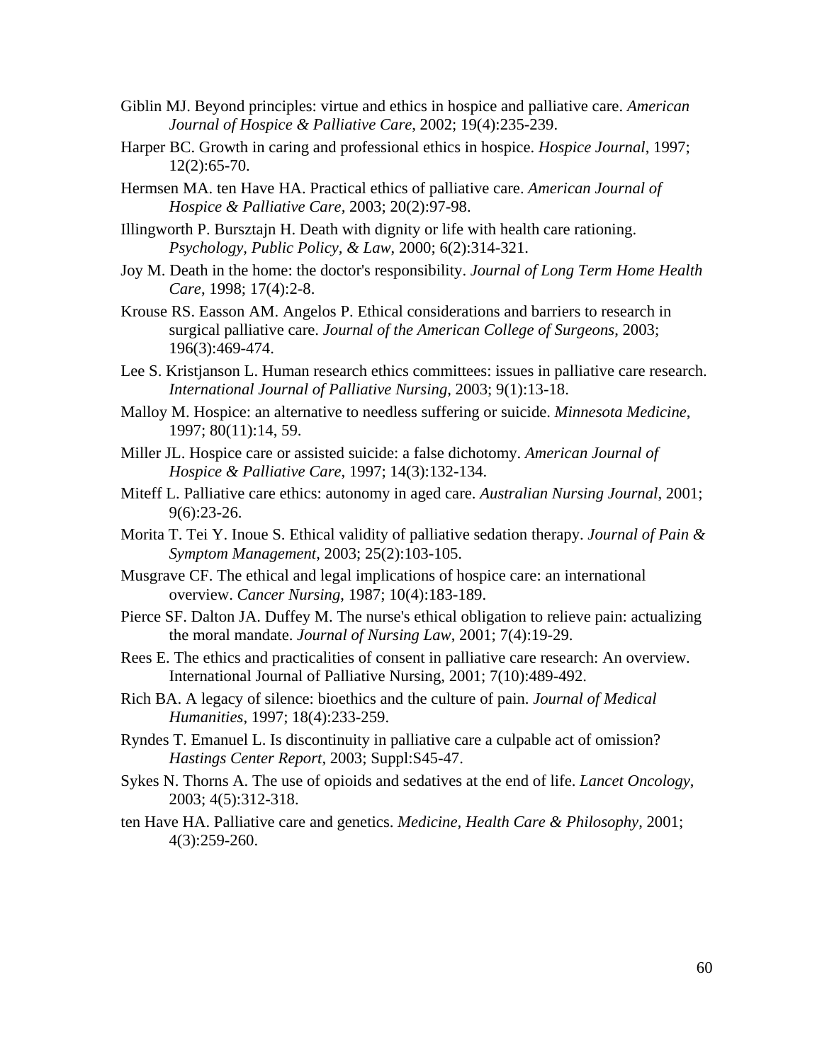Giblin MJ. Beyond principles: virtue and ethics in hospice and palliative care. *American Journal of Hospice & Palliative Care*, 2002; 19(4):235-239.

Harper BC. Growth in caring and professional ethics in hospice. *Hospice Journal*, 1997; 12(2):65-70.

Hermsen MA. ten Have HA. Practical ethics of palliative care. *American Journal of Hospice & Palliative Care,* 2003; 20(2):97-98.

Illingworth P. Bursztajn H. Death with dignity or life with health care rationing. *Psychology, Public Policy, & Law*, 2000; 6(2):314-321.

Joy M. Death in the home: the doctor's responsibility. *Journal of Long Term Home Health Care*, 1998; 17(4):2-8.

Krouse RS. Easson AM. Angelos P. Ethical considerations and barriers to research in surgical palliative care. *Journal of the American College of Surgeons*, 2003; 196(3):469-474.

Lee S. Kristjanson L. Human research ethics committees: issues in palliative care research. *International Journal of Palliative Nursing*, 2003; 9(1):13-18.

Malloy M. Hospice: an alternative to needless suffering or suicide. *Minnesota Medicine*, 1997; 80(11):14, 59.

Miller JL. Hospice care or assisted suicide: a false dichotomy. *American Journal of Hospice & Palliative Care*, 1997; 14(3):132-134.

Miteff L. Palliative care ethics: autonomy in aged care. *Australian Nursing Journal*, 2001; 9(6):23-26.

Morita T. Tei Y. Inoue S. Ethical validity of palliative sedation therapy. *Journal of Pain & Symptom Management*, 2003; 25(2):103-105.

Musgrave CF. The ethical and legal implications of hospice care: an international overview. *Cancer Nursing*, 1987; 10(4):183-189.

Pierce SF. Dalton JA. Duffey M. The nurse's ethical obligation to relieve pain: actualizing the moral mandate. *Journal of Nursing Law*, 2001; 7(4):19-29.

Rees E. The ethics and practicalities of consent in palliative care research: An overview. International Journal of Palliative Nursing, 2001; 7(10):489-492.

Rich BA. A legacy of silence: bioethics and the culture of pain. *Journal of Medical Humanities*, 1997; 18(4):233-259.

Ryndes T. Emanuel L. Is discontinuity in palliative care a culpable act of omission? *Hastings Center Report,* 2003; Suppl:S45-47.

Sykes N. Thorns A. The use of opioids and sedatives at the end of life. *Lancet Oncology*, 2003; 4(5):312-318.

ten Have HA. Palliative care and genetics. *Medicine, Health Care & Philosophy*, 2001; 4(3):259-260.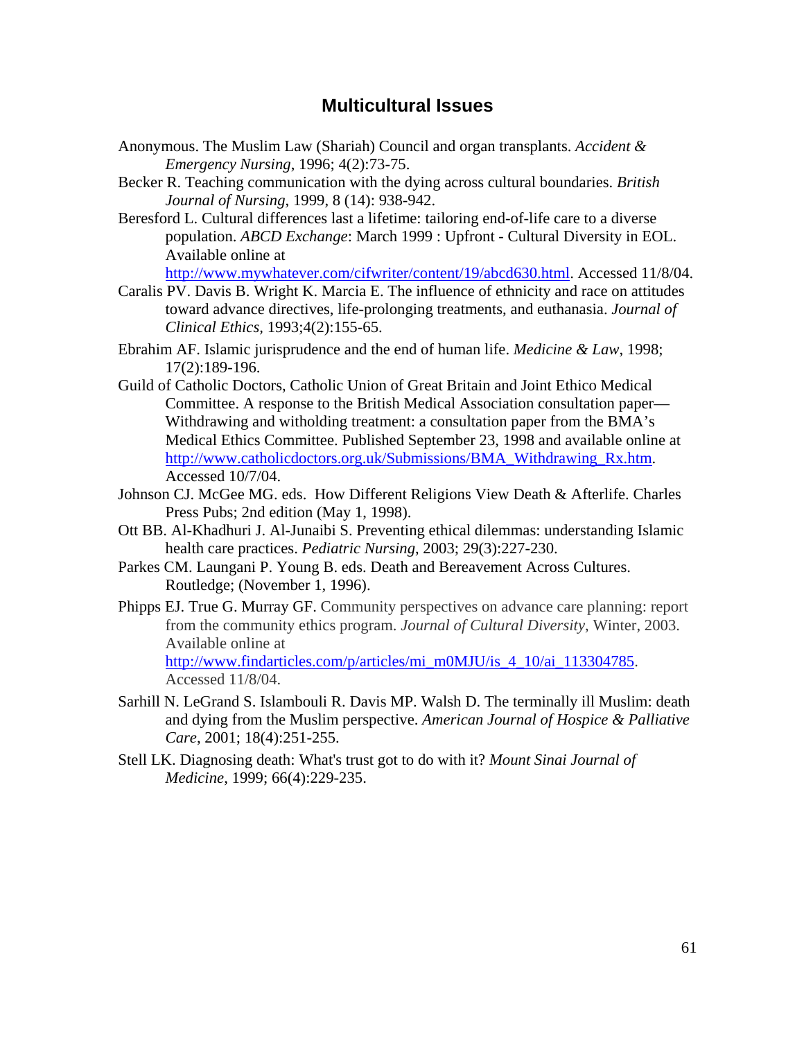## Multicultural Issues

Anonymous. The Muslim Law (Shariah) Council and organ transplants. *Accident & Emergency Nursing*, 1996; 4(2):73-75.

Becker R. Teaching communication with the dying across cultural boundaries. *British Journal of Nursing*, 1999, 8 (14): 938-942.

Beresford L. Cultural differences last a lifetime: tailoring end-of-life care to a diverse population. *ABCD Exchange*: March 1999 : Upfront - Cultural Diversity in EOL. Available online at http://www.mywhatever.com/cifwriter/content/19/abcd630.html. Accessed 11/8/04.

Caralis PV. Davis B. Wright K. Marcia E. The influence of ethnicity and race on attitudes toward advance directives, life-prolonging treatments, and euthanasia. *Journal of Clinical Ethics*, 1993;4(2):155-65.

Ebrahim AF. Islamic jurisprudence and the end of human life. *Medicine & Law*, 1998; 17(2):189-196.

Guild of Catholic Doctors, Catholic Union of Great Britain and Joint Ethico Medical Committee. A response to the British Medical Association consultation paper—Withdrawing and witholding treatment: a consultation paper from the BMA's Medical Ethics Committee. Published September 23, 1998 and available online at http://www.catholicdoctors.org.uk/Submissions/BMA_Withdrawing_Rx.htm. Accessed 10/7/04.

Johnson CJ. McGee MG. eds. How Different Religions View Death & Afterlife. Charles Press Pubs; 2nd edition (May 1, 1998).

Ott BB. Al-Khadhuri J. Al-Junaibi S. Preventing ethical dilemmas: understanding Islamic health care practices. *Pediatric Nursing*, 2003; 29(3):227-230.

Parkes CM. Laungani P. Young B. eds. Death and Bereavement Across Cultures. Routledge; (November 1, 1996).

Phipps EJ. True G. Murray GF. Community perspectives on advance care planning: report from the community ethics program. *Journal of Cultural Diversity*, Winter, 2003. Available online at http://www.findarticles.com/p/articles/mi_m0MJU/is_4_10/ai_113304785. Accessed 11/8/04.

Sarhill N. LeGrand S. Islambouli R. Davis MP. Walsh D. The terminally ill Muslim: death and dying from the Muslim perspective. *American Journal of Hospice & Palliative Care*, 2001; 18(4):251-255.

Stell LK. Diagnosing death: What's trust got to do with it? *Mount Sinai Journal of Medicine*, 1999; 66(4):229-235.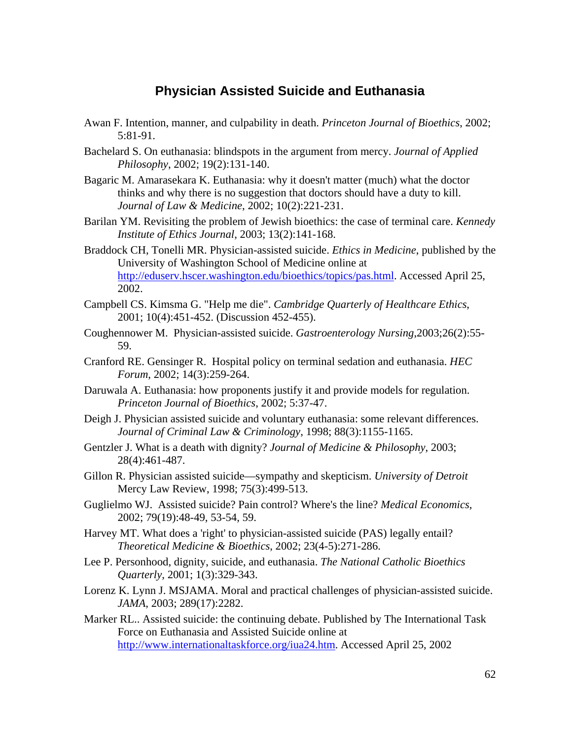# Physician Assisted Suicide and Euthanasia

Awan F. Intention, manner, and culpability in death. *Princeton Journal of Bioethics*, 2002; 5:81-91.

Bachelard S. On euthanasia: blindspots in the argument from mercy. *Journal of Applied Philosophy*, 2002; 19(2):131-140.

Bagaric M. Amarasekara K. Euthanasia: why it doesn't matter (much) what the doctor thinks and why there is no suggestion that doctors should have a duty to kill. *Journal of Law & Medicine*, 2002; 10(2):221-231.

Barilan YM. Revisiting the problem of Jewish bioethics: the case of terminal care. *Kennedy Institute of Ethics Journal*, 2003; 13(2):141-168.

Braddock CH, Tonelli MR. Physician-assisted suicide. *Ethics in Medicine*, published by the University of Washington School of Medicine online at http://eduserv.hscer.washington.edu/bioethics/topics/pas.html. Accessed April 25, 2002.

Campbell CS. Kimsma G. "Help me die". *Cambridge Quarterly of Healthcare Ethics*, 2001; 10(4):451-452. (Discussion 452-455).

Coughennower M. Physician-assisted suicide. *Gastroenterology Nursing*,2003;26(2):55-59.

Cranford RE. Gensinger R. Hospital policy on terminal sedation and euthanasia. *HEC Forum*, 2002; 14(3):259-264.

Daruwala A. Euthanasia: how proponents justify it and provide models for regulation. *Princeton Journal of Bioethics*, 2002; 5:37-47.

Deigh J. Physician assisted suicide and voluntary euthanasia: some relevant differences. *Journal of Criminal Law & Criminology*, 1998; 88(3):1155-1165.

Gentzler J. What is a death with dignity? *Journal of Medicine & Philosophy*, 2003; 28(4):461-487.

Gillon R. Physician assisted suicide—sympathy and skepticism. *University of Detroit* Mercy Law Review, 1998; 75(3):499-513.

Guglielmo WJ. Assisted suicide? Pain control? Where's the line? *Medical Economics*, 2002; 79(19):48-49, 53-54, 59.

Harvey MT. What does a 'right' to physician-assisted suicide (PAS) legally entail? *Theoretical Medicine & Bioethics*, 2002; 23(4-5):271-286.

Lee P. Personhood, dignity, suicide, and euthanasia. *The National Catholic Bioethics Quarterly*, 2001; 1(3):329-343.

Lorenz K. Lynn J. MSJAMA. Moral and practical challenges of physician-assisted suicide. *JAMA*, 2003; 289(17):2282.

Marker RL.. Assisted suicide: the continuing debate. Published by The International Task Force on Euthanasia and Assisted Suicide online at http://www.internationaltaskforce.org/iua24.htm. Accessed April 25, 2002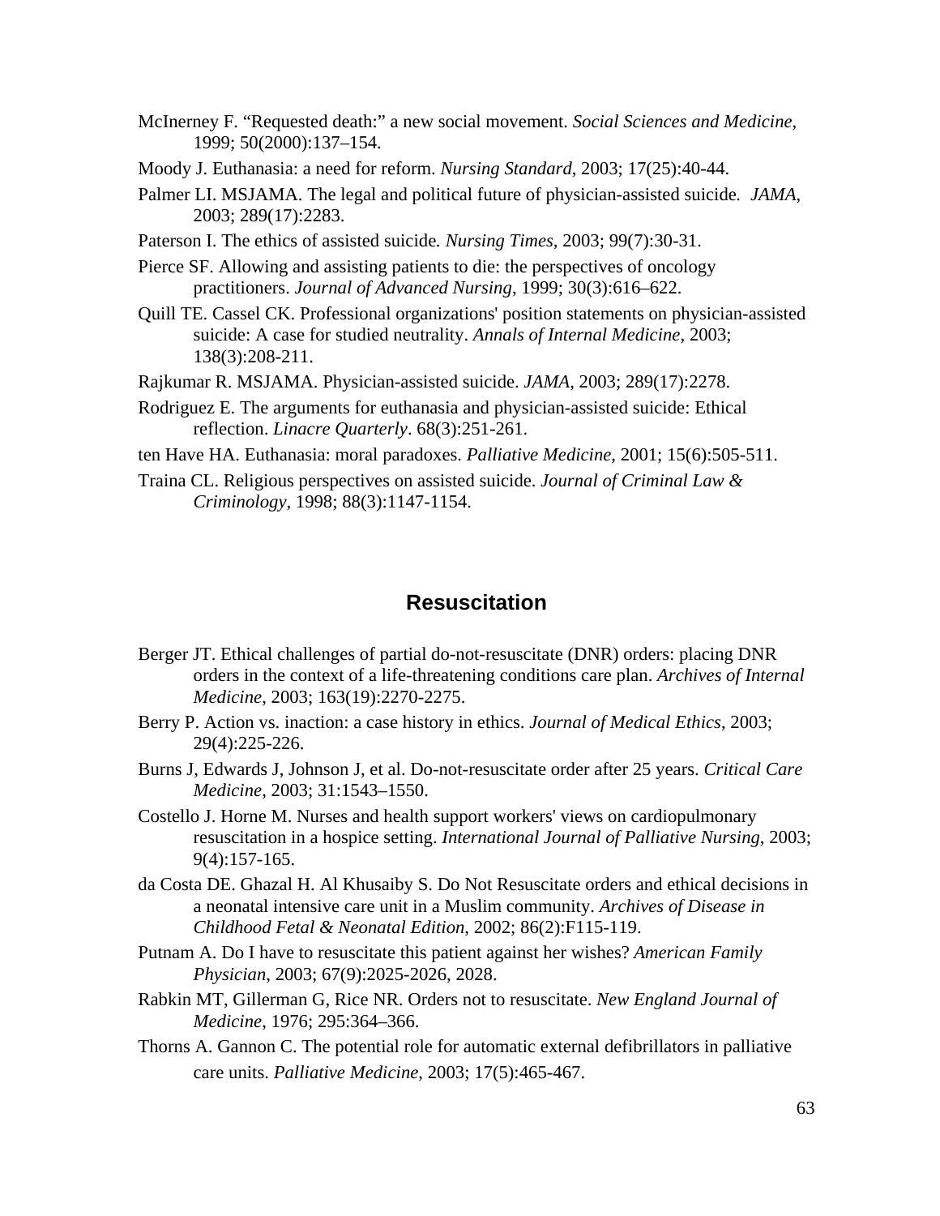McInerney F. "Requested death:" a new social movement. *Social Sciences and Medicine*, 1999; 50(2000):137–154.

Moody J. Euthanasia: a need for reform. *Nursing Standard*, 2003; 17(25):40-44.

Palmer LI. MSJAMA. The legal and political future of physician-assisted suicide. *JAMA*, 2003; 289(17):2283.

Paterson I. The ethics of assisted suicide. *Nursing Times*, 2003; 99(7):30-31.

Pierce SF. Allowing and assisting patients to die: the perspectives of oncology practitioners. *Journal of Advanced Nursing*, 1999; 30(3):616–622.

Quill TE. Cassel CK. Professional organizations' position statements on physician-assisted suicide: A case for studied neutrality. *Annals of Internal Medicine*, 2003; 138(3):208-211.

Rajkumar R. MSJAMA. Physician-assisted suicide. *JAMA*, 2003; 289(17):2278.

Rodriguez E. The arguments for euthanasia and physician-assisted suicide: Ethical reflection. *Linacre Quarterly*. 68(3):251-261.

ten Have HA. Euthanasia: moral paradoxes. *Palliative Medicine*, 2001; 15(6):505-511.

Traina CL. Religious perspectives on assisted suicide. *Journal of Criminal Law & Criminology*, 1998; 88(3):1147-1154.

## Resuscitation

Berger JT. Ethical challenges of partial do-not-resuscitate (DNR) orders: placing DNR orders in the context of a life-threatening conditions care plan. *Archives of Internal Medicine*, 2003; 163(19):2270-2275.

Berry P. Action vs. inaction: a case history in ethics. *Journal of Medical Ethics*, 2003; 29(4):225-226.

Burns J, Edwards J, Johnson J, et al. Do-not-resuscitate order after 25 years. *Critical Care Medicine*, 2003; 31:1543–1550.

Costello J. Horne M. Nurses and health support workers' views on cardiopulmonary resuscitation in a hospice setting. *International Journal of Palliative Nursing*, 2003; 9(4):157-165.

da Costa DE. Ghazal H. Al Khusaiby S. Do Not Resuscitate orders and ethical decisions in a neonatal intensive care unit in a Muslim community. *Archives of Disease in Childhood Fetal & Neonatal Edition*, 2002; 86(2):F115-119.

Putnam A. Do I have to resuscitate this patient against her wishes? *American Family Physician*, 2003; 67(9):2025-2026, 2028.

Rabkin MT, Gillerman G, Rice NR. Orders not to resuscitate. *New England Journal of Medicine*, 1976; 295:364–366.

Thorns A. Gannon C. The potential role for automatic external defibrillators in palliative care units. *Palliative Medicine*, 2003; 17(5):465-467.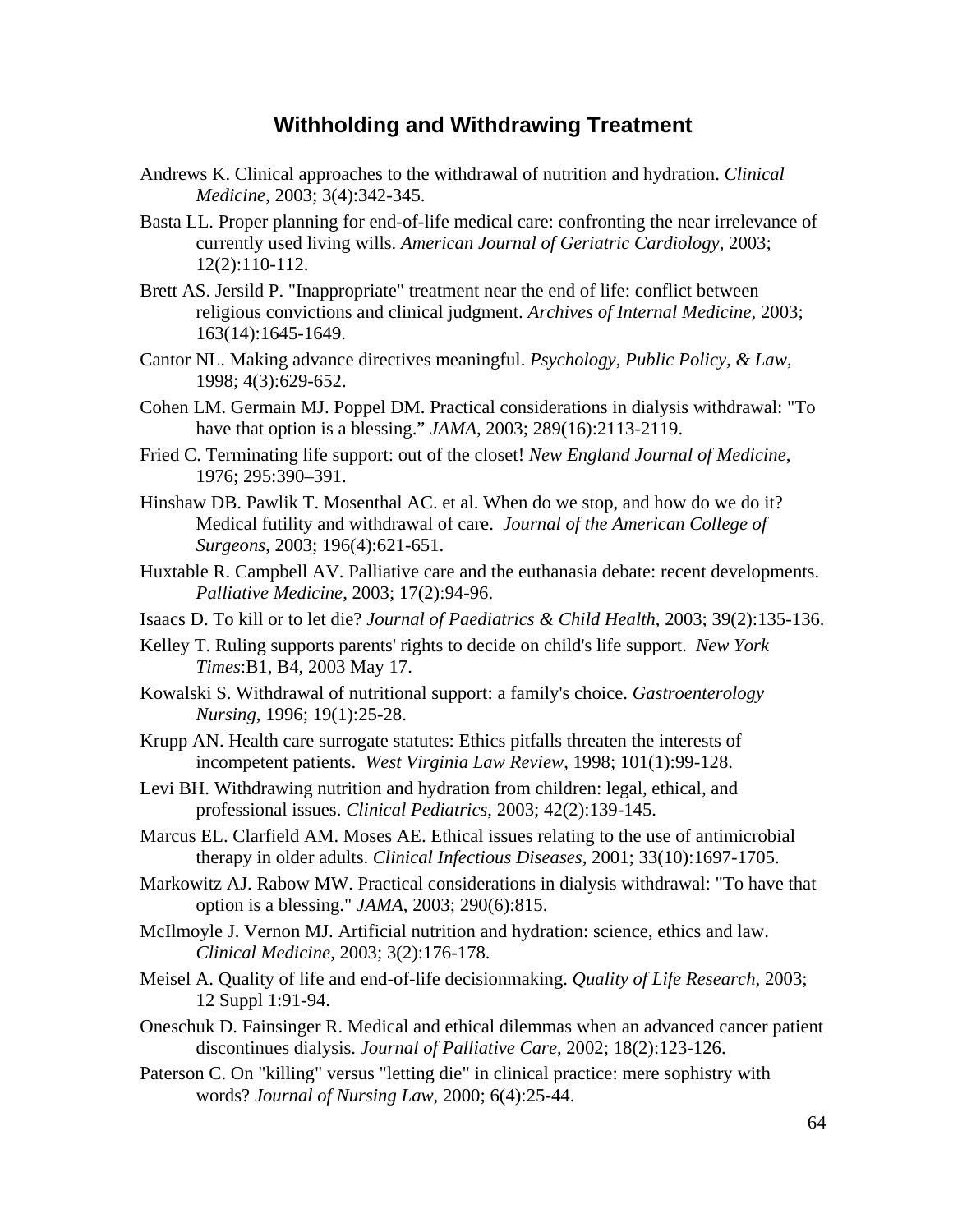## Withholding and Withdrawing Treatment

Andrews K. Clinical approaches to the withdrawal of nutrition and hydration. *Clinical Medicine*, 2003; 3(4):342-345.

Basta LL. Proper planning for end-of-life medical care: confronting the near irrelevance of currently used living wills. *American Journal of Geriatric Cardiology*, 2003; 12(2):110-112.

Brett AS. Jersild P. "Inappropriate" treatment near the end of life: conflict between religious convictions and clinical judgment. *Archives of Internal Medicine*, 2003; 163(14):1645-1649.

Cantor NL. Making advance directives meaningful. *Psychology, Public Policy, & Law*, 1998; 4(3):629-652.

Cohen LM. Germain MJ. Poppel DM. Practical considerations in dialysis withdrawal: "To have that option is a blessing." *JAMA*, 2003; 289(16):2113-2119.

Fried C. Terminating life support: out of the closet! *New England Journal of Medicine*, 1976; 295:390–391.

Hinshaw DB. Pawlik T. Mosenthal AC. et al. When do we stop, and how do we do it? Medical futility and withdrawal of care. *Journal of the American College of Surgeons*, 2003; 196(4):621-651.

Huxtable R. Campbell AV. Palliative care and the euthanasia debate: recent developments. *Palliative Medicine*, 2003; 17(2):94-96.

Isaacs D. To kill or to let die? *Journal of Paediatrics & Child Health*, 2003; 39(2):135-136.

Kelley T. Ruling supports parents' rights to decide on child's life support. *New York Times*:B1, B4, 2003 May 17.

Kowalski S. Withdrawal of nutritional support: a family's choice. *Gastroenterology Nursing*, 1996; 19(1):25-28.

Krupp AN. Health care surrogate statutes: Ethics pitfalls threaten the interests of incompetent patients. *West Virginia Law Review*, 1998; 101(1):99-128.

Levi BH. Withdrawing nutrition and hydration from children: legal, ethical, and professional issues. *Clinical Pediatrics*, 2003; 42(2):139-145.

Marcus EL. Clarfield AM. Moses AE. Ethical issues relating to the use of antimicrobial therapy in older adults. *Clinical Infectious Diseases*, 2001; 33(10):1697-1705.

Markowitz AJ. Rabow MW. Practical considerations in dialysis withdrawal: "To have that option is a blessing." *JAMA*, 2003; 290(6):815.

McIlmoyle J. Vernon MJ. Artificial nutrition and hydration: science, ethics and law. *Clinical Medicine*, 2003; 3(2):176-178.

Meisel A. Quality of life and end-of-life decisionmaking. *Quality of Life Research*, 2003; 12 Suppl 1:91-94.

Oneschuk D. Fainsinger R. Medical and ethical dilemmas when an advanced cancer patient discontinues dialysis. *Journal of Palliative Care*, 2002; 18(2):123-126.

Paterson C. On "killing" versus "letting die" in clinical practice: mere sophistry with words? *Journal of Nursing Law*, 2000; 6(4):25-44.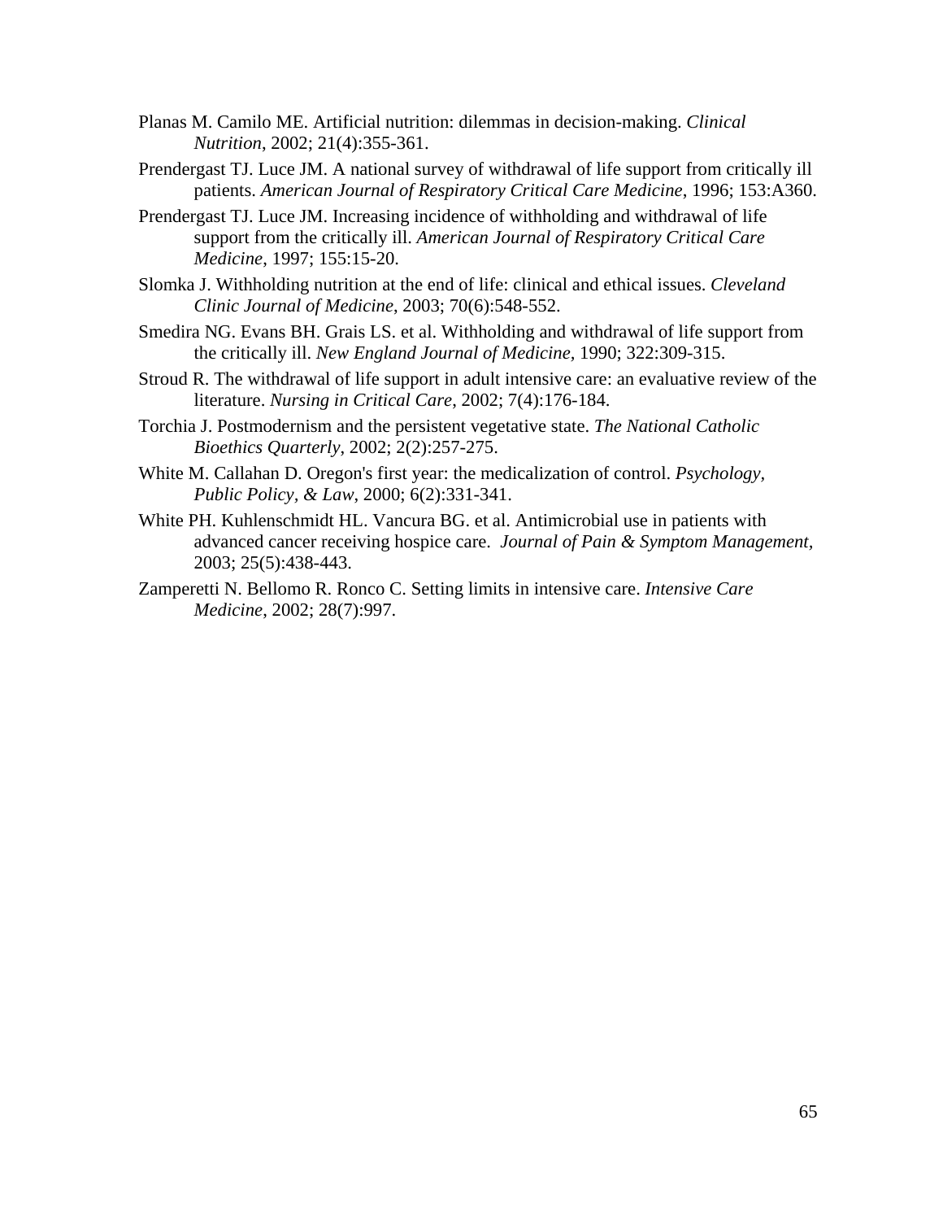Planas M. Camilo ME. Artificial nutrition: dilemmas in decision-making. *Clinical Nutrition*, 2002; 21(4):355-361.

Prendergast TJ. Luce JM. A national survey of withdrawal of life support from critically ill patients. *American Journal of Respiratory Critical Care Medicine*, 1996; 153:A360.

Prendergast TJ. Luce JM. Increasing incidence of withholding and withdrawal of life support from the critically ill. *American Journal of Respiratory Critical Care Medicine*, 1997; 155:15-20.

Slomka J. Withholding nutrition at the end of life: clinical and ethical issues. *Cleveland Clinic Journal of Medicine*, 2003; 70(6):548-552.

Smedira NG. Evans BH. Grais LS. et al. Withholding and withdrawal of life support from the critically ill. *New England Journal of Medicine,* 1990; 322:309-315.

Stroud R. The withdrawal of life support in adult intensive care: an evaluative review of the literature. *Nursing in Critical Care*, 2002; 7(4):176-184.

Torchia J. Postmodernism and the persistent vegetative state. *The National Catholic Bioethics Quarterly*, 2002; 2(2):257-275.

White M. Callahan D. Oregon's first year: the medicalization of control. *Psychology, Public Policy, & Law*, 2000; 6(2):331-341.

White PH. Kuhlenschmidt HL. Vancura BG. et al. Antimicrobial use in patients with advanced cancer receiving hospice care. *Journal of Pain & Symptom Management,* 2003; 25(5):438-443.

Zamperetti N. Bellomo R. Ronco C. Setting limits in intensive care. *Intensive Care Medicine*, 2002; 28(7):997.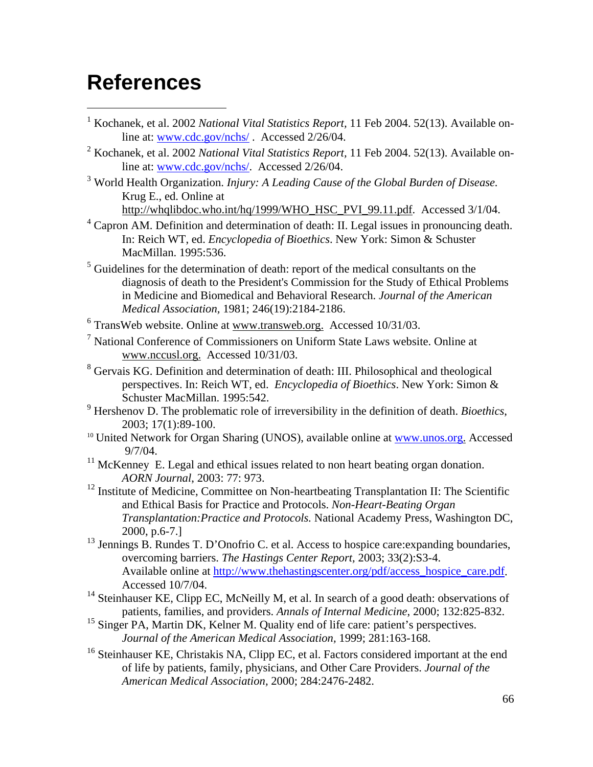# References

[1] Kochanek, et al. 2002 *National Vital Statistics Report*, 11 Feb 2004. 52(13). Available online at: www.cdc.gov/nchs/ . Accessed 2/26/04.

[2] Kochanek, et al. 2002 *National Vital Statistics Report*, 11 Feb 2004. 52(13). Available online at: www.cdc.gov/nchs/. Accessed 2/26/04.

[3] World Health Organization. *Injury: A Leading Cause of the Global Burden of Disease.* Krug E., ed. Online at http://whqlibdoc.who.int/hq/1999/WHO_HSC_PVI_99.11.pdf. Accessed 3/1/04.

[4] Capron AM. Definition and determination of death: II. Legal issues in pronouncing death. In: Reich WT, ed. *Encyclopedia of Bioethics*. New York: Simon & Schuster MacMillan. 1995:536.

[5] Guidelines for the determination of death: report of the medical consultants on the diagnosis of death to the President's Commission for the Study of Ethical Problems in Medicine and Biomedical and Behavioral Research. *Journal of the American Medical Association,* 1981; 246(19):2184-2186.

[6] TransWeb website. Online at www.transweb.org. Accessed 10/31/03.

[7] National Conference of Commissioners on Uniform State Laws website. Online at www.nccusl.org. Accessed 10/31/03.

[8] Gervais KG. Definition and determination of death: III. Philosophical and theological perspectives. In: Reich WT, ed. *Encyclopedia of Bioethics*. New York: Simon & Schuster MacMillan. 1995:542.

[9] Hershenov D. The problematic role of irreversibility in the definition of death. *Bioethics*, 2003; 17(1):89-100.

[10] United Network for Organ Sharing (UNOS), available online at www.unos.org. Accessed 9/7/04.

[11] McKenney E. Legal and ethical issues related to non heart beating organ donation. *AORN Journal*, 2003: 77: 973.

[12] Institute of Medicine, Committee on Non-heartbeating Transplantation II: The Scientific and Ethical Basis for Practice and Protocols. *Non-Heart-Beating Organ Transplantation:Practice and Protocols.* National Academy Press, Washington DC, 2000, p.6-7.]

[13] Jennings B. Rundes T. D'Onofrio C. et al. Access to hospice care:expanding boundaries, overcoming barriers. *The Hastings Center Report,* 2003; 33(2):S3-4. Available online at http://www.thehastingscenter.org/pdf/access_hospice_care.pdf. Accessed 10/7/04.

[14] Steinhauser KE, Clipp EC, McNeilly M, et al. In search of a good death: observations of patients, families, and providers. *Annals of Internal Medicine*, 2000; 132:825-832.

[15] Singer PA, Martin DK, Kelner M. Quality end of life care: patient's perspectives. *Journal of the American Medical Association,* 1999; 281:163-168.

[16] Steinhauser KE, Christakis NA, Clipp EC, et al. Factors considered important at the end of life by patients, family, physicians, and Other Care Providers. *Journal of the American Medical Association,* 2000; 284:2476-2482.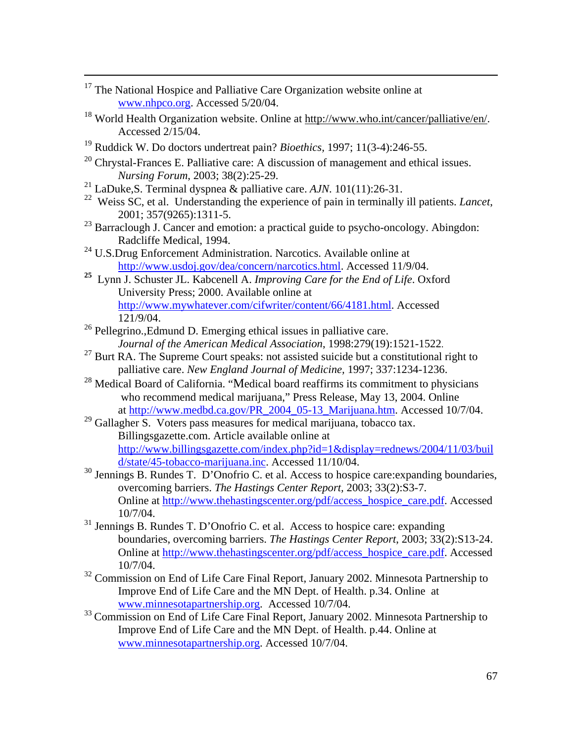[17] The National Hospice and Palliative Care Organization website online at www.nhpco.org. Accessed 5/20/04.

[18] World Health Organization website. Online at http://www.who.int/cancer/palliative/en/. Accessed 2/15/04.

[19] Ruddick W. Do doctors undertreat pain? *Bioethics*, 1997; 11(3-4):246-55.

[20] Chrystal-Frances E. Palliative care: A discussion of management and ethical issues. *Nursing Forum*, 2003; 38(2):25-29.

[21] LaDuke,S. Terminal dyspnea & palliative care. *AJN*. 101(11):26-31.

[22] Weiss SC, et al. Understanding the experience of pain in terminally ill patients. *Lancet*, 2001; 357(9265):1311-5.

[23] Barraclough J. Cancer and emotion: a practical guide to psycho-oncology. Abingdon: Radcliffe Medical, 1994.

[24] U.S.Drug Enforcement Administration. Narcotics. Available online at http://www.usdoj.gov/dea/concern/narcotics.html. Accessed 11/9/04.

[25] Lynn J. Schuster JL. Kabcenell A. *Improving Care for the End of Life*. Oxford University Press; 2000. Available online at http://www.mywhatever.com/cifwriter/content/66/4181.html. Accessed 121/9/04.

[26] Pellegrino.,Edmund D. Emerging ethical issues in palliative care. *Journal of the American Medical Association*, 1998:279(19):1521-1522.

[27] Burt RA. The Supreme Court speaks: not assisted suicide but a constitutional right to palliative care. *New England Journal of Medicine*, 1997; 337:1234-1236.

[28] Medical Board of California. "Medical board reaffirms its commitment to physicians who recommend medical marijuana," Press Release, May 13, 2004. Online at http://www.medbd.ca.gov/PR_2004_05-13_Marijuana.htm. Accessed 10/7/04.

[29] Gallagher S. Voters pass measures for medical marijuana, tobacco tax. Billingsgazette.com. Article available online at http://www.billingsgazette.com/index.php?id=1&display=rednews/2004/11/03/build/state/45-tobacco-marijuana.inc. Accessed 11/10/04.

[30] Jennings B. Rundes T. D'Onofrio C. et al. Access to hospice care:expanding boundaries, overcoming barriers. *The Hastings Center Report*, 2003; 33(2):S3-7. Online at http://www.thehastingscenter.org/pdf/access_hospice_care.pdf. Accessed 10/7/04.

[31] Jennings B. Rundes T. D'Onofrio C. et al. Access to hospice care: expanding boundaries, overcoming barriers. *The Hastings Center Report*, 2003; 33(2):S13-24. Online at http://www.thehastingscenter.org/pdf/access_hospice_care.pdf. Accessed 10/7/04.

[32] Commission on End of Life Care Final Report, January 2002. Minnesota Partnership to Improve End of Life Care and the MN Dept. of Health. p.34. Online at www.minnesotapartnership.org. Accessed 10/7/04.

[33] Commission on End of Life Care Final Report, January 2002. Minnesota Partnership to Improve End of Life Care and the MN Dept. of Health. p.44. Online at www.minnesotapartnership.org. Accessed 10/7/04.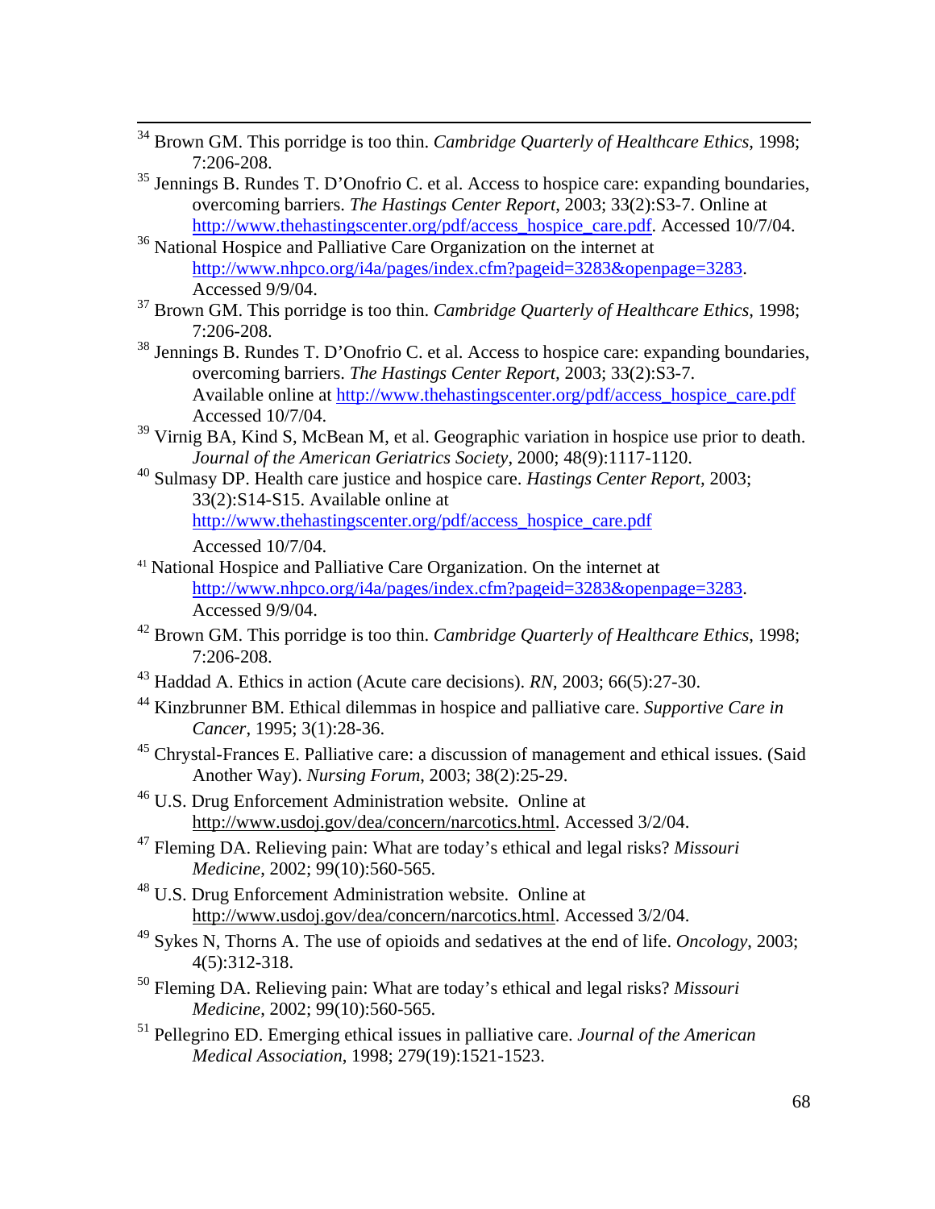[34] Brown GM. This porridge is too thin. *Cambridge Quarterly of Healthcare Ethics*, 1998; 7:206-208.

[35] Jennings B. Rundes T. D'Onofrio C. et al. Access to hospice care: expanding boundaries, overcoming barriers. *The Hastings Center Report*, 2003; 33(2):S3-7. Online at http://www.thehastingscenter.org/pdf/access_hospice_care.pdf. Accessed 10/7/04.

[36] National Hospice and Palliative Care Organization on the internet at http://www.nhpco.org/i4a/pages/index.cfm?pageid=3283&openpage=3283. Accessed 9/9/04.

[37] Brown GM. This porridge is too thin. *Cambridge Quarterly of Healthcare Ethics,* 1998; 7:206-208.

[38] Jennings B. Rundes T. D'Onofrio C. et al. Access to hospice care: expanding boundaries, overcoming barriers. *The Hastings Center Report,* 2003; 33(2):S3-7. Available online at http://www.thehastingscenter.org/pdf/access_hospice_care.pdf Accessed 10/7/04.

[39] Virnig BA, Kind S, McBean M, et al. Geographic variation in hospice use prior to death. *Journal of the American Geriatrics Society*, 2000; 48(9):1117-1120.

[40] Sulmasy DP. Health care justice and hospice care. *Hastings Center Report*, 2003; 33(2):S14-S15. Available online at http://www.thehastingscenter.org/pdf/access_hospice_care.pdf Accessed 10/7/04.

[41] National Hospice and Palliative Care Organization. On the internet at http://www.nhpco.org/i4a/pages/index.cfm?pageid=3283&openpage=3283. Accessed 9/9/04.

[42] Brown GM. This porridge is too thin. *Cambridge Quarterly of Healthcare Ethics*, 1998; 7:206-208.

[43] Haddad A. Ethics in action (Acute care decisions). *RN*, 2003; 66(5):27-30.

[44] Kinzbrunner BM. Ethical dilemmas in hospice and palliative care. *Supportive Care in Cancer*, 1995; 3(1):28-36.

[45] Chrystal-Frances E. Palliative care: a discussion of management and ethical issues. (Said Another Way). *Nursing Forum*, 2003; 38(2):25-29.

[46] U.S. Drug Enforcement Administration website. Online at http://www.usdoj.gov/dea/concern/narcotics.html. Accessed 3/2/04.

[47] Fleming DA. Relieving pain: What are today's ethical and legal risks? *Missouri Medicine*, 2002; 99(10):560-565.

[48] U.S. Drug Enforcement Administration website. Online at http://www.usdoj.gov/dea/concern/narcotics.html. Accessed 3/2/04.

[49] Sykes N, Thorns A. The use of opioids and sedatives at the end of life. *Oncology,* 2003; 4(5):312-318.

[50] Fleming DA. Relieving pain: What are today's ethical and legal risks? *Missouri Medicine*, 2002; 99(10):560-565.

[51] Pellegrino ED. Emerging ethical issues in palliative care. *Journal of the American Medical Association*, 1998; 279(19):1521-1523.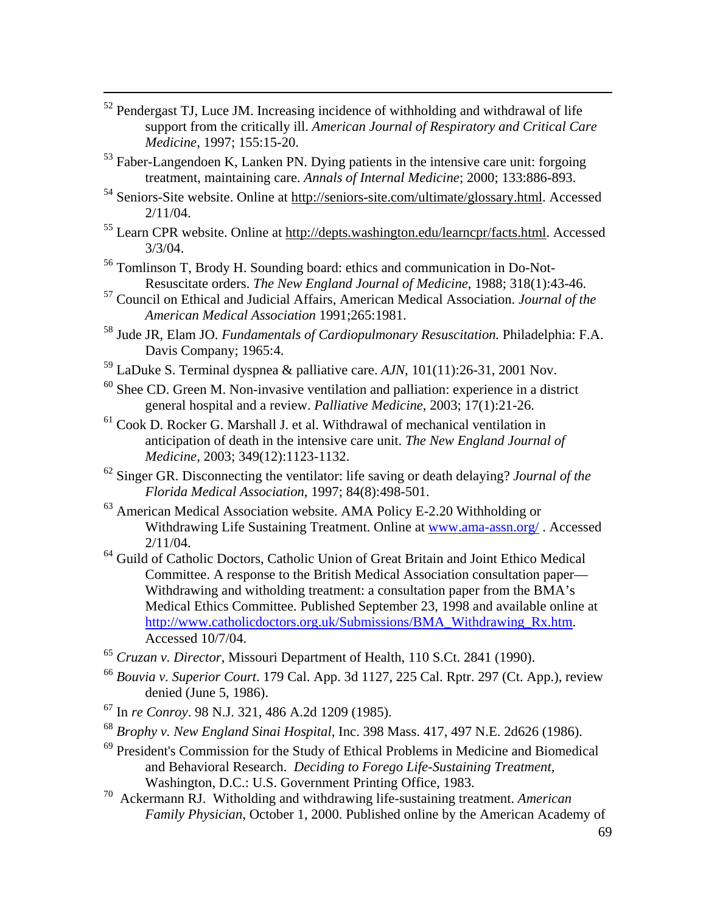[52] Pendergast TJ, Luce JM. Increasing incidence of withholding and withdrawal of life support from the critically ill. *American Journal of Respiratory and Critical Care Medicine*, 1997; 155:15-20.

[53] Faber-Langendoen K, Lanken PN. Dying patients in the intensive care unit: forgoing treatment, maintaining care. *Annals of Internal Medicine*; 2000; 133:886-893.

[54] Seniors-Site website. Online at http://seniors-site.com/ultimate/glossary.html. Accessed 2/11/04.

[55] Learn CPR website. Online at http://depts.washington.edu/learncpr/facts.html. Accessed 3/3/04.

[56] Tomlinson T, Brody H. Sounding board: ethics and communication in Do-Not-Resuscitate orders. *The New England Journal of Medicine*, 1988; 318(1):43-46.

[57] Council on Ethical and Judicial Affairs, American Medical Association. *Journal of the American Medical Association* 1991;265:1981.

[58] Jude JR, Elam JO. *Fundamentals of Cardiopulmonary Resuscitation.* Philadelphia: F.A. Davis Company; 1965:4.

[59] LaDuke S. Terminal dyspnea & palliative care. *AJN*, 101(11):26-31, 2001 Nov.

[60] Shee CD. Green M. Non-invasive ventilation and palliation: experience in a district general hospital and a review. *Palliative Medicine*, 2003; 17(1):21-26.

[61] Cook D. Rocker G. Marshall J. et al. Withdrawal of mechanical ventilation in anticipation of death in the intensive care unit. *The New England Journal of Medicine*, 2003; 349(12):1123-1132.

[62] Singer GR. Disconnecting the ventilator: life saving or death delaying? *Journal of the Florida Medical Association*, 1997; 84(8):498-501.

[63] American Medical Association website. AMA Policy E-2.20 Withholding or Withdrawing Life Sustaining Treatment. Online at www.ama-assn.org/ . Accessed 2/11/04.

[64] Guild of Catholic Doctors, Catholic Union of Great Britain and Joint Ethico Medical Committee. A response to the British Medical Association consultation paper—Withdrawing and witholding treatment: a consultation paper from the BMA's Medical Ethics Committee. Published September 23, 1998 and available online at http://www.catholicdoctors.org.uk/Submissions/BMA_Withdrawing_Rx.htm. Accessed 10/7/04.

[65] *Cruzan v. Director*, Missouri Department of Health, 110 S.Ct. 2841 (1990).

[66] *Bouvia v. Superior Court*. 179 Cal. App. 3d 1127, 225 Cal. Rptr. 297 (Ct. App.), review denied (June 5, 1986).

[67] In *re Conroy*. 98 N.J. 321, 486 A.2d 1209 (1985).

[68] *Brophy v. New England Sinai Hospital*, Inc. 398 Mass. 417, 497 N.E. 2d626 (1986).

[69] President's Commission for the Study of Ethical Problems in Medicine and Biomedical and Behavioral Research. *Deciding to Forego Life-Sustaining Treatment*, Washington, D.C.: U.S. Government Printing Office, 1983.

[70] Ackermann RJ. Witholding and withdrawing life-sustaining treatment. *American Family Physician*, October 1, 2000. Published online by the American Academy of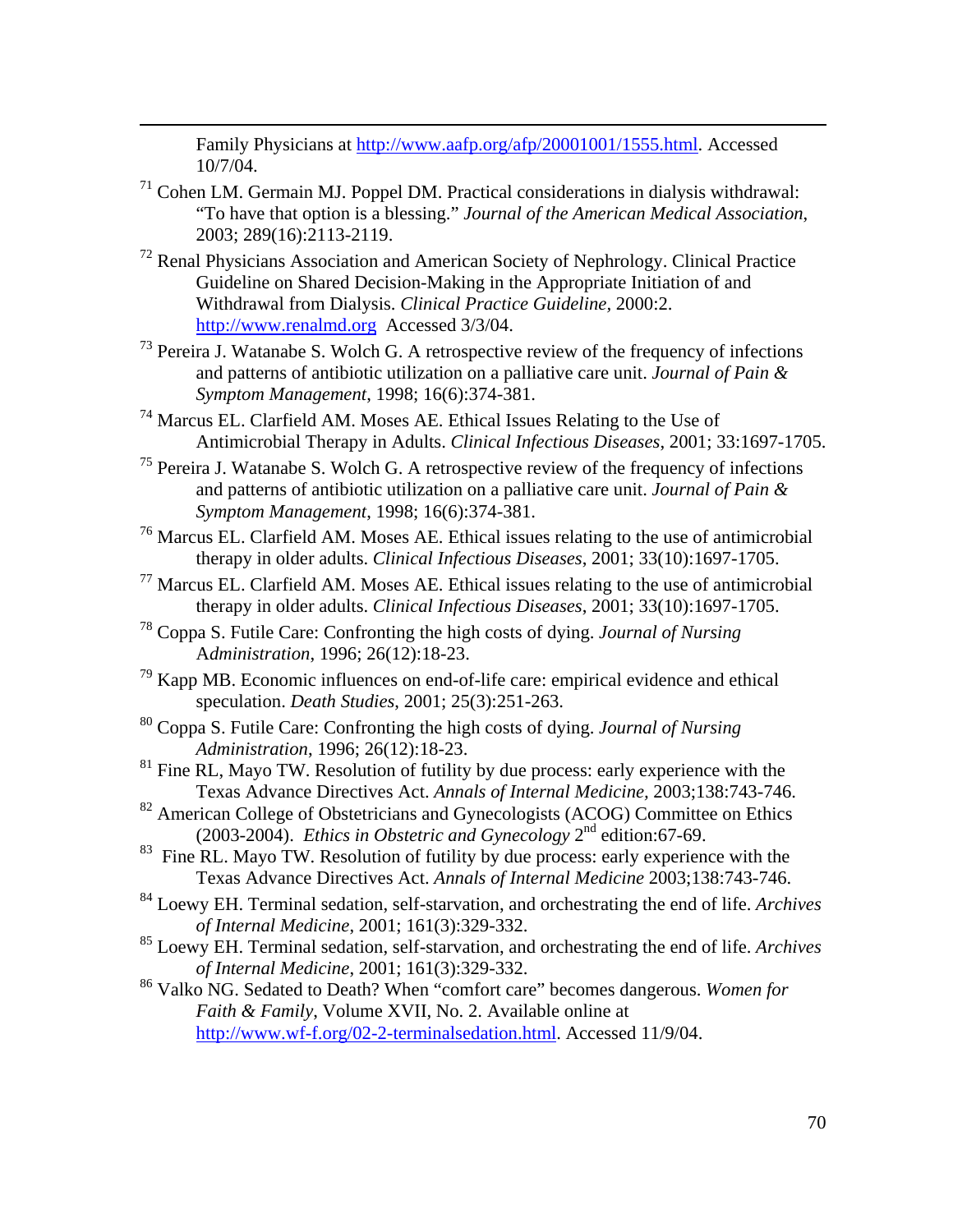Family Physicians at http://www.aafp.org/afp/20001001/1555.html. Accessed 10/7/04.

[71] Cohen LM. Germain MJ. Poppel DM. Practical considerations in dialysis withdrawal: "To have that option is a blessing." *Journal of the American Medical Association*, 2003; 289(16):2113-2119.

[72] Renal Physicians Association and American Society of Nephrology. Clinical Practice Guideline on Shared Decision-Making in the Appropriate Initiation of and Withdrawal from Dialysis. *Clinical Practice Guideline,* 2000:2. http://www.renalmd.org Accessed 3/3/04.

[73] Pereira J. Watanabe S. Wolch G. A retrospective review of the frequency of infections and patterns of antibiotic utilization on a palliative care unit. *Journal of Pain & Symptom Management*, 1998; 16(6):374-381.

[74] Marcus EL. Clarfield AM. Moses AE. Ethical Issues Relating to the Use of Antimicrobial Therapy in Adults. *Clinical Infectious Diseases*, 2001; 33:1697-1705.

[75] Pereira J. Watanabe S. Wolch G. A retrospective review of the frequency of infections and patterns of antibiotic utilization on a palliative care unit. *Journal of Pain & Symptom Management*, 1998; 16(6):374-381.

[76] Marcus EL. Clarfield AM. Moses AE. Ethical issues relating to the use of antimicrobial therapy in older adults. *Clinical Infectious Diseases*, 2001; 33(10):1697-1705.

[77] Marcus EL. Clarfield AM. Moses AE. Ethical issues relating to the use of antimicrobial therapy in older adults. *Clinical Infectious Diseases*, 2001; 33(10):1697-1705.

[78] Coppa S. Futile Care: Confronting the high costs of dying. *Journal of Nursing Administration*, 1996; 26(12):18-23.

[79] Kapp MB. Economic influences on end-of-life care: empirical evidence and ethical speculation. *Death Studies*, 2001; 25(3):251-263.

[80] Coppa S. Futile Care: Confronting the high costs of dying. *Journal of Nursing Administration*, 1996; 26(12):18-23.

[81] Fine RL, Mayo TW. Resolution of futility by due process: early experience with the Texas Advance Directives Act. *Annals of Internal Medicine,* 2003;138:743-746.

[82] American College of Obstetricians and Gynecologists (ACOG) Committee on Ethics (2003-2004). *Ethics in Obstetric and Gynecology* 2nd edition:67-69.

[83] Fine RL. Mayo TW. Resolution of futility by due process: early experience with the Texas Advance Directives Act. *Annals of Internal Medicine* 2003;138:743-746.

[84] Loewy EH. Terminal sedation, self-starvation, and orchestrating the end of life. *Archives of Internal Medicine*, 2001; 161(3):329-332.

[85] Loewy EH. Terminal sedation, self-starvation, and orchestrating the end of life. *Archives of Internal Medicine*, 2001; 161(3):329-332.

[86] Valko NG. Sedated to Death? When "comfort care" becomes dangerous. *Women for Faith & Family*, Volume XVII, No. 2. Available online at http://www.wf-f.org/02-2-terminalsedation.html. Accessed 11/9/04.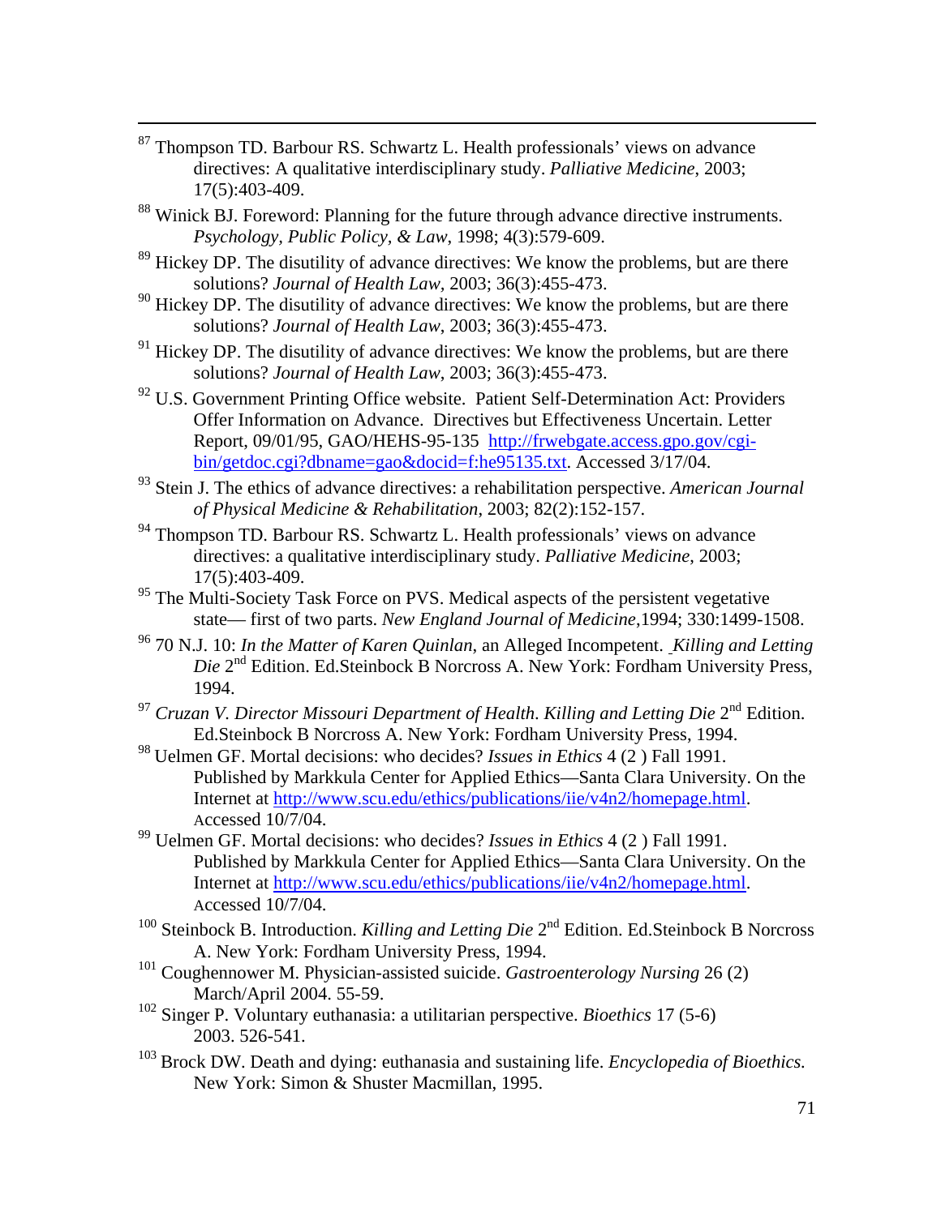[87] Thompson TD. Barbour RS. Schwartz L. Health professionals' views on advance directives: A qualitative interdisciplinary study. *Palliative Medicine*, 2003; 17(5):403-409.

[88] Winick BJ. Foreword: Planning for the future through advance directive instruments. *Psychology, Public Policy, & Law*, 1998; 4(3):579-609.

[89] Hickey DP. The disutility of advance directives: We know the problems, but are there solutions? *Journal of Health Law*, 2003; 36(3):455-473.

[90] Hickey DP. The disutility of advance directives: We know the problems, but are there solutions? *Journal of Health Law*, 2003; 36(3):455-473.

[91] Hickey DP. The disutility of advance directives: We know the problems, but are there solutions? *Journal of Health Law*, 2003; 36(3):455-473.

[92] U.S. Government Printing Office website. Patient Self-Determination Act: Providers Offer Information on Advance. Directives but Effectiveness Uncertain. Letter Report, 09/01/95, GAO/HEHS-95-135 http://frwebgate.access.gpo.gov/cgi-bin/getdoc.cgi?dbname=gao&docid=f:he95135.txt. Accessed 3/17/04.

[93] Stein J. The ethics of advance directives: a rehabilitation perspective. *American Journal of Physical Medicine & Rehabilitation*, 2003; 82(2):152-157.

[94] Thompson TD. Barbour RS. Schwartz L. Health professionals' views on advance directives: a qualitative interdisciplinary study. *Palliative Medicine*, 2003; 17(5):403-409.

[95] The Multi-Society Task Force on PVS. Medical aspects of the persistent vegetative state— first of two parts. *New England Journal of Medicine*,1994; 330:1499-1508.

[96] 70 N.J. 10: *In the Matter of Karen Quinlan*, an Alleged Incompetent. *Killing and Letting Die* 2nd Edition. Ed.Steinbock B Norcross A. New York: Fordham University Press, 1994.

[97] *Cruzan V. Director Missouri Department of Health*. *Killing and Letting Die* 2nd Edition. Ed.Steinbock B Norcross A. New York: Fordham University Press, 1994.

[98] Uelmen GF. Mortal decisions: who decides? *Issues in Ethics* 4 (2 ) Fall 1991. Published by Markkula Center for Applied Ethics—Santa Clara University. On the Internet at http://www.scu.edu/ethics/publications/iie/v4n2/homepage.html. Accessed 10/7/04.

[99] Uelmen GF. Mortal decisions: who decides? *Issues in Ethics* 4 (2 ) Fall 1991. Published by Markkula Center for Applied Ethics—Santa Clara University. On the Internet at http://www.scu.edu/ethics/publications/iie/v4n2/homepage.html. Accessed 10/7/04.

[100] Steinbock B. Introduction. *Killing and Letting Die* 2nd Edition. Ed.Steinbock B Norcross A. New York: Fordham University Press, 1994.

[101] Coughennower M. Physician-assisted suicide. *Gastroenterology Nursing* 26 (2) March/April 2004. 55-59.

[102] Singer P. Voluntary euthanasia: a utilitarian perspective. *Bioethics* 17 (5-6) 2003. 526-541.

[103] Brock DW. Death and dying: euthanasia and sustaining life. *Encyclopedia of Bioethics*. New York: Simon & Shuster Macmillan, 1995.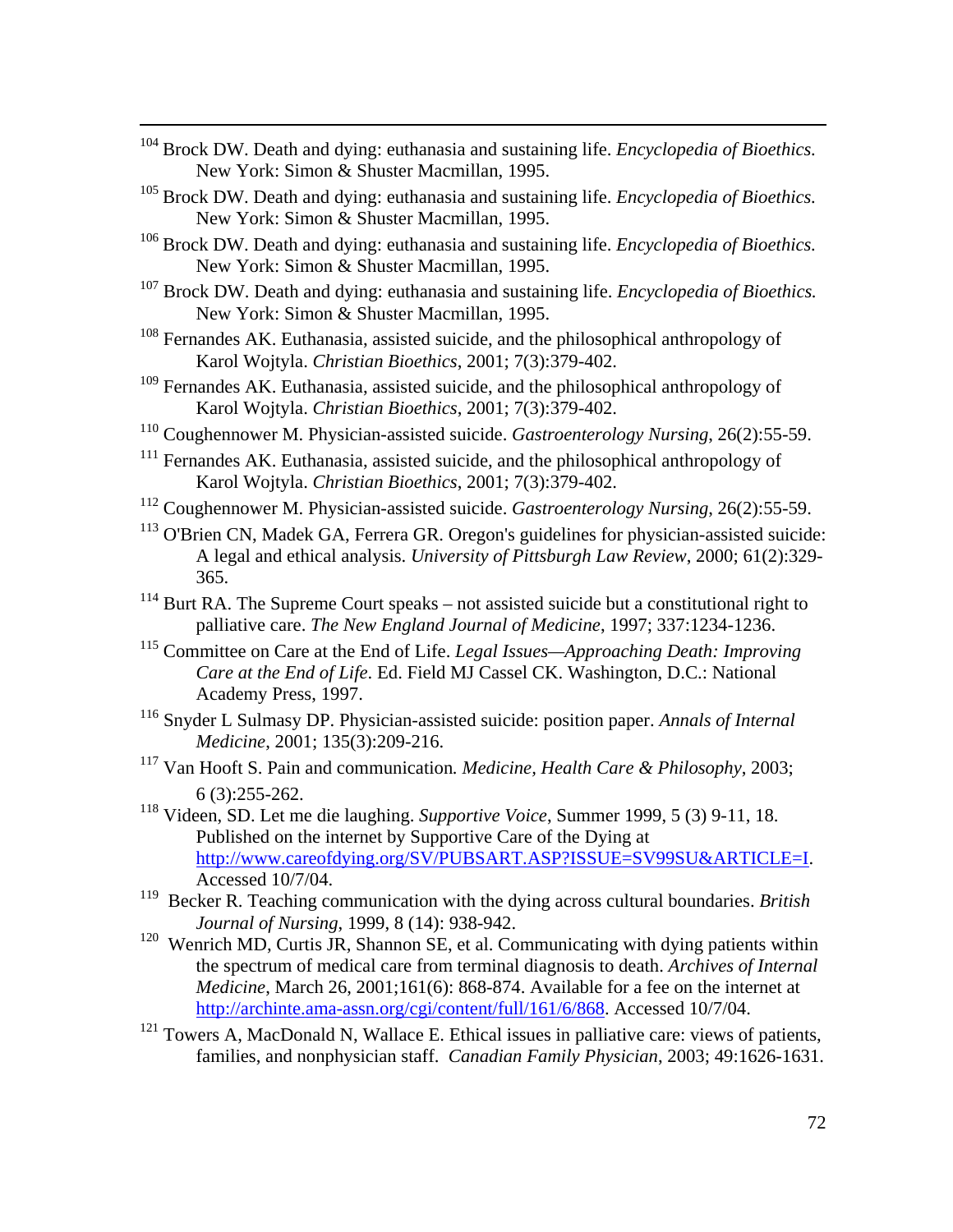[104] Brock DW. Death and dying: euthanasia and sustaining life. *Encyclopedia of Bioethics.* New York: Simon & Shuster Macmillan, 1995.

[105] Brock DW. Death and dying: euthanasia and sustaining life. *Encyclopedia of Bioethics.* New York: Simon & Shuster Macmillan, 1995.

[106] Brock DW. Death and dying: euthanasia and sustaining life. *Encyclopedia of Bioethics.* New York: Simon & Shuster Macmillan, 1995.

[107] Brock DW. Death and dying: euthanasia and sustaining life. *Encyclopedia of Bioethics.* New York: Simon & Shuster Macmillan, 1995.

[108] Fernandes AK. Euthanasia, assisted suicide, and the philosophical anthropology of Karol Wojtyla. *Christian Bioethics*, 2001; 7(3):379-402.

[109] Fernandes AK. Euthanasia, assisted suicide, and the philosophical anthropology of Karol Wojtyla. *Christian Bioethics*, 2001; 7(3):379-402.

[110] Coughennower M. Physician-assisted suicide. *Gastroenterology Nursing*, 26(2):55-59.

[111] Fernandes AK. Euthanasia, assisted suicide, and the philosophical anthropology of Karol Wojtyla. *Christian Bioethics*, 2001; 7(3):379-402.

[112] Coughennower M. Physician-assisted suicide. *Gastroenterology Nursing*, 26(2):55-59.

[113] O'Brien CN, Madek GA, Ferrera GR. Oregon's guidelines for physician-assisted suicide: A legal and ethical analysis. *University of Pittsburgh Law Review*, 2000; 61(2):329-365.

[114] Burt RA. The Supreme Court speaks – not assisted suicide but a constitutional right to palliative care. *The New England Journal of Medicine*, 1997; 337:1234-1236.

[115] Committee on Care at the End of Life. *Legal Issues—Approaching Death: Improving Care at the End of Life.* Ed. Field MJ Cassel CK. Washington, D.C.: National Academy Press, 1997.

[116] Snyder L Sulmasy DP. Physician-assisted suicide: position paper. *Annals of Internal Medicine*, 2001; 135(3):209-216.

[117] Van Hooft S. Pain and communication*. Medicine, Health Care & Philosophy*, 2003; 6 (3):255-262.

[118] Videen, SD. Let me die laughing. *Supportive Voice*, Summer 1999, 5 (3) 9-11, 18. Published on the internet by Supportive Care of the Dying at http://www.careofdying.org/SV/PUBSART.ASP?ISSUE=SV99SU&ARTICLE=I. Accessed 10/7/04.

[119] Becker R. Teaching communication with the dying across cultural boundaries. *British Journal of Nursing*, 1999, 8 (14): 938-942.

[120] Wenrich MD, Curtis JR, Shannon SE, et al. Communicating with dying patients within the spectrum of medical care from terminal diagnosis to death. *Archives of Internal Medicine*, March 26, 2001;161(6): 868-874. Available for a fee on the internet at http://archinte.ama-assn.org/cgi/content/full/161/6/868. Accessed 10/7/04.

[121] Towers A, MacDonald N, Wallace E. Ethical issues in palliative care: views of patients, families, and nonphysician staff. *Canadian Family Physician*, 2003; 49:1626-1631.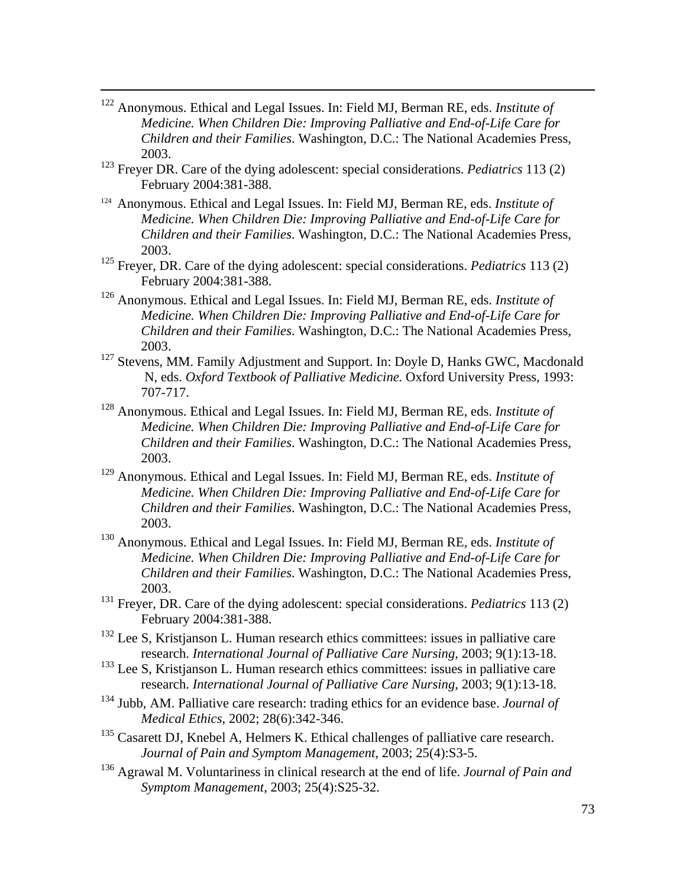[122] Anonymous. Ethical and Legal Issues. In: Field MJ, Berman RE, eds. *Institute of Medicine. When Children Die: Improving Palliative and End-of-Life Care for Children and their Families*. Washington, D.C.: The National Academies Press, 2003.

[123] Freyer DR. Care of the dying adolescent: special considerations. *Pediatrics* 113 (2) February 2004:381-388.

[124] Anonymous. Ethical and Legal Issues. In: Field MJ, Berman RE, eds. *Institute of Medicine. When Children Die: Improving Palliative and End-of-Life Care for Children and their Families*. Washington, D.C.: The National Academies Press, 2003.

[125] Freyer, DR. Care of the dying adolescent: special considerations. *Pediatrics* 113 (2) February 2004:381-388.

[126] Anonymous. Ethical and Legal Issues. In: Field MJ, Berman RE, eds. *Institute of Medicine. When Children Die: Improving Palliative and End-of-Life Care for Children and their Families*. Washington, D.C.: The National Academies Press, 2003.

[127] Stevens, MM. Family Adjustment and Support. In: Doyle D, Hanks GWC, Macdonald N, eds. *Oxford Textbook of Palliative Medicine.* Oxford University Press, 1993: 707-717.

[128] Anonymous. Ethical and Legal Issues. In: Field MJ, Berman RE, eds. *Institute of Medicine. When Children Die: Improving Palliative and End-of-Life Care for Children and their Families*. Washington, D.C.: The National Academies Press, 2003.

[129] Anonymous. Ethical and Legal Issues. In: Field MJ, Berman RE, eds. *Institute of Medicine. When Children Die: Improving Palliative and End-of-Life Care for Children and their Families*. Washington, D.C.: The National Academies Press, 2003.

[130] Anonymous. Ethical and Legal Issues. In: Field MJ, Berman RE, eds. *Institute of Medicine. When Children Die: Improving Palliative and End-of-Life Care for Children and their Families*. Washington, D.C.: The National Academies Press, 2003.

[131] Freyer, DR. Care of the dying adolescent: special considerations. *Pediatrics* 113 (2) February 2004:381-388.

[132] Lee S, Kristjanson L. Human research ethics committees: issues in palliative care research. *International Journal of Palliative Care Nursing*, 2003; 9(1):13-18.

[133] Lee S, Kristjanson L. Human research ethics committees: issues in palliative care research. *International Journal of Palliative Care Nursing*, 2003; 9(1):13-18.

[134] Jubb, AM. Palliative care research: trading ethics for an evidence base. *Journal of Medical Ethics*, 2002; 28(6):342-346.

[135] Casarett DJ, Knebel A, Helmers K. Ethical challenges of palliative care research. *Journal of Pain and Symptom Management*, 2003; 25(4):S3-5.

[136] Agrawal M. Voluntariness in clinical research at the end of life. *Journal of Pain and Symptom Management*, 2003; 25(4):S25-32.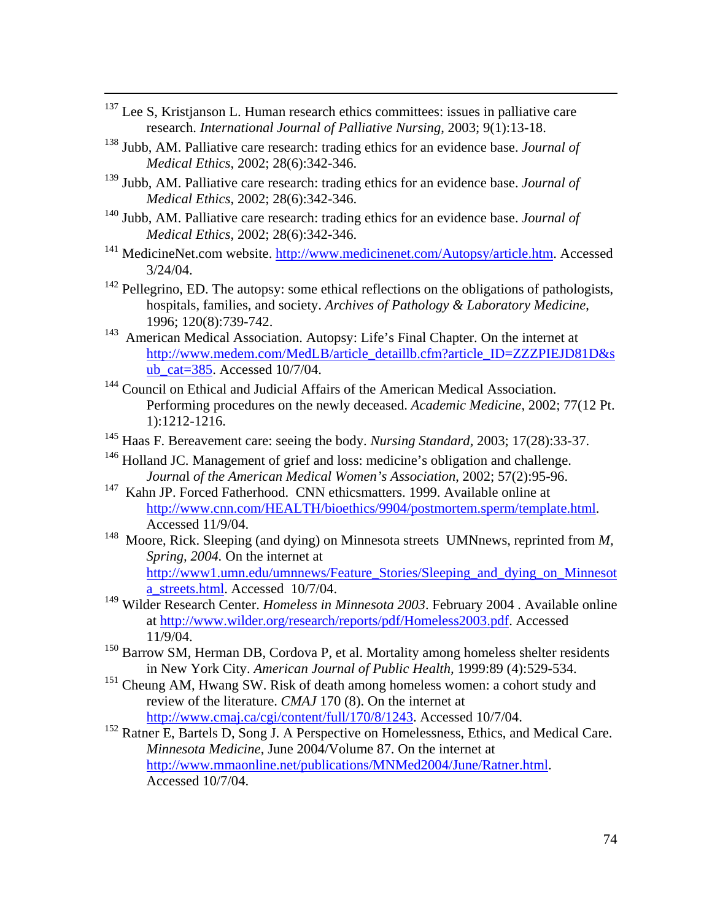[137] Lee S, Kristjanson L. Human research ethics committees: issues in palliative care research. *International Journal of Palliative Nursing*, 2003; 9(1):13-18.

[138] Jubb, AM. Palliative care research: trading ethics for an evidence base. *Journal of Medical Ethics*, 2002; 28(6):342-346.

[139] Jubb, AM. Palliative care research: trading ethics for an evidence base. *Journal of Medical Ethics*, 2002; 28(6):342-346.

[140] Jubb, AM. Palliative care research: trading ethics for an evidence base. *Journal of Medical Ethics*, 2002; 28(6):342-346.

[141] MedicineNet.com website. http://www.medicinenet.com/Autopsy/article.htm. Accessed 3/24/04.

[142] Pellegrino, ED. The autopsy: some ethical reflections on the obligations of pathologists, hospitals, families, and society. *Archives of Pathology & Laboratory Medicine*, 1996; 120(8):739-742.

[143] American Medical Association. Autopsy: Life's Final Chapter. On the internet at http://www.medem.com/MedLB/article_detaillb.cfm?article_ID=ZZZPIEJD81D&sub_cat=385. Accessed 10/7/04.

[144] Council on Ethical and Judicial Affairs of the American Medical Association. Performing procedures on the newly deceased. *Academic Medicine*, 2002; 77(12 Pt. 1):1212-1216.

[145] Haas F. Bereavement care: seeing the body. *Nursing Standard*, 2003; 17(28):33-37.

[146] Holland JC. Management of grief and loss: medicine's obligation and challenge. *Journal of the American Medical Women's Association*, 2002; 57(2):95-96.

[147] Kahn JP. Forced Fatherhood. CNN ethicsmatters. 1999. Available online at http://www.cnn.com/HEALTH/bioethics/9904/postmortem.sperm/template.html. Accessed 11/9/04.

[148] Moore, Rick. Sleeping (and dying) on Minnesota streets UMNnews, reprinted from *M, Spring, 2004.* On the internet at http://www1.umn.edu/umnnews/Feature_Stories/Sleeping_and_dying_on_Minnesota_streets.html. Accessed 10/7/04.

[149] Wilder Research Center. *Homeless in Minnesota 2003*. February 2004 . Available online at http://www.wilder.org/research/reports/pdf/Homeless2003.pdf. Accessed 11/9/04.

[150] Barrow SM, Herman DB, Cordova P, et al. Mortality among homeless shelter residents in New York City. *American Journal of Public Health,* 1999:89 (4):529-534.

[151] Cheung AM, Hwang SW. Risk of death among homeless women: a cohort study and review of the literature. *CMAJ* 170 (8). On the internet at http://www.cmaj.ca/cgi/content/full/170/8/1243. Accessed 10/7/04.

[152] Ratner E, Bartels D, Song J. A Perspective on Homelessness, Ethics, and Medical Care. *Minnesota Medicine*, June 2004/Volume 87. On the internet at http://www.mmaonline.net/publications/MNMed2004/June/Ratner.html. Accessed 10/7/04.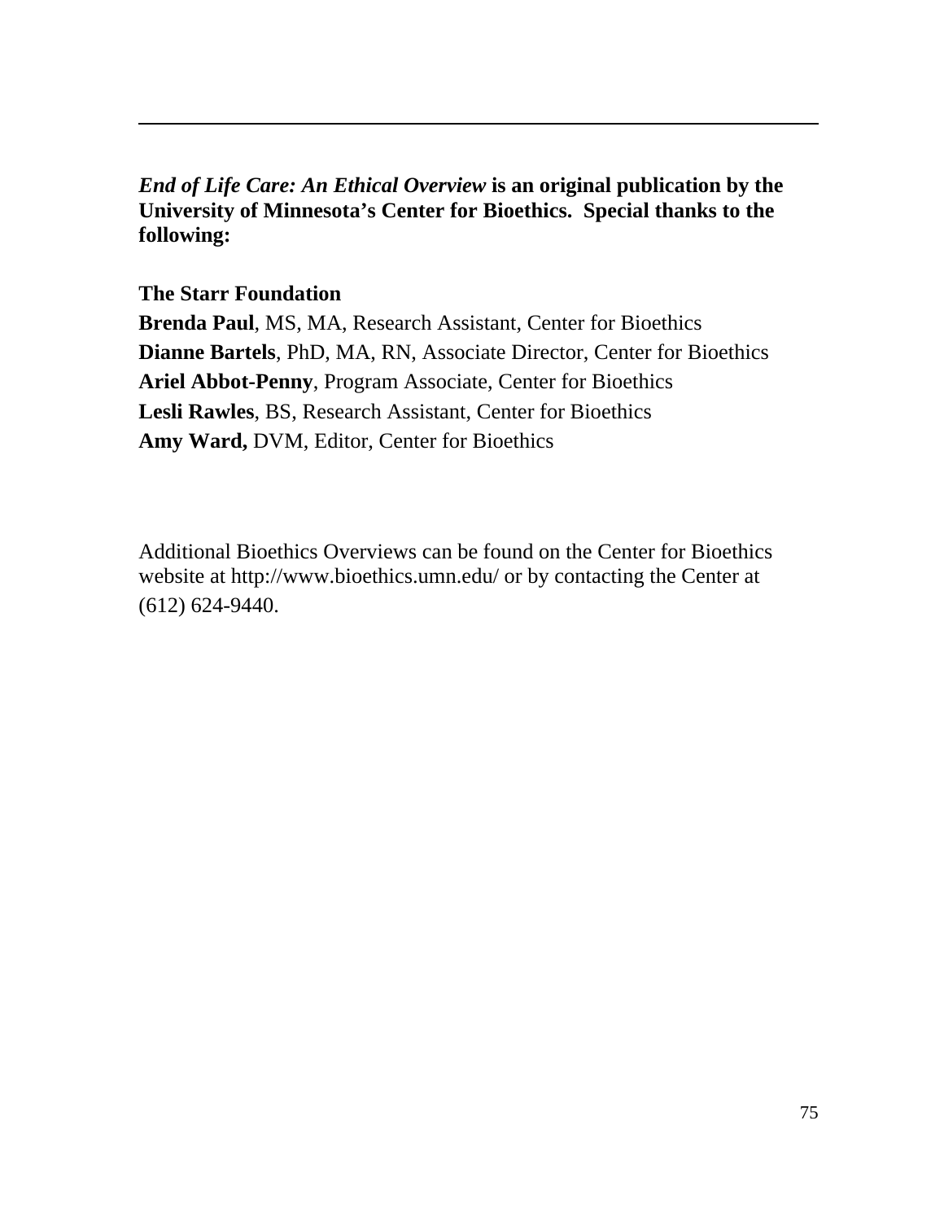---

***End of Life Care: An Ethical Overview*** **is an original publication by the University of Minnesota's Center for Bioethics. Special thanks to the following:**

**The Starr Foundation**
**Brenda Paul**, MS, MA, Research Assistant, Center for Bioethics
**Dianne Bartels**, PhD, MA, RN, Associate Director, Center for Bioethics
**Ariel Abbot-Penny**, Program Associate, Center for Bioethics
**Lesli Rawles**, BS, Research Assistant, Center for Bioethics
**Amy Ward,** DVM, Editor, Center for Bioethics

Additional Bioethics Overviews can be found on the Center for Bioethics website at http://www.bioethics.umn.edu/ or by contacting the Center at (612) 624-9440.